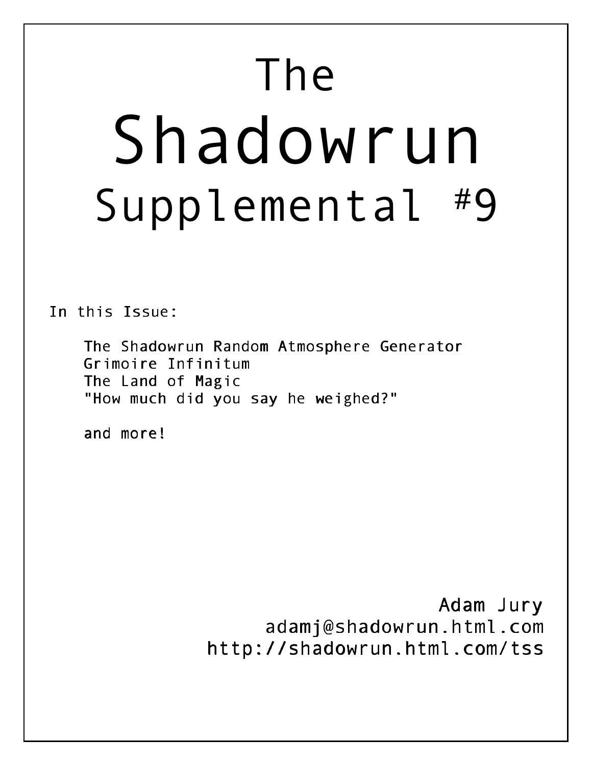# The Shadowrun Supplemental #9

In this Issue:

- The Shadowrun Random Atmosphere Generator
- Grimoire Infinitum
- The Land of Magic
- "How much did you say he weighed?"

and more!

Adam Jury
adamj@shadowrun.html.com
http://shadowrun.html.com/tss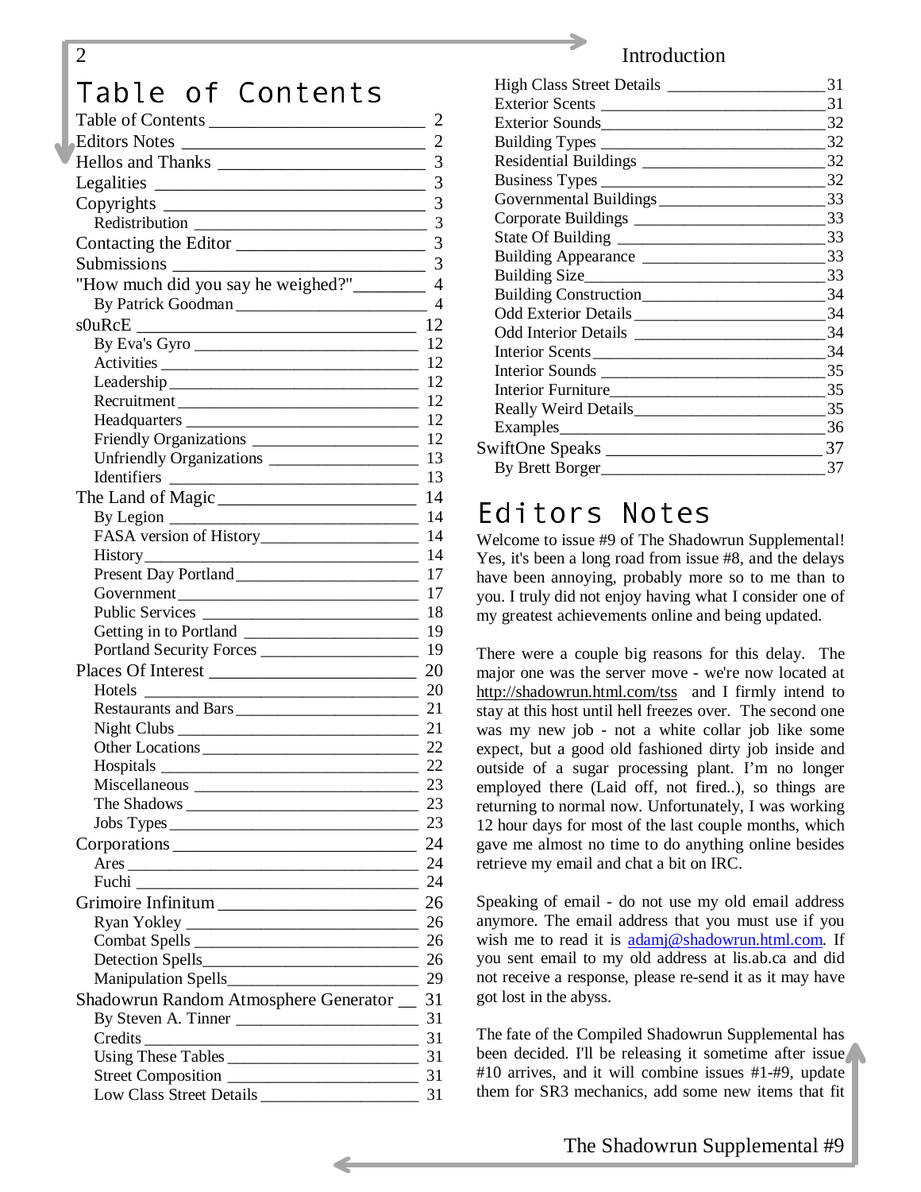# Table of Contents

- Table of Contents — 2
- Editors Notes — 2
- Hellos and Thanks — 3
- Legalities — 3
- Copyrights — 3
  - Redistribution — 3
- Contacting the Editor — 3
- Submissions — 3
- "How much did you say he weighed?" — 4
  - By Patrick Goodman — 4
- s0uRcE — 12
  - By Eva's Gyro — 12
  - Activities — 12
  - Leadership — 12
  - Recruitment — 12
  - Headquarters — 12
  - Friendly Organizations — 12
  - Unfriendly Organizations — 13
  - Identifiers — 13
- The Land of Magic — 14
  - By Legion — 14
  - FASA version of History — 14
  - History — 14
  - Present Day Portland — 17
  - Government — 17
  - Public Services — 18
  - Getting in to Portland — 19
  - Portland Security Forces — 19
- Places Of Interest — 20
  - Hotels — 20
  - Restaurants and Bars — 21
  - Night Clubs — 21
  - Other Locations — 22
  - Hospitals — 22
  - Miscellaneous — 23
  - The Shadows — 23
  - Jobs Types — 23
- Corporations — 24
  - Ares — 24
  - Fuchi — 24
- Grimoire Infinitum — 26
  - Ryan Yokley — 26
  - Combat Spells — 26
  - Detection Spells — 26
  - Manipulation Spells — 29
- Shadowrun Random Atmosphere Generator — 31
  - By Steven A. Tinner — 31
  - Credits — 31
  - Using These Tables — 31
  - Street Composition — 31
  - Low Class Street Details — 31
  - High Class Street Details — 31
  - Exterior Scents — 31
  - Exterior Sounds — 32
  - Building Types — 32
  - Residential Buildings — 32
  - Business Types — 32
  - Governmental Buildings — 33
  - Corporate Buildings — 33
  - State Of Building — 33
  - Building Appearance — 33
  - Building Size — 33
  - Building Construction — 34
  - Odd Exterior Details — 34
  - Odd Interior Details — 34
  - Interior Scents — 34
  - Interior Sounds — 35
  - Interior Furniture — 35
  - Really Weird Details — 35
  - Examples — 36
- SwiftOne Speaks — 37
  - By Brett Borger — 37

# Editors Notes

Welcome to issue #9 of The Shadowrun Supplemental! Yes, it's been a long road from issue #8, and the delays have been annoying, probably more so to me than to you. I truly did not enjoy having what I consider one of my greatest achievements online and being updated.

There were a couple big reasons for this delay. The major one was the server move - we're now located at http://shadowrun.html.com/tss and I firmly intend to stay at this host until hell freezes over. The second one was my new job - not a white collar job like some expect, but a good old fashioned dirty job inside and outside of a sugar processing plant. I'm no longer employed there (Laid off, not fired..), so things are returning to normal now. Unfortunately, I was working 12 hour days for most of the last couple months, which gave me almost no time to do anything online besides retrieve my email and chat a bit on IRC.

Speaking of email - do not use my old email address anymore. The email address that you must use if you wish me to read it is adamj@shadowrun.html.com. If you sent email to my old address at lis.ab.ca and did not receive a response, please re-send it as it may have got lost in the abyss.

The fate of the Compiled Shadowrun Supplemental has been decided. I'll be releasing it sometime after issue #10 arrives, and it will combine issues #1-#9, update them for SR3 mechanics, add some new items that fit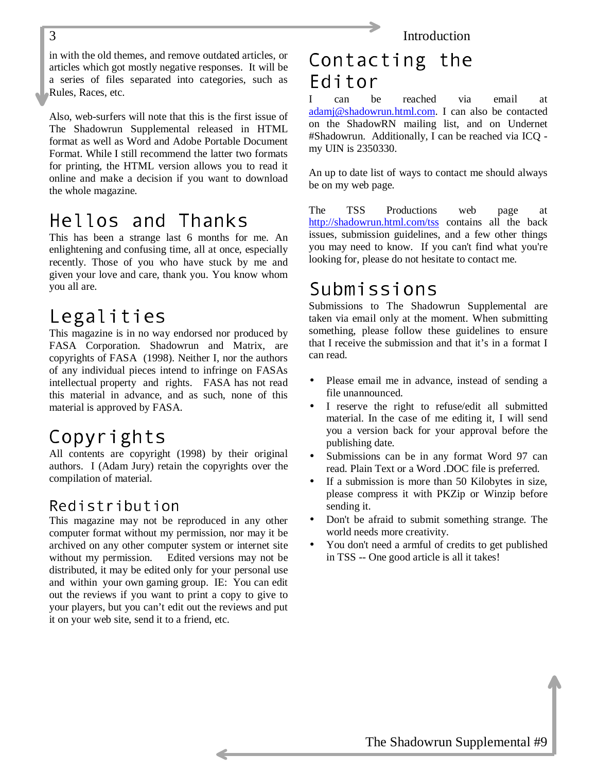in with the old themes, and remove outdated articles, or articles which got mostly negative responses. It will be a series of files separated into categories, such as Rules, Races, etc.

Also, web-surfers will note that this is the first issue of The Shadowrun Supplemental released in HTML format as well as Word and Adobe Portable Document Format. While I still recommend the latter two formats for printing, the HTML version allows you to read it online and make a decision if you want to download the whole magazine.

## Hellos and Thanks

This has been a strange last 6 months for me. An enlightening and confusing time, all at once, especially recently. Those of you who have stuck by me and given your love and care, thank you. You know whom you all are.

## Legalities

This magazine is in no way endorsed nor produced by FASA Corporation. Shadowrun and Matrix, are copyrights of FASA (1998). Neither I, nor the authors of any individual pieces intend to infringe on FASAs intellectual property and rights. FASA has not read this material in advance, and as such, none of this material is approved by FASA.

## Copyrights

All contents are copyright (1998) by their original authors. I (Adam Jury) retain the copyrights over the compilation of material.

### Redistribution

This magazine may not be reproduced in any other computer format without my permission, nor may it be archived on any other computer system or internet site without my permission. Edited versions may not be distributed, it may be edited only for your personal use and within your own gaming group. IE: You can edit out the reviews if you want to print a copy to give to your players, but you can't edit out the reviews and put it on your web site, send it to a friend, etc.

## Contacting the Editor

I can be reached via email at adamj@shadowrun.html.com. I can also be contacted on the ShadowRN mailing list, and on Undernet #Shadowrun. Additionally, I can be reached via ICQ - my UIN is 2350330.

An up to date list of ways to contact me should always be on my web page.

The TSS Productions web page at http://shadowrun.html.com/tss contains all the back issues, submission guidelines, and a few other things you may need to know. If you can't find what you're looking for, please do not hesitate to contact me.

## Submissions

Submissions to The Shadowrun Supplemental are taken via email only at the moment. When submitting something, please follow these guidelines to ensure that I receive the submission and that it's in a format I can read.

- Please email me in advance, instead of sending a file unannounced.
- I reserve the right to refuse/edit all submitted material. In the case of me editing it, I will send you a version back for your approval before the publishing date.
- Submissions can be in any format Word 97 can read. Plain Text or a Word .DOC file is preferred.
- If a submission is more than 50 Kilobytes in size, please compress it with PKZip or Winzip before sending it.
- Don't be afraid to submit something strange. The world needs more creativity.
- You don't need a armful of credits to get published in TSS -- One good article is all it takes!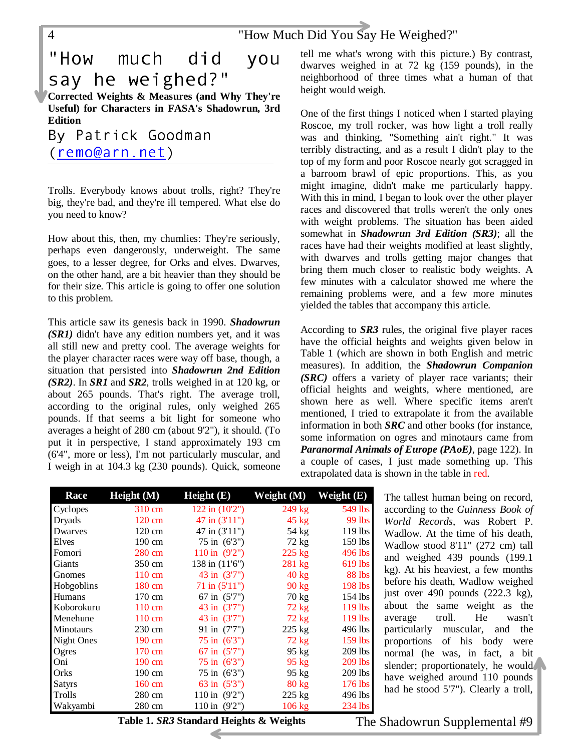# "How much did you say he weighed?"

**Corrected Weights & Measures (and Why They're Useful) for Characters in FASA's Shadowrun, 3rd Edition**

By Patrick Goodman (remo@arn.net)

Trolls. Everybody knows about trolls, right? They're big, they're bad, and they're ill tempered. What else do you need to know?

How about this, then, my chumlies: They're seriously, perhaps even dangerously, underweight. The same goes, to a lesser degree, for Orks and elves. Dwarves, on the other hand, are a bit heavier than they should be for their size. This article is going to offer one solution to this problem.

This article saw its genesis back in 1990. ***Shadowrun (SR1)*** didn't have any edition numbers yet, and it was all still new and pretty cool. The average weights for the player character races were way off base, though, a situation that persisted into ***Shadowrun 2nd Edition (SR2)***. In ***SR1*** and ***SR2***, trolls weighed in at 120 kg, or about 265 pounds. That's right. The average troll, according to the original rules, only weighed 265 pounds. If that seems a bit light for someone who averages a height of 280 cm (about 9'2"), it should. (To put it in perspective, I stand approximately 193 cm (6'4", more or less), I'm not particularly muscular, and I weigh in at 104.3 kg (230 pounds). Quick, someone tell me what's wrong with this picture.) By contrast, dwarves weighed in at 72 kg (159 pounds), in the neighborhood of three times what a human of that height would weigh.

One of the first things I noticed when I started playing Roscoe, my troll rocker, was how light a troll really was and thinking, "Something ain't right." It was terribly distracting, and as a result I didn't play to the top of my form and poor Roscoe nearly got scragged in a barroom brawl of epic proportions. This, as you might imagine, didn't make me particularly happy. With this in mind, I began to look over the other player races and discovered that trolls weren't the only ones with weight problems. The situation has been aided somewhat in ***Shadowrun 3rd Edition (SR3)***; all the races have had their weights modified at least slightly, with dwarves and trolls getting major changes that bring them much closer to realistic body weights. A few minutes with a calculator showed me where the remaining problems were, and a few more minutes yielded the tables that accompany this article.

According to ***SR3*** rules, the original five player races have the official heights and weights given below in Table 1 (which are shown in both English and metric measures). In addition, the ***Shadowrun Companion (SRC)*** offers a variety of player race variants; their official heights and weights, where mentioned, are shown here as well. Where specific items aren't mentioned, I tried to extrapolate it from the available information in both ***SRC*** and other books (for instance, some information on ogres and minotaurs came from ***Paranormal Animals of Europe (PAoE)***, page 122). In a couple of cases, I just made something up. This extrapolated data is shown in the table in red.

| Race | Height (M) | Height (E) | Weight (M) | Weight (E) |
|---|---|---|---|---|
| Cyclopes | 310 cm | 122 in (10'2") | 249 kg | 549 lbs |
| Dryads | 120 cm | 47 in (3'11") | 45 kg | 99 lbs |
| Dwarves | 120 cm | 47 in (3'11") | 54 kg | 119 lbs |
| Elves | 190 cm | 75 in (6'3") | 72 kg | 159 lbs |
| Fomori | 280 cm | 110 in (9'2") | 225 kg | 496 lbs |
| Giants | 350 cm | 138 in (11'6") | 281 kg | 619 lbs |
| Gnomes | 110 cm | 43 in (3'7") | 40 kg | 88 lbs |
| Hobgoblins | 180 cm | 71 in (5'11") | 90 kg | 198 lbs |
| Humans | 170 cm | 67 in (5'7") | 70 kg | 154 lbs |
| Koborokuru | 110 cm | 43 in (3'7") | 72 kg | 119 lbs |
| Menehune | 110 cm | 43 in (3'7") | 72 kg | 119 lbs |
| Minotaurs | 230 cm | 91 in (7'7") | 225 kg | 496 lbs |
| Night Ones | 190 cm | 75 in (6'3") | 72 kg | 159 lbs |
| Ogres | 170 cm | 67 in (5'7") | 95 kg | 209 lbs |
| Oni | 190 cm | 75 in (6'3") | 95 kg | 209 lbs |
| Orks | 190 cm | 75 in (6'3") | 95 kg | 209 lbs |
| Satyrs | 160 cm | 63 in (5'3") | 80 kg | 176 lbs |
| Trolls | 280 cm | 110 in (9'2") | 225 kg | 496 lbs |
| Wakyambi | 280 cm | 110 in (9'2") | 106 kg | 234 lbs |

**Table 1. *SR3* Standard Heights & Weights**

The tallest human being on record, according to the *Guinness Book of World Records*, was Robert P. Wadlow. At the time of his death, Wadlow stood 8'11" (272 cm) tall and weighed 439 pounds (199.1 kg). At his heaviest, a few months before his death, Wadlow weighed just over 490 pounds (222.3 kg), about the same weight as the average troll. He wasn't particularly muscular, and the proportions of his body were normal (he was, in fact, a bit slender; proportionately, he would have weighed around 110 pounds had he stood 5'7"). Clearly a troll,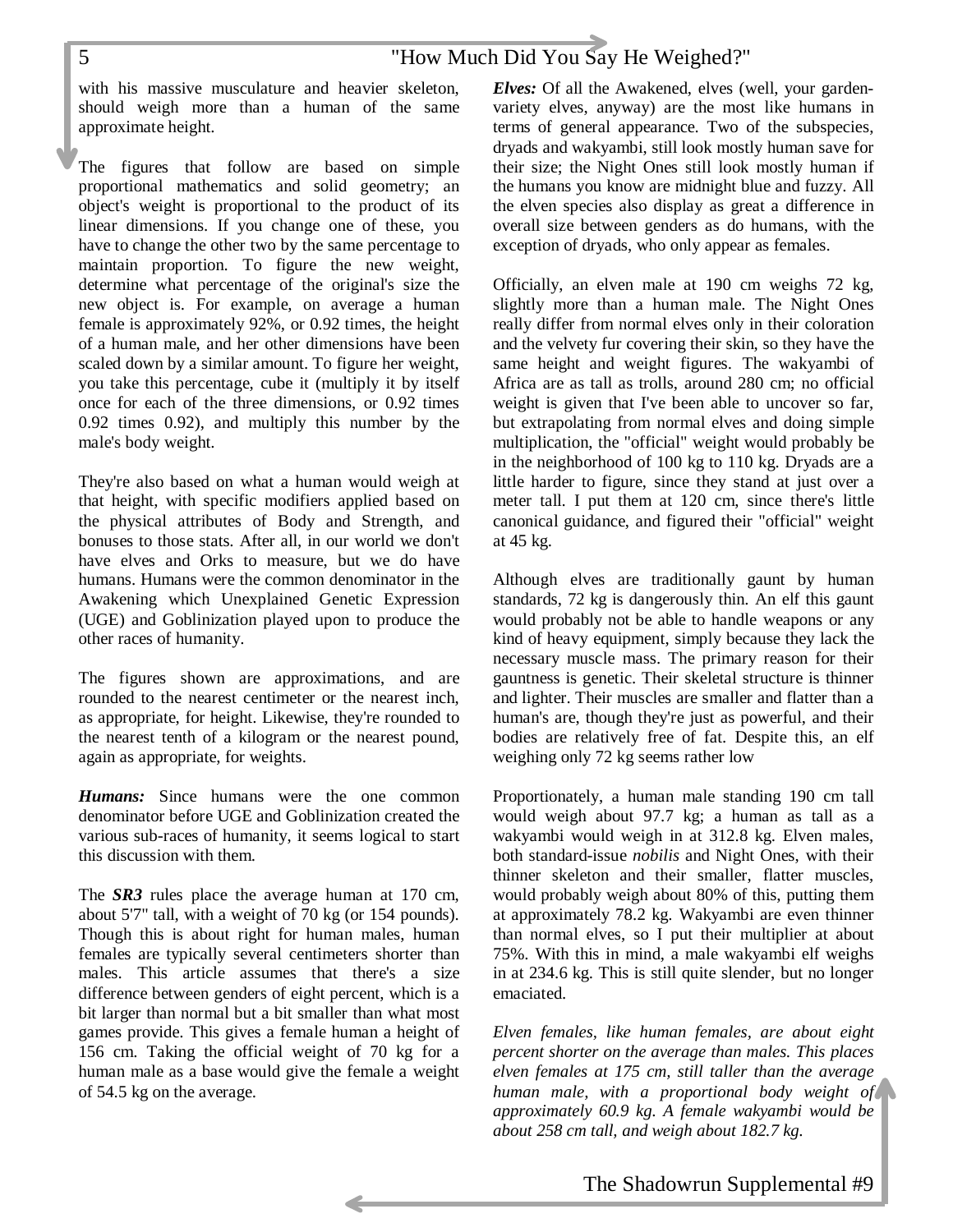with his massive musculature and heavier skeleton, should weigh more than a human of the same approximate height.

The figures that follow are based on simple proportional mathematics and solid geometry; an object's weight is proportional to the product of its linear dimensions. If you change one of these, you have to change the other two by the same percentage to maintain proportion. To figure the new weight, determine what percentage of the original's size the new object is. For example, on average a human female is approximately 92%, or 0.92 times, the height of a human male, and her other dimensions have been scaled down by a similar amount. To figure her weight, you take this percentage, cube it (multiply it by itself once for each of the three dimensions, or 0.92 times 0.92 times 0.92), and multiply this number by the male's body weight.

They're also based on what a human would weigh at that height, with specific modifiers applied based on the physical attributes of Body and Strength, and bonuses to those stats. After all, in our world we don't have elves and Orks to measure, but we do have humans. Humans were the common denominator in the Awakening which Unexplained Genetic Expression (UGE) and Goblinization played upon to produce the other races of humanity.

The figures shown are approximations, and are rounded to the nearest centimeter or the nearest inch, as appropriate, for height. Likewise, they're rounded to the nearest tenth of a kilogram or the nearest pound, again as appropriate, for weights.

***Humans:*** Since humans were the one common denominator before UGE and Goblinization created the various sub-races of humanity, it seems logical to start this discussion with them.

The ***SR3*** rules place the average human at 170 cm, about 5'7" tall, with a weight of 70 kg (or 154 pounds). Though this is about right for human males, human females are typically several centimeters shorter than males. This article assumes that there's a size difference between genders of eight percent, which is a bit larger than normal but a bit smaller than what most games provide. This gives a female human a height of 156 cm. Taking the official weight of 70 kg for a human male as a base would give the female a weight of 54.5 kg on the average.

***Elves:*** Of all the Awakened, elves (well, your garden-variety elves, anyway) are the most like humans in terms of general appearance. Two of the subspecies, dryads and wakyambi, still look mostly human save for their size; the Night Ones still look mostly human if the humans you know are midnight blue and fuzzy. All the elven species also display as great a difference in overall size between genders as do humans, with the exception of dryads, who only appear as females.

Officially, an elven male at 190 cm weighs 72 kg, slightly more than a human male. The Night Ones really differ from normal elves only in their coloration and the velvety fur covering their skin, so they have the same height and weight figures. The wakyambi of Africa are as tall as trolls, around 280 cm; no official weight is given that I've been able to uncover so far, but extrapolating from normal elves and doing simple multiplication, the "official" weight would probably be in the neighborhood of 100 kg to 110 kg. Dryads are a little harder to figure, since they stand at just over a meter tall. I put them at 120 cm, since there's little canonical guidance, and figured their "official" weight at 45 kg.

Although elves are traditionally gaunt by human standards, 72 kg is dangerously thin. An elf this gaunt would probably not be able to handle weapons or any kind of heavy equipment, simply because they lack the necessary muscle mass. The primary reason for their gauntness is genetic. Their skeletal structure is thinner and lighter. Their muscles are smaller and flatter than a human's are, though they're just as powerful, and their bodies are relatively free of fat. Despite this, an elf weighing only 72 kg seems rather low

Proportionately, a human male standing 190 cm tall would weigh about 97.7 kg; a human as tall as a wakyambi would weigh in at 312.8 kg. Elven males, both standard-issue *nobilis* and Night Ones, with their thinner skeleton and their smaller, flatter muscles, would probably weigh about 80% of this, putting them at approximately 78.2 kg. Wakyambi are even thinner than normal elves, so I put their multiplier at about 75%. With this in mind, a male wakyambi elf weighs in at 234.6 kg. This is still quite slender, but no longer emaciated.

*Elven females, like human females, are about eight percent shorter on the average than males. This places elven females at 175 cm, still taller than the average human male, with a proportional body weight of approximately 60.9 kg. A female wakyambi would be about 258 cm tall, and weigh about 182.7 kg.*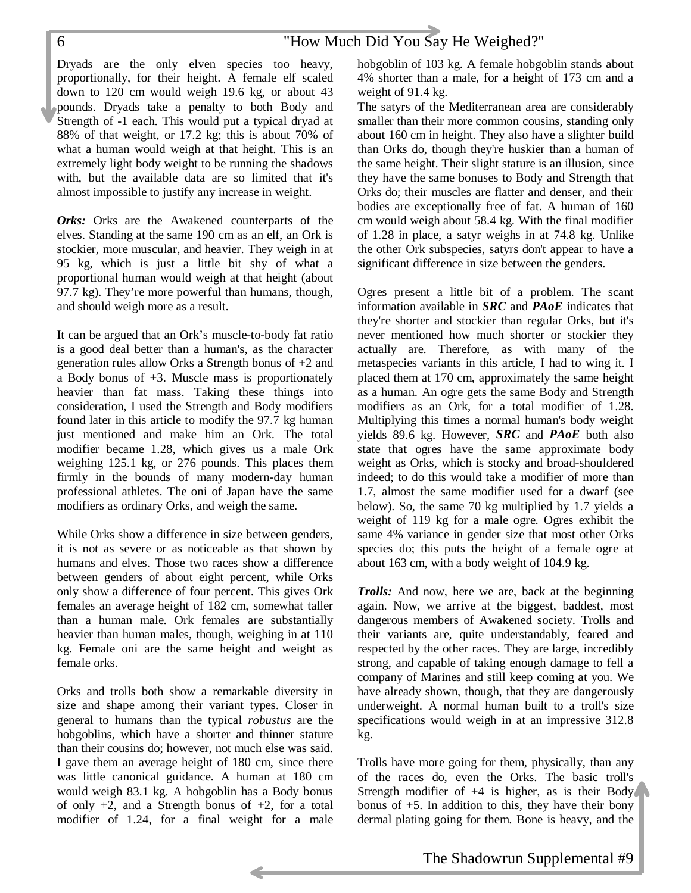Dryads are the only elven species too heavy, proportionally, for their height. A female elf scaled down to 120 cm would weigh 19.6 kg, or about 43 pounds. Dryads take a penalty to both Body and Strength of -1 each. This would put a typical dryad at 88% of that weight, or 17.2 kg; this is about 70% of what a human would weigh at that height. This is an extremely light body weight to be running the shadows with, but the available data are so limited that it's almost impossible to justify any increase in weight.

***Orks:*** Orks are the Awakened counterparts of the elves. Standing at the same 190 cm as an elf, an Ork is stockier, more muscular, and heavier. They weigh in at 95 kg, which is just a little bit shy of what a proportional human would weigh at that height (about 97.7 kg). They're more powerful than humans, though, and should weigh more as a result.

It can be argued that an Ork's muscle-to-body fat ratio is a good deal better than a human's, as the character generation rules allow Orks a Strength bonus of +2 and a Body bonus of +3. Muscle mass is proportionately heavier than fat mass. Taking these things into consideration, I used the Strength and Body modifiers found later in this article to modify the 97.7 kg human just mentioned and make him an Ork. The total modifier became 1.28, which gives us a male Ork weighing 125.1 kg, or 276 pounds. This places them firmly in the bounds of many modern-day human professional athletes. The oni of Japan have the same modifiers as ordinary Orks, and weigh the same.

While Orks show a difference in size between genders, it is not as severe or as noticeable as that shown by humans and elves. Those two races show a difference between genders of about eight percent, while Orks only show a difference of four percent. This gives Ork females an average height of 182 cm, somewhat taller than a human male. Ork females are substantially heavier than human males, though, weighing in at 110 kg. Female oni are the same height and weight as female orks.

Orks and trolls both show a remarkable diversity in size and shape among their variant types. Closer in general to humans than the typical *robustus* are the hobgoblins, which have a shorter and thinner stature than their cousins do; however, not much else was said. I gave them an average height of 180 cm, since there was little canonical guidance. A human at 180 cm would weigh 83.1 kg. A hobgoblin has a Body bonus of only +2, and a Strength bonus of +2, for a total modifier of 1.24, for a final weight for a male hobgoblin of 103 kg. A female hobgoblin stands about 4% shorter than a male, for a height of 173 cm and a weight of 91.4 kg.

The satyrs of the Mediterranean area are considerably smaller than their more common cousins, standing only about 160 cm in height. They also have a slighter build than Orks do, though they're huskier than a human of the same height. Their slight stature is an illusion, since they have the same bonuses to Body and Strength that Orks do; their muscles are flatter and denser, and their bodies are exceptionally free of fat. A human of 160 cm would weigh about 58.4 kg. With the final modifier of 1.28 in place, a satyr weighs in at 74.8 kg. Unlike the other Ork subspecies, satyrs don't appear to have a significant difference in size between the genders.

Ogres present a little bit of a problem. The scant information available in ***SRC*** and ***PAoE*** indicates that they're shorter and stockier than regular Orks, but it's never mentioned how much shorter or stockier they actually are. Therefore, as with many of the metaspecies variants in this article, I had to wing it. I placed them at 170 cm, approximately the same height as a human. An ogre gets the same Body and Strength modifiers as an Ork, for a total modifier of 1.28. Multiplying this times a normal human's body weight yields 89.6 kg. However, ***SRC*** and ***PAoE*** both also state that ogres have the same approximate body weight as Orks, which is stocky and broad-shouldered indeed; to do this would take a modifier of more than 1.7, almost the same modifier used for a dwarf (see below). So, the same 70 kg multiplied by 1.7 yields a weight of 119 kg for a male ogre. Ogres exhibit the same 4% variance in gender size that most other Orks species do; this puts the height of a female ogre at about 163 cm, with a body weight of 104.9 kg.

***Trolls:*** And now, here we are, back at the beginning again. Now, we arrive at the biggest, baddest, most dangerous members of Awakened society. Trolls and their variants are, quite understandably, feared and respected by the other races. They are large, incredibly strong, and capable of taking enough damage to fell a company of Marines and still keep coming at you. We have already shown, though, that they are dangerously underweight. A normal human built to a troll's size specifications would weigh in at an impressive 312.8 kg.

Trolls have more going for them, physically, than any of the races do, even the Orks. The basic troll's Strength modifier of +4 is higher, as is their Body bonus of +5. In addition to this, they have their bony dermal plating going for them. Bone is heavy, and the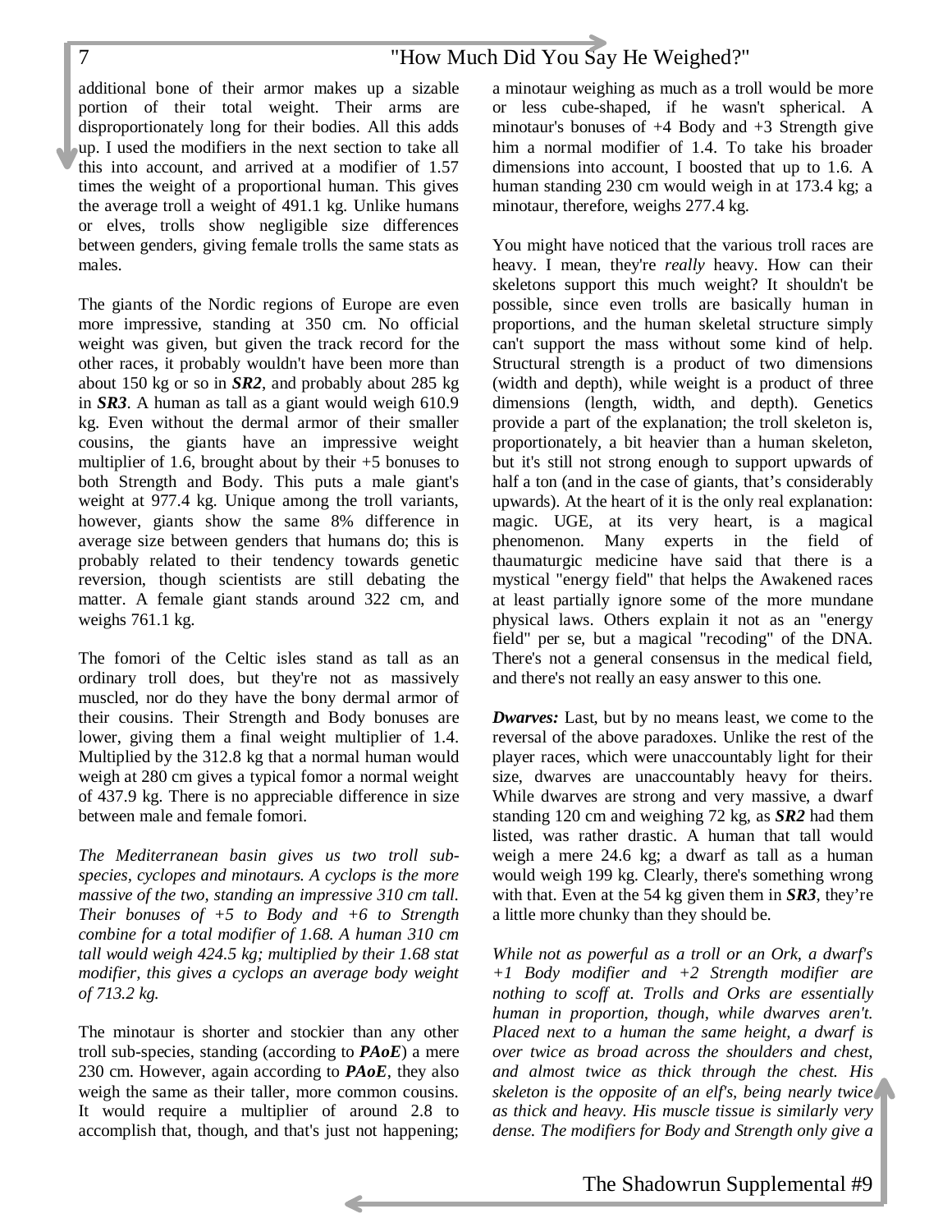additional bone of their armor makes up a sizable portion of their total weight. Their arms are disproportionately long for their bodies. All this adds up. I used the modifiers in the next section to take all this into account, and arrived at a modifier of 1.57 times the weight of a proportional human. This gives the average troll a weight of 491.1 kg. Unlike humans or elves, trolls show negligible size differences between genders, giving female trolls the same stats as males.

The giants of the Nordic regions of Europe are even more impressive, standing at 350 cm. No official weight was given, but given the track record for the other races, it probably wouldn't have been more than about 150 kg or so in ***SR2***, and probably about 285 kg in ***SR3***. A human as tall as a giant would weigh 610.9 kg. Even without the dermal armor of their smaller cousins, the giants have an impressive weight multiplier of 1.6, brought about by their +5 bonuses to both Strength and Body. This puts a male giant's weight at 977.4 kg. Unique among the troll variants, however, giants show the same 8% difference in average size between genders that humans do; this is probably related to their tendency towards genetic reversion, though scientists are still debating the matter. A female giant stands around 322 cm, and weighs 761.1 kg.

The fomori of the Celtic isles stand as tall as an ordinary troll does, but they're not as massively muscled, nor do they have the bony dermal armor of their cousins. Their Strength and Body bonuses are lower, giving them a final weight multiplier of 1.4. Multiplied by the 312.8 kg that a normal human would weigh at 280 cm gives a typical fomor a normal weight of 437.9 kg. There is no appreciable difference in size between male and female fomori.

*The Mediterranean basin gives us two troll sub-species, cyclopes and minotaurs. A cyclops is the more massive of the two, standing an impressive 310 cm tall. Their bonuses of +5 to Body and +6 to Strength combine for a total modifier of 1.68. A human 310 cm tall would weigh 424.5 kg; multiplied by their 1.68 stat modifier, this gives a cyclops an average body weight of 713.2 kg.*

The minotaur is shorter and stockier than any other troll sub-species, standing (according to ***PAoE***) a mere 230 cm. However, again according to ***PAoE***, they also weigh the same as their taller, more common cousins. It would require a multiplier of around 2.8 to accomplish that, though, and that's just not happening; a minotaur weighing as much as a troll would be more or less cube-shaped, if he wasn't spherical. A minotaur's bonuses of +4 Body and +3 Strength give him a normal modifier of 1.4. To take his broader dimensions into account, I boosted that up to 1.6. A human standing 230 cm would weigh in at 173.4 kg; a minotaur, therefore, weighs 277.4 kg.

You might have noticed that the various troll races are heavy. I mean, they're *really* heavy. How can their skeletons support this much weight? It shouldn't be possible, since even trolls are basically human in proportions, and the human skeletal structure simply can't support the mass without some kind of help. Structural strength is a product of two dimensions (width and depth), while weight is a product of three dimensions (length, width, and depth). Genetics provide a part of the explanation; the troll skeleton is, proportionately, a bit heavier than a human skeleton, but it's still not strong enough to support upwards of half a ton (and in the case of giants, that's considerably upwards). At the heart of it is the only real explanation: magic. UGE, at its very heart, is a magical phenomenon. Many experts in the field of thaumaturgic medicine have said that there is a mystical "energy field" that helps the Awakened races at least partially ignore some of the more mundane physical laws. Others explain it not as an "energy field" per se, but a magical "recoding" of the DNA. There's not a general consensus in the medical field, and there's not really an easy answer to this one.

***Dwarves:*** Last, but by no means least, we come to the reversal of the above paradoxes. Unlike the rest of the player races, which were unaccountably light for their size, dwarves are unaccountably heavy for theirs. While dwarves are strong and very massive, a dwarf standing 120 cm and weighing 72 kg, as ***SR2*** had them listed, was rather drastic. A human that tall would weigh a mere 24.6 kg; a dwarf as tall as a human would weigh 199 kg. Clearly, there's something wrong with that. Even at the 54 kg given them in ***SR3***, they're a little more chunky than they should be.

*While not as powerful as a troll or an Ork, a dwarf's +1 Body modifier and +2 Strength modifier are nothing to scoff at. Trolls and Orks are essentially human in proportion, though, while dwarves aren't. Placed next to a human the same height, a dwarf is over twice as broad across the shoulders and chest, and almost twice as thick through the chest. His skeleton is the opposite of an elf's, being nearly twice as thick and heavy. His muscle tissue is similarly very dense. The modifiers for Body and Strength only give a*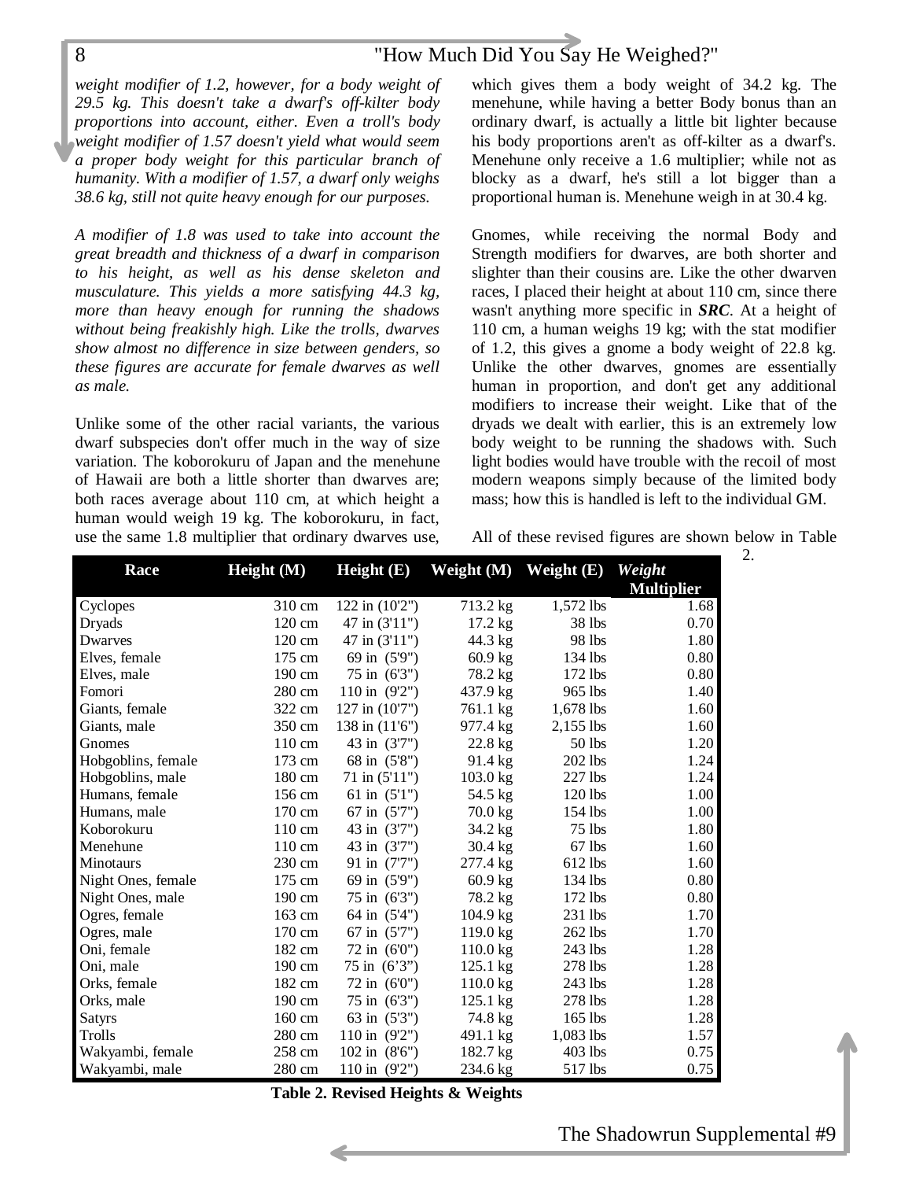*weight modifier of 1.2, however, for a body weight of 29.5 kg. This doesn't take a dwarf's off-kilter body proportions into account, either. Even a troll's body weight modifier of 1.57 doesn't yield what would seem a proper body weight for this particular branch of humanity. With a modifier of 1.57, a dwarf only weighs 38.6 kg, still not quite heavy enough for our purposes.*

*A modifier of 1.8 was used to take into account the great breadth and thickness of a dwarf in comparison to his height, as well as his dense skeleton and musculature. This yields a more satisfying 44.3 kg, more than heavy enough for running the shadows without being freakishly high. Like the trolls, dwarves show almost no difference in size between genders, so these figures are accurate for female dwarves as well as male.*

Unlike some of the other racial variants, the various dwarf subspecies don't offer much in the way of size variation. The koborokuru of Japan and the menehune of Hawaii are both a little shorter than dwarves are; both races average about 110 cm, at which height a human would weigh 19 kg. The koborokuru, in fact, use the same 1.8 multiplier that ordinary dwarves use, which gives them a body weight of 34.2 kg. The menehune, while having a better Body bonus than an ordinary dwarf, is actually a little bit lighter because his body proportions aren't as off-kilter as a dwarf's. Menehune only receive a 1.6 multiplier; while not as blocky as a dwarf, he's still a lot bigger than a proportional human is. Menehune weigh in at 30.4 kg.

Gnomes, while receiving the normal Body and Strength modifiers for dwarves, are both shorter and slighter than their cousins are. Like the other dwarven races, I placed their height at about 110 cm, since there wasn't anything more specific in ***SRC***. At a height of 110 cm, a human weighs 19 kg; with the stat modifier of 1.2, this gives a gnome a body weight of 22.8 kg. Unlike the other dwarves, gnomes are essentially human in proportion, and don't get any additional modifiers to increase their weight. Like that of the dryads we dealt with earlier, this is an extremely low body weight to be running the shadows with. Such light bodies would have trouble with the recoil of most modern weapons simply because of the limited body mass; how this is handled is left to the individual GM.

All of these revised figures are shown below in Table 2.

| Race | Height (M) | Height (E) | Weight (M) | Weight (E) | *Weight Multiplier* |
|---|---|---|---|---|---|
| Cyclopes | 310 cm | 122 in (10'2") | 713.2 kg | 1,572 lbs | 1.68 |
| Dryads | 120 cm | 47 in (3'11") | 17.2 kg | 38 lbs | 0.70 |
| Dwarves | 120 cm | 47 in (3'11") | 44.3 kg | 98 lbs | 1.80 |
| Elves, female | 175 cm | 69 in (5'9") | 60.9 kg | 134 lbs | 0.80 |
| Elves, male | 190 cm | 75 in (6'3") | 78.2 kg | 172 lbs | 0.80 |
| Fomori | 280 cm | 110 in (9'2") | 437.9 kg | 965 lbs | 1.40 |
| Giants, female | 322 cm | 127 in (10'7") | 761.1 kg | 1,678 lbs | 1.60 |
| Giants, male | 350 cm | 138 in (11'6") | 977.4 kg | 2,155 lbs | 1.60 |
| Gnomes | 110 cm | 43 in (3'7") | 22.8 kg | 50 lbs | 1.20 |
| Hobgoblins, female | 173 cm | 68 in (5'8") | 91.4 kg | 202 lbs | 1.24 |
| Hobgoblins, male | 180 cm | 71 in (5'11") | 103.0 kg | 227 lbs | 1.24 |
| Humans, female | 156 cm | 61 in (5'1") | 54.5 kg | 120 lbs | 1.00 |
| Humans, male | 170 cm | 67 in (5'7") | 70.0 kg | 154 lbs | 1.00 |
| Koborokuru | 110 cm | 43 in (3'7") | 34.2 kg | 75 lbs | 1.80 |
| Menehune | 110 cm | 43 in (3'7") | 30.4 kg | 67 lbs | 1.60 |
| Minotaurs | 230 cm | 91 in (7'7") | 277.4 kg | 612 lbs | 1.60 |
| Night Ones, female | 175 cm | 69 in (5'9") | 60.9 kg | 134 lbs | 0.80 |
| Night Ones, male | 190 cm | 75 in (6'3") | 78.2 kg | 172 lbs | 0.80 |
| Ogres, female | 163 cm | 64 in (5'4") | 104.9 kg | 231 lbs | 1.70 |
| Ogres, male | 170 cm | 67 in (5'7") | 119.0 kg | 262 lbs | 1.70 |
| Oni, female | 182 cm | 72 in (6'0") | 110.0 kg | 243 lbs | 1.28 |
| Oni, male | 190 cm | 75 in (6'3") | 125.1 kg | 278 lbs | 1.28 |
| Orks, female | 182 cm | 72 in (6'0") | 110.0 kg | 243 lbs | 1.28 |
| Orks, male | 190 cm | 75 in (6'3") | 125.1 kg | 278 lbs | 1.28 |
| Satyrs | 160 cm | 63 in (5'3") | 74.8 kg | 165 lbs | 1.28 |
| Trolls | 280 cm | 110 in (9'2") | 491.1 kg | 1,083 lbs | 1.57 |
| Wakyambi, female | 258 cm | 102 in (8'6") | 182.7 kg | 403 lbs | 0.75 |
| Wakyambi, male | 280 cm | 110 in (9'2") | 234.6 kg | 517 lbs | 0.75 |

**Table 2. Revised Heights & Weights**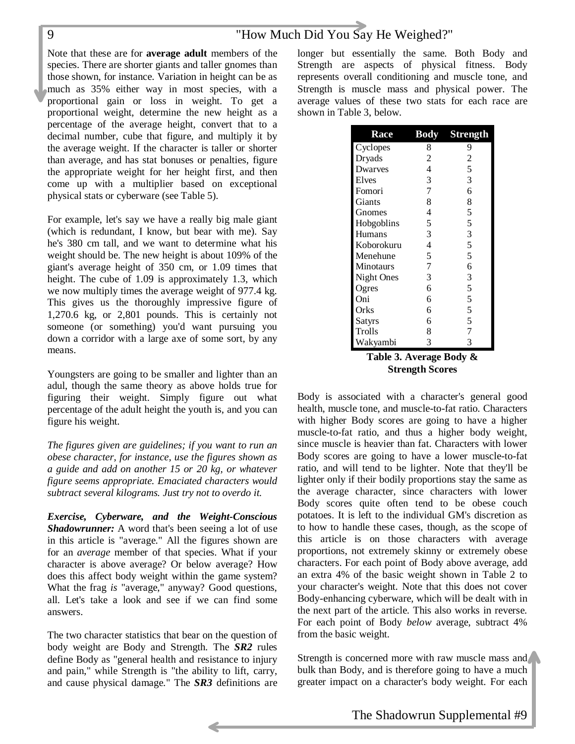Note that these are for **average adult** members of the species. There are shorter giants and taller gnomes than those shown, for instance. Variation in height can be as much as 35% either way in most species, with a proportional gain or loss in weight. To get a proportional weight, determine the new height as a percentage of the average height, convert that to a decimal number, cube that figure, and multiply it by the average weight. If the character is taller or shorter than average, and has stat bonuses or penalties, figure the appropriate weight for her height first, and then come up with a multiplier based on exceptional physical stats or cyberware (see Table 5).

For example, let's say we have a really big male giant (which is redundant, I know, but bear with me). Say he's 380 cm tall, and we want to determine what his weight should be. The new height is about 109% of the giant's average height of 350 cm, or 1.09 times that height. The cube of 1.09 is approximately 1.3, which we now multiply times the average weight of 977.4 kg. This gives us the thoroughly impressive figure of 1,270.6 kg, or 2,801 pounds. This is certainly not someone (or something) you'd want pursuing you down a corridor with a large axe of some sort, by any means.

Youngsters are going to be smaller and lighter than an adul, though the same theory as above holds true for figuring their weight. Simply figure out what percentage of the adult height the youth is, and you can figure his weight.

*The figures given are guidelines; if you want to run an obese character, for instance, use the figures shown as a guide and add on another 15 or 20 kg, or whatever figure seems appropriate. Emaciated characters would subtract several kilograms. Just try not to overdo it.*

***Exercise, Cyberware, and the Weight-Conscious Shadowrunner:*** A word that's been seeing a lot of use in this article is "average." All the figures shown are for an *average* member of that species. What if your character is above average? Or below average? How does this affect body weight within the game system? What the frag *is* "average," anyway? Good questions, all. Let's take a look and see if we can find some answers.

The two character statistics that bear on the question of body weight are Body and Strength. The ***SR2*** rules define Body as "general health and resistance to injury and pain," while Strength is "the ability to lift, carry, and cause physical damage." The ***SR3*** definitions are longer but essentially the same. Both Body and Strength are aspects of physical fitness. Body represents overall conditioning and muscle tone, and Strength is muscle mass and physical power. The average values of these two stats for each race are shown in Table 3, below.

| Race | Body | Strength |
|---|---|---|
| Cyclopes | 8 | 9 |
| Dryads | 2 | 2 |
| Dwarves | 4 | 5 |
| Elves | 3 | 3 |
| Fomori | 7 | 6 |
| Giants | 8 | 8 |
| Gnomes | 4 | 5 |
| Hobgoblins | 5 | 5 |
| Humans | 3 | 3 |
| Koborokuru | 4 | 5 |
| Menehune | 5 | 5 |
| Minotaurs | 7 | 6 |
| Night Ones | 3 | 3 |
| Ogres | 6 | 5 |
| Oni | 6 | 5 |
| Orks | 6 | 5 |
| Satyrs | 6 | 5 |
| Trolls | 8 | 7 |
| Wakyambi | 3 | 3 |

**Table 3. Average Body & Strength Scores**

Body is associated with a character's general good health, muscle tone, and muscle-to-fat ratio. Characters with higher Body scores are going to have a higher muscle-to-fat ratio, and thus a higher body weight, since muscle is heavier than fat. Characters with lower Body scores are going to have a lower muscle-to-fat ratio, and will tend to be lighter. Note that they'll be lighter only if their bodily proportions stay the same as the average character, since characters with lower Body scores quite often tend to be obese couch potatoes. It is left to the individual GM's discretion as to how to handle these cases, though, as the scope of this article is on those characters with average proportions, not extremely skinny or extremely obese characters. For each point of Body above average, add an extra 4% of the basic weight shown in Table 2 to your character's weight. Note that this does not cover Body-enhancing cyberware, which will be dealt with in the next part of the article. This also works in reverse. For each point of Body *below* average, subtract 4% from the basic weight.

Strength is concerned more with raw muscle mass and bulk than Body, and is therefore going to have a much greater impact on a character's body weight. For each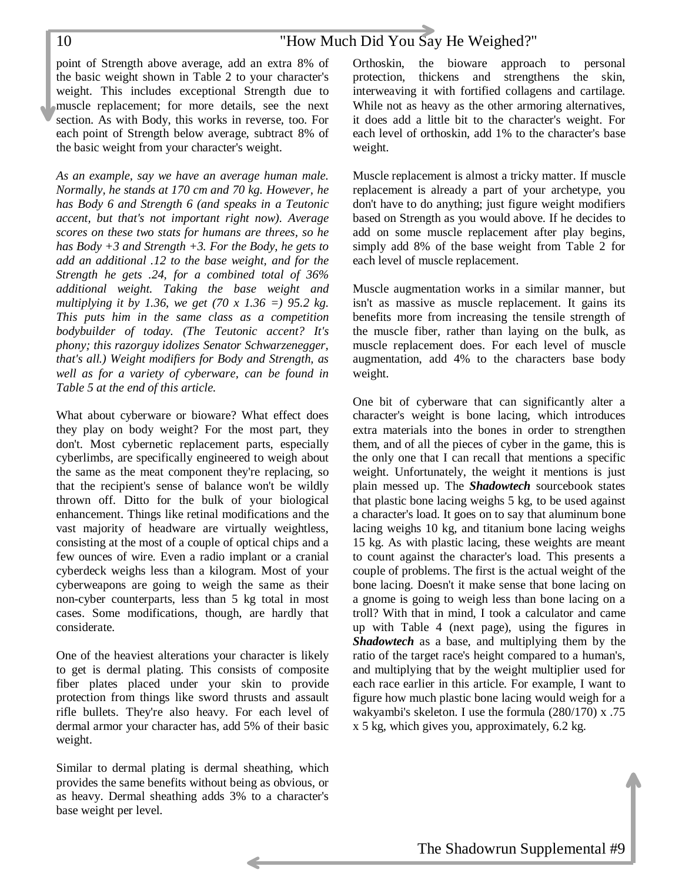point of Strength above average, add an extra 8% of the basic weight shown in Table 2 to your character's weight. This includes exceptional Strength due to muscle replacement; for more details, see the next section. As with Body, this works in reverse, too. For each point of Strength below average, subtract 8% of the basic weight from your character's weight.

*As an example, say we have an average human male. Normally, he stands at 170 cm and 70 kg. However, he has Body 6 and Strength 6 (and speaks in a Teutonic accent, but that's not important right now). Average scores on these two stats for humans are threes, so he has Body +3 and Strength +3. For the Body, he gets to add an additional .12 to the base weight, and for the Strength he gets .24, for a combined total of 36% additional weight. Taking the base weight and multiplying it by 1.36, we get (70 x 1.36 =) 95.2 kg. This puts him in the same class as a competition bodybuilder of today. (The Teutonic accent? It's phony; this razorguy idolizes Senator Schwarzenegger, that's all.) Weight modifiers for Body and Strength, as well as for a variety of cyberware, can be found in Table 5 at the end of this article.*

What about cyberware or bioware? What effect does they play on body weight? For the most part, they don't. Most cybernetic replacement parts, especially cyberlimbs, are specifically engineered to weigh about the same as the meat component they're replacing, so that the recipient's sense of balance won't be wildly thrown off. Ditto for the bulk of your biological enhancement. Things like retinal modifications and the vast majority of headware are virtually weightless, consisting at the most of a couple of optical chips and a few ounces of wire. Even a radio implant or a cranial cyberdeck weighs less than a kilogram. Most of your cyberweapons are going to weigh the same as their non-cyber counterparts, less than 5 kg total in most cases. Some modifications, though, are hardly that considerate.

One of the heaviest alterations your character is likely to get is dermal plating. This consists of composite fiber plates placed under your skin to provide protection from things like sword thrusts and assault rifle bullets. They're also heavy. For each level of dermal armor your character has, add 5% of their basic weight.

Similar to dermal plating is dermal sheathing, which provides the same benefits without being as obvious, or as heavy. Dermal sheathing adds 3% to a character's base weight per level.

Orthoskin, the bioware approach to personal protection, thickens and strengthens the skin, interweaving it with fortified collagens and cartilage. While not as heavy as the other armoring alternatives, it does add a little bit to the character's weight. For each level of orthoskin, add 1% to the character's base weight.

Muscle replacement is almost a tricky matter. If muscle replacement is already a part of your archetype, you don't have to do anything; just figure weight modifiers based on Strength as you would above. If he decides to add on some muscle replacement after play begins, simply add 8% of the base weight from Table 2 for each level of muscle replacement.

Muscle augmentation works in a similar manner, but isn't as massive as muscle replacement. It gains its benefits more from increasing the tensile strength of the muscle fiber, rather than laying on the bulk, as muscle replacement does. For each level of muscle augmentation, add 4% to the characters base body weight.

One bit of cyberware that can significantly alter a character's weight is bone lacing, which introduces extra materials into the bones in order to strengthen them, and of all the pieces of cyber in the game, this is the only one that I can recall that mentions a specific weight. Unfortunately, the weight it mentions is just plain messed up. The ***Shadowtech*** sourcebook states that plastic bone lacing weighs 5 kg, to be used against a character's load. It goes on to say that aluminum bone lacing weighs 10 kg, and titanium bone lacing weighs 15 kg. As with plastic lacing, these weights are meant to count against the character's load. This presents a couple of problems. The first is the actual weight of the bone lacing. Doesn't it make sense that bone lacing on a gnome is going to weigh less than bone lacing on a troll? With that in mind, I took a calculator and came up with Table 4 (next page), using the figures in ***Shadowtech*** as a base, and multiplying them by the ratio of the target race's height compared to a human's, and multiplying that by the weight multiplier used for each race earlier in this article. For example, I want to figure how much plastic bone lacing would weigh for a wakyambi's skeleton. I use the formula (280/170) x .75 x 5 kg, which gives you, approximately, 6.2 kg.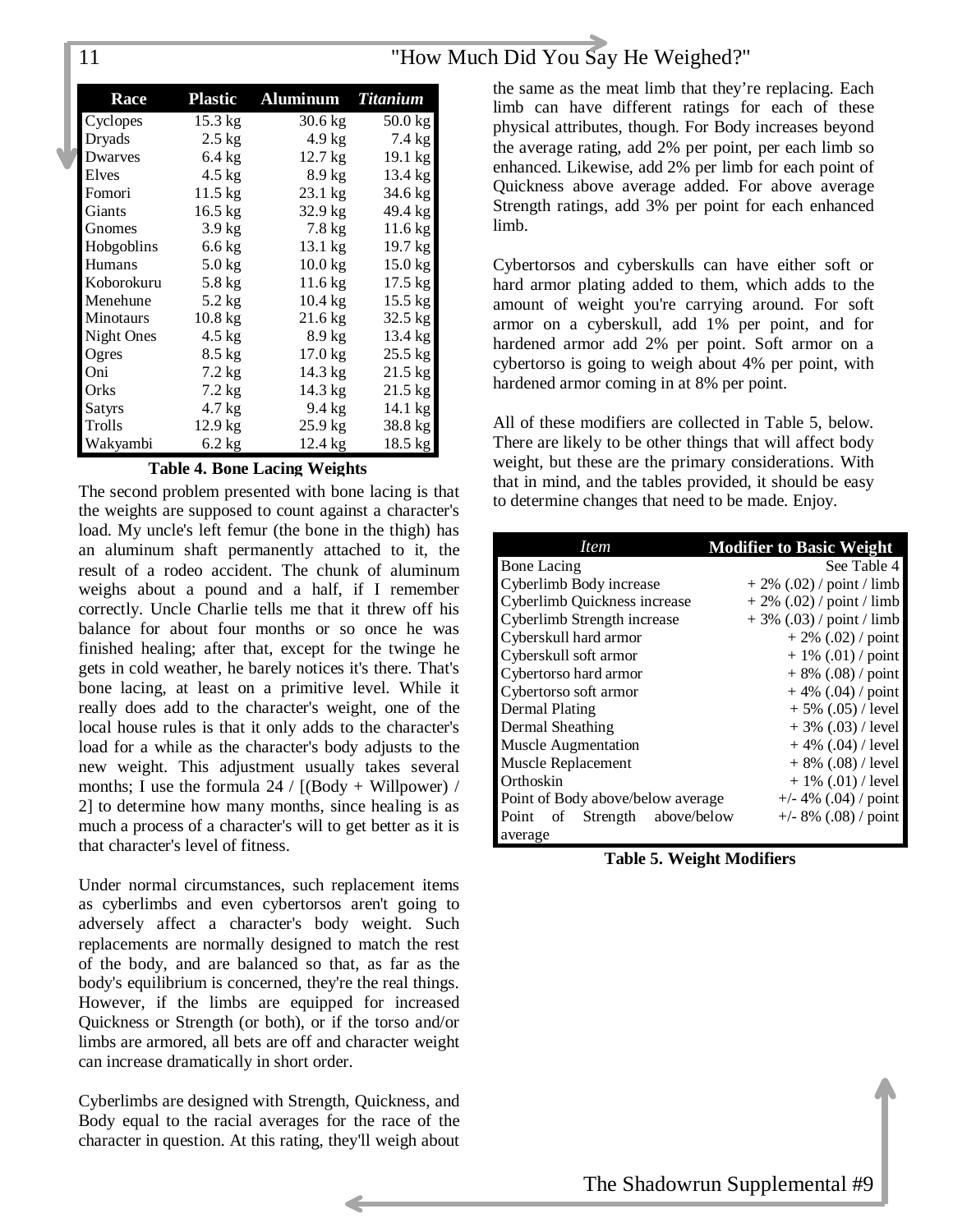| Race | Plastic | Aluminum | *Titanium* |
|---|---|---|---|
| Cyclopes | 15.3 kg | 30.6 kg | 50.0 kg |
| Dryads | 2.5 kg | 4.9 kg | 7.4 kg |
| Dwarves | 6.4 kg | 12.7 kg | 19.1 kg |
| Elves | 4.5 kg | 8.9 kg | 13.4 kg |
| Fomori | 11.5 kg | 23.1 kg | 34.6 kg |
| Giants | 16.5 kg | 32.9 kg | 49.4 kg |
| Gnomes | 3.9 kg | 7.8 kg | 11.6 kg |
| Hobgoblins | 6.6 kg | 13.1 kg | 19.7 kg |
| Humans | 5.0 kg | 10.0 kg | 15.0 kg |
| Koborokuru | 5.8 kg | 11.6 kg | 17.5 kg |
| Menehune | 5.2 kg | 10.4 kg | 15.5 kg |
| Minotaurs | 10.8 kg | 21.6 kg | 32.5 kg |
| Night Ones | 4.5 kg | 8.9 kg | 13.4 kg |
| Ogres | 8.5 kg | 17.0 kg | 25.5 kg |
| Oni | 7.2 kg | 14.3 kg | 21.5 kg |
| Orks | 7.2 kg | 14.3 kg | 21.5 kg |
| Satyrs | 4.7 kg | 9.4 kg | 14.1 kg |
| Trolls | 12.9 kg | 25.9 kg | 38.8 kg |
| Wakyambi | 6.2 kg | 12.4 kg | 18.5 kg |

**Table 4. Bone Lacing Weights**

The second problem presented with bone lacing is that the weights are supposed to count against a character's load. My uncle's left femur (the bone in the thigh) has an aluminum shaft permanently attached to it, the result of a rodeo accident. The chunk of aluminum weighs about a pound and a half, if I remember correctly. Uncle Charlie tells me that it threw off his balance for about four months or so once he was finished healing; after that, except for the twinge he gets in cold weather, he barely notices it's there. That's bone lacing, at least on a primitive level. While it really does add to the character's weight, one of the local house rules is that it only adds to the character's load for a while as the character's body adjusts to the new weight. This adjustment usually takes several months; I use the formula 24 / [(Body + Willpower) / 2] to determine how many months, since healing is as much a process of a character's will to get better as it is that character's level of fitness.

Under normal circumstances, such replacement items as cyberlimbs and even cybertorsos aren't going to adversely affect a character's body weight. Such replacements are normally designed to match the rest of the body, and are balanced so that, as far as the body's equilibrium is concerned, they're the real things. However, if the limbs are equipped for increased Quickness or Strength (or both), or if the torso and/or limbs are armored, all bets are off and character weight can increase dramatically in short order.

Cyberlimbs are designed with Strength, Quickness, and Body equal to the racial averages for the race of the character in question. At this rating, they'll weigh about the same as the meat limb that they're replacing. Each limb can have different ratings for each of these physical attributes, though. For Body increases beyond the average rating, add 2% per point, per each limb so enhanced. Likewise, add 2% per limb for each point of Quickness above average added. For above average Strength ratings, add 3% per point for each enhanced limb.

Cybertorsos and cyberskulls can have either soft or hard armor plating added to them, which adds to the amount of weight you're carrying around. For soft armor on a cyberskull, add 1% per point, and for hardened armor add 2% per point. Soft armor on a cybertorso is going to weigh about 4% per point, with hardened armor coming in at 8% per point.

All of these modifiers are collected in Table 5, below. There are likely to be other things that will affect body weight, but these are the primary considerations. With that in mind, and the tables provided, it should be easy to determine changes that need to be made. Enjoy.

| *Item* | Modifier to Basic Weight |
|---|---|
| Bone Lacing | See Table 4 |
| Cyberlimb Body increase | + 2% (.02) / point / limb |
| Cyberlimb Quickness increase | + 2% (.02) / point / limb |
| Cyberlimb Strength increase | + 3% (.03) / point / limb |
| Cyberskull hard armor | + 2% (.02) / point |
| Cyberskull soft armor | + 1% (.01) / point |
| Cybertorso hard armor | + 8% (.08) / point |
| Cybertorso soft armor | + 4% (.04) / point |
| Dermal Plating | + 5% (.05) / level |
| Dermal Sheathing | + 3% (.03) / level |
| Muscle Augmentation | + 4% (.04) / level |
| Muscle Replacement | + 8% (.08) / level |
| Orthoskin | + 1% (.01) / level |
| Point of Body above/below average | +/- 4% (.04) / point |
| Point of Strength above/below average | +/- 8% (.08) / point |

**Table 5. Weight Modifiers**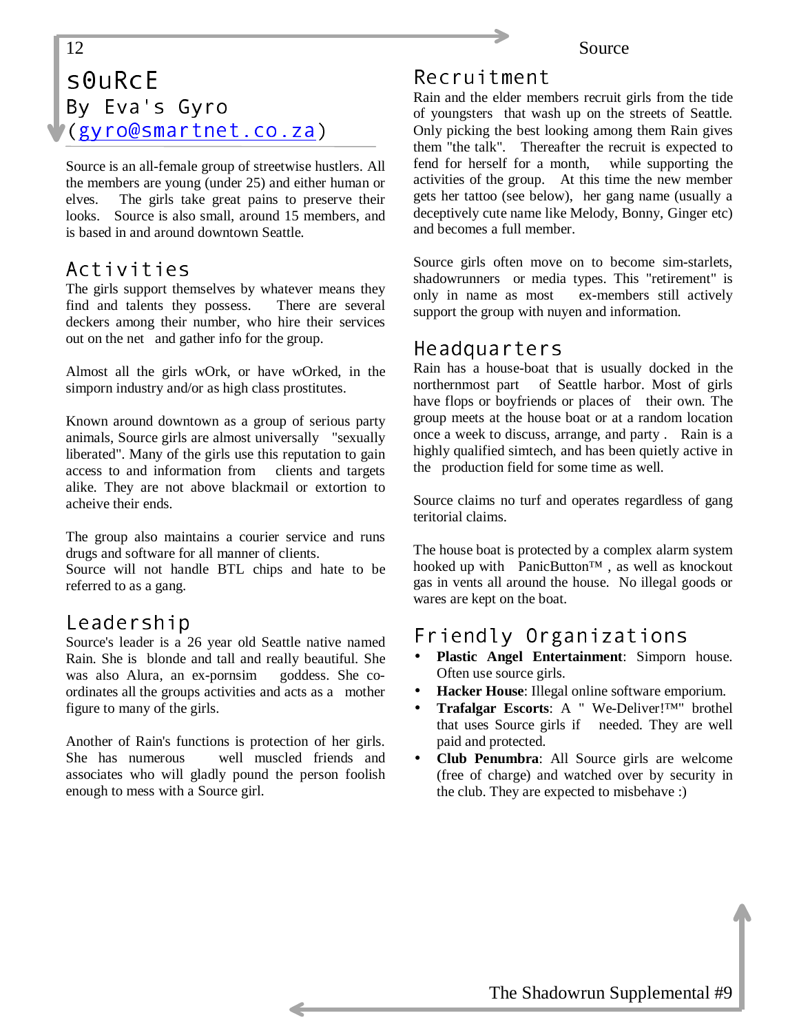# s0uRcE

By Eva's Gyro (gyro@smartnet.co.za)

Source is an all-female group of streetwise hustlers. All the members are young (under 25) and either human or elves. The girls take great pains to preserve their looks. Source is also small, around 15 members, and is based in and around downtown Seattle.

## Activities

The girls support themselves by whatever means they find and talents they possess. There are several deckers among their number, who hire their services out on the net and gather info for the group.

Almost all the girls wOrk, or have wOrked, in the simporn industry and/or as high class prostitutes.

Known around downtown as a group of serious party animals, Source girls are almost universally "sexually liberated". Many of the girls use this reputation to gain access to and information from clients and targets alike. They are not above blackmail or extortion to acheive their ends.

The group also maintains a courier service and runs drugs and software for all manner of clients.
Source will not handle BTL chips and hate to be referred to as a gang.

## Leadership

Source's leader is a 26 year old Seattle native named Rain. She is blonde and tall and really beautiful. She was also Alura, an ex-pornsim goddess. She co-ordinates all the groups activities and acts as a mother figure to many of the girls.

Another of Rain's functions is protection of her girls. She has numerous well muscled friends and associates who will gladly pound the person foolish enough to mess with a Source girl.

## Recruitment

Rain and the elder members recruit girls from the tide of youngsters that wash up on the streets of Seattle. Only picking the best looking among them Rain gives them "the talk". Thereafter the recruit is expected to fend for herself for a month, while supporting the activities of the group. At this time the new member gets her tattoo (see below), her gang name (usually a deceptively cute name like Melody, Bonny, Ginger etc) and becomes a full member.

Source girls often move on to become sim-starlets, shadowrunners or media types. This "retirement" is only in name as most ex-members still actively support the group with nuyen and information.

## Headquarters

Rain has a house-boat that is usually docked in the northernmost part of Seattle harbor. Most of girls have flops or boyfriends or places of their own. The group meets at the house boat or at a random location once a week to discuss, arrange, and party . Rain is a highly qualified simtech, and has been quietly active in the production field for some time as well.

Source claims no turf and operates regardless of gang teritorial claims.

The house boat is protected by a complex alarm system hooked up with PanicButton™ , as well as knockout gas in vents all around the house. No illegal goods or wares are kept on the boat.

## Friendly Organizations

- **Plastic Angel Entertainment**: Simporn house. Often use source girls.
- **Hacker House**: Illegal online software emporium.
- **Trafalgar Escorts**: A " We-Deliver!™" brothel that uses Source girls if needed. They are well paid and protected.
- **Club Penumbra**: All Source girls are welcome (free of charge) and watched over by security in the club. They are expected to misbehave :)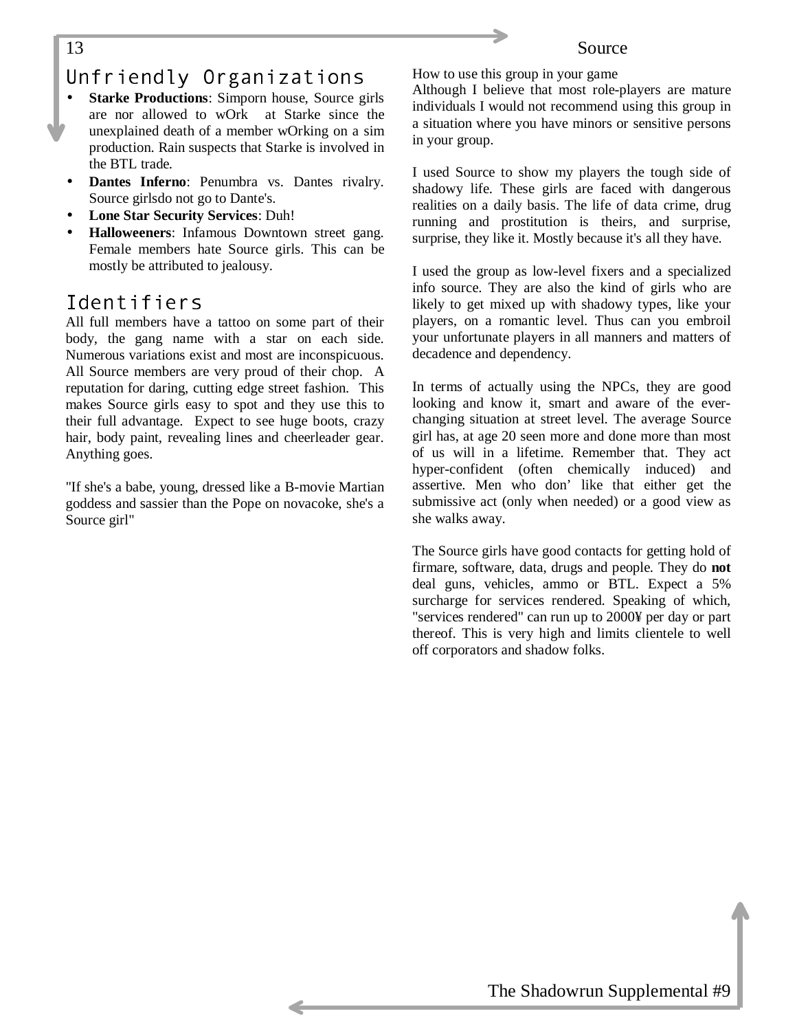## Unfriendly Organizations

- **Starke Productions**: Simporn house, Source girls are nor allowed to wOrk at Starke since the unexplained death of a member wOrking on a sim production. Rain suspects that Starke is involved in the BTL trade.
- **Dantes Inferno**: Penumbra vs. Dantes rivalry. Source girlsdo not go to Dante's.
- **Lone Star Security Services**: Duh!
- **Halloweeners**: Infamous Downtown street gang. Female members hate Source girls. This can be mostly be attributed to jealousy.

## Identifiers

All full members have a tattoo on some part of their body, the gang name with a star on each side. Numerous variations exist and most are inconspicuous. All Source members are very proud of their chop. A reputation for daring, cutting edge street fashion. This makes Source girls easy to spot and they use this to their full advantage. Expect to see huge boots, crazy hair, body paint, revealing lines and cheerleader gear. Anything goes.

"If she's a babe, young, dressed like a B-movie Martian goddess and sassier than the Pope on novacoke, she's a Source girl"

How to use this group in your game

Although I believe that most role-players are mature individuals I would not recommend using this group in a situation where you have minors or sensitive persons in your group.

I used Source to show my players the tough side of shadowy life. These girls are faced with dangerous realities on a daily basis. The life of data crime, drug running and prostitution is theirs, and surprise, surprise, they like it. Mostly because it's all they have.

I used the group as low-level fixers and a specialized info source. They are also the kind of girls who are likely to get mixed up with shadowy types, like your players, on a romantic level. Thus can you embroil your unfortunate players in all manners and matters of decadence and dependency.

In terms of actually using the NPCs, they are good looking and know it, smart and aware of the ever-changing situation at street level. The average Source girl has, at age 20 seen more and done more than most of us will in a lifetime. Remember that. They act hyper-confident (often chemically induced) and assertive. Men who don't like that either get the submissive act (only when needed) or a good view as she walks away.

The Source girls have good contacts for getting hold of firmare, software, data, drugs and people. They do **not** deal guns, vehicles, ammo or BTL. Expect a 5% surcharge for services rendered. Speaking of which, "services rendered" can run up to 2000¥ per day or part thereof. This is very high and limits clientele to well off corporators and shadow folks.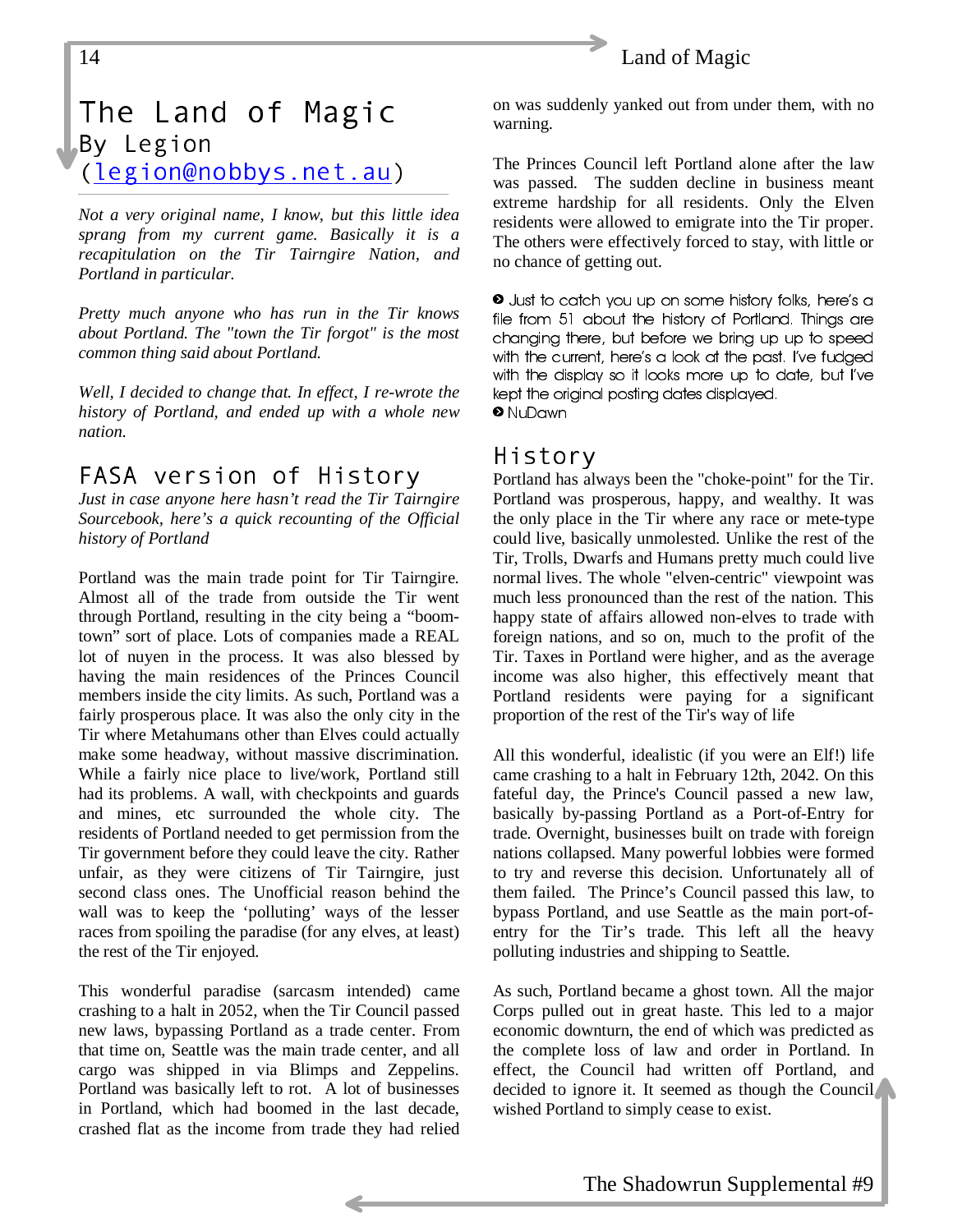# The Land of Magic

By Legion (legion@nobbys.net.au)

*Not a very original name, I know, but this little idea sprang from my current game. Basically it is a recapitulation on the Tir Tairngire Nation, and Portland in particular.*

*Pretty much anyone who has run in the Tir knows about Portland. The "town the Tir forgot" is the most common thing said about Portland.*

*Well, I decided to change that. In effect, I re-wrote the history of Portland, and ended up with a whole new nation.*

## FASA version of History

*Just in case anyone here hasn't read the Tir Tairngire Sourcebook, here's a quick recounting of the Official history of Portland*

Portland was the main trade point for Tir Tairngire. Almost all of the trade from outside the Tir went through Portland, resulting in the city being a "boom-town" sort of place. Lots of companies made a REAL lot of nuyen in the process. It was also blessed by having the main residences of the Princes Council members inside the city limits. As such, Portland was a fairly prosperous place. It was also the only city in the Tir where Metahumans other than Elves could actually make some headway, without massive discrimination. While a fairly nice place to live/work, Portland still had its problems. A wall, with checkpoints and guards and mines, etc surrounded the whole city. The residents of Portland needed to get permission from the Tir government before they could leave the city. Rather unfair, as they were citizens of Tir Tairngire, just second class ones. The Unofficial reason behind the wall was to keep the 'polluting' ways of the lesser races from spoiling the paradise (for any elves, at least) the rest of the Tir enjoyed.

This wonderful paradise (sarcasm intended) came crashing to a halt in 2052, when the Tir Council passed new laws, bypassing Portland as a trade center. From that time on, Seattle was the main trade center, and all cargo was shipped in via Blimps and Zeppelins. Portland was basically left to rot. A lot of businesses in Portland, which had boomed in the last decade, crashed flat as the income from trade they had relied on was suddenly yanked out from under them, with no warning.

The Princes Council left Portland alone after the law was passed. The sudden decline in business meant extreme hardship for all residents. Only the Elven residents were allowed to emigrate into the Tir proper. The others were effectively forced to stay, with little or no chance of getting out.

➋ Just to catch you up on some history folks, here's a file from 51 about the history of Portland. Things are changing there, but before we bring up up to speed with the current, here's a look at the past. I've fudged with the display so it looks more up to date, but I've kept the original posting dates displayed.
➋ NuDawn

## History

Portland has always been the "choke-point" for the Tir. Portland was prosperous, happy, and wealthy. It was the only place in the Tir where any race or mete-type could live, basically unmolested. Unlike the rest of the Tir, Trolls, Dwarfs and Humans pretty much could live normal lives. The whole "elven-centric" viewpoint was much less pronounced than the rest of the nation. This happy state of affairs allowed non-elves to trade with foreign nations, and so on, much to the profit of the Tir. Taxes in Portland were higher, and as the average income was also higher, this effectively meant that Portland residents were paying for a significant proportion of the rest of the Tir's way of life

All this wonderful, idealistic (if you were an Elf!) life came crashing to a halt in February 12th, 2042. On this fateful day, the Prince's Council passed a new law, basically by-passing Portland as a Port-of-Entry for trade. Overnight, businesses built on trade with foreign nations collapsed. Many powerful lobbies were formed to try and reverse this decision. Unfortunately all of them failed. The Prince's Council passed this law, to bypass Portland, and use Seattle as the main port-of-entry for the Tir's trade. This left all the heavy polluting industries and shipping to Seattle.

As such, Portland became a ghost town. All the major Corps pulled out in great haste. This led to a major economic downturn, the end of which was predicted as the complete loss of law and order in Portland. In effect, the Council had written off Portland, and decided to ignore it. It seemed as though the Council wished Portland to simply cease to exist.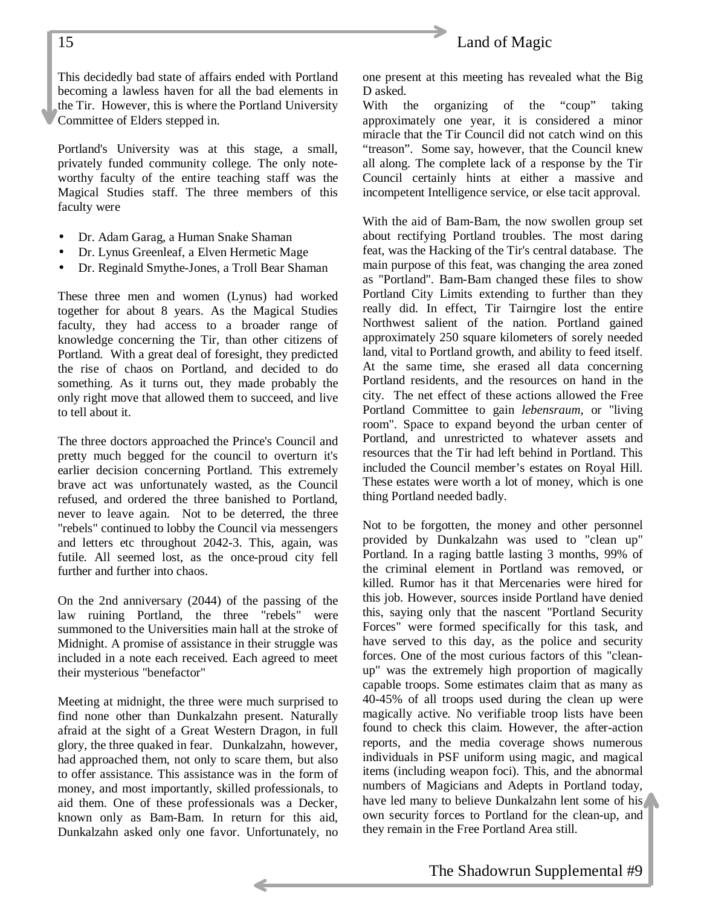This decidedly bad state of affairs ended with Portland becoming a lawless haven for all the bad elements in the Tir. However, this is where the Portland University Committee of Elders stepped in.

Portland's University was at this stage, a small, privately funded community college. The only note-worthy faculty of the entire teaching staff was the Magical Studies staff. The three members of this faculty were

- Dr. Adam Garag, a Human Snake Shaman
- Dr. Lynus Greenleaf, a Elven Hermetic Mage
- Dr. Reginald Smythe-Jones, a Troll Bear Shaman

These three men and women (Lynus) had worked together for about 8 years. As the Magical Studies faculty, they had access to a broader range of knowledge concerning the Tir, than other citizens of Portland. With a great deal of foresight, they predicted the rise of chaos on Portland, and decided to do something. As it turns out, they made probably the only right move that allowed them to succeed, and live to tell about it.

The three doctors approached the Prince's Council and pretty much begged for the council to overturn it's earlier decision concerning Portland. This extremely brave act was unfortunately wasted, as the Council refused, and ordered the three banished to Portland, never to leave again. Not to be deterred, the three "rebels" continued to lobby the Council via messengers and letters etc throughout 2042-3. This, again, was futile. All seemed lost, as the once-proud city fell further and further into chaos.

On the 2nd anniversary (2044) of the passing of the law ruining Portland, the three "rebels" were summoned to the Universities main hall at the stroke of Midnight. A promise of assistance in their struggle was included in a note each received. Each agreed to meet their mysterious "benefactor"

Meeting at midnight, the three were much surprised to find none other than Dunkalzahn present. Naturally afraid at the sight of a Great Western Dragon, in full glory, the three quaked in fear. Dunkalzahn, however, had approached them, not only to scare them, but also to offer assistance. This assistance was in the form of money, and most importantly, skilled professionals, to aid them. One of these professionals was a Decker, known only as Bam-Bam. In return for this aid, Dunkalzahn asked only one favor. Unfortunately, no one present at this meeting has revealed what the Big D asked.

With the organizing of the "coup" taking approximately one year, it is considered a minor miracle that the Tir Council did not catch wind on this "treason". Some say, however, that the Council knew all along. The complete lack of a response by the Tir Council certainly hints at either a massive and incompetent Intelligence service, or else tacit approval.

With the aid of Bam-Bam, the now swollen group set about rectifying Portland troubles. The most daring feat, was the Hacking of the Tir's central database. The main purpose of this feat, was changing the area zoned as "Portland". Bam-Bam changed these files to show Portland City Limits extending to further than they really did. In effect, Tir Tairngire lost the entire Northwest salient of the nation. Portland gained approximately 250 square kilometers of sorely needed land, vital to Portland growth, and ability to feed itself. At the same time, she erased all data concerning Portland residents, and the resources on hand in the city. The net effect of these actions allowed the Free Portland Committee to gain *lebensraum*, or "living room". Space to expand beyond the urban center of Portland, and unrestricted to whatever assets and resources that the Tir had left behind in Portland. This included the Council member's estates on Royal Hill. These estates were worth a lot of money, which is one thing Portland needed badly.

Not to be forgotten, the money and other personnel provided by Dunkalzahn was used to "clean up" Portland. In a raging battle lasting 3 months, 99% of the criminal element in Portland was removed, or killed. Rumor has it that Mercenaries were hired for this job. However, sources inside Portland have denied this, saying only that the nascent "Portland Security Forces" were formed specifically for this task, and have served to this day, as the police and security forces. One of the most curious factors of this "clean-up" was the extremely high proportion of magically capable troops. Some estimates claim that as many as 40-45% of all troops used during the clean up were magically active. No verifiable troop lists have been found to check this claim. However, the after-action reports, and the media coverage shows numerous individuals in PSF uniform using magic, and magical items (including weapon foci). This, and the abnormal numbers of Magicians and Adepts in Portland today, have led many to believe Dunkalzahn lent some of his own security forces to Portland for the clean-up, and they remain in the Free Portland Area still.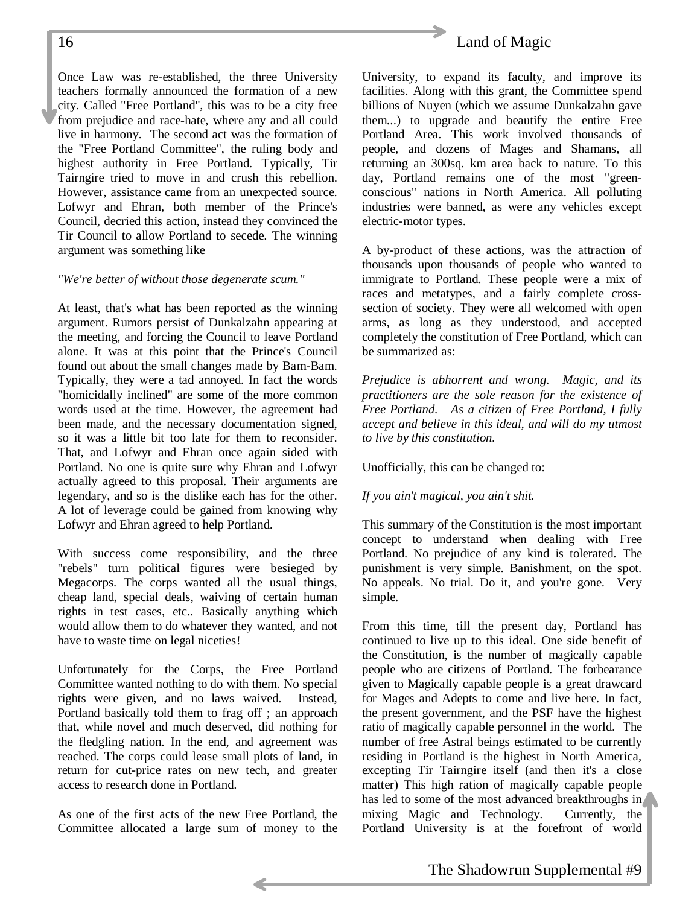Once Law was re-established, the three University teachers formally announced the formation of a new city. Called "Free Portland", this was to be a city free from prejudice and race-hate, where any and all could live in harmony. The second act was the formation of the "Free Portland Committee", the ruling body and highest authority in Free Portland. Typically, Tir Tairngire tried to move in and crush this rebellion. However, assistance came from an unexpected source. Lofwyr and Ehran, both member of the Prince's Council, decried this action, instead they convinced the Tir Council to allow Portland to secede. The winning argument was something like

*"We're better of without those degenerate scum."*

At least, that's what has been reported as the winning argument. Rumors persist of Dunkalzahn appearing at the meeting, and forcing the Council to leave Portland alone. It was at this point that the Prince's Council found out about the small changes made by Bam-Bam. Typically, they were a tad annoyed. In fact the words "homicidally inclined" are some of the more common words used at the time. However, the agreement had been made, and the necessary documentation signed, so it was a little bit too late for them to reconsider. That, and Lofwyr and Ehran once again sided with Portland. No one is quite sure why Ehran and Lofwyr actually agreed to this proposal. Their arguments are legendary, and so is the dislike each has for the other. A lot of leverage could be gained from knowing why Lofwyr and Ehran agreed to help Portland.

With success come responsibility, and the three "rebels" turn political figures were besieged by Megacorps. The corps wanted all the usual things, cheap land, special deals, waiving of certain human rights in test cases, etc.. Basically anything which would allow them to do whatever they wanted, and not have to waste time on legal niceties!

Unfortunately for the Corps, the Free Portland Committee wanted nothing to do with them. No special rights were given, and no laws waived. Instead, Portland basically told them to frag off ; an approach that, while novel and much deserved, did nothing for the fledgling nation. In the end, and agreement was reached. The corps could lease small plots of land, in return for cut-price rates on new tech, and greater access to research done in Portland.

As one of the first acts of the new Free Portland, the Committee allocated a large sum of money to the University, to expand its faculty, and improve its facilities. Along with this grant, the Committee spend billions of Nuyen (which we assume Dunkalzahn gave them...) to upgrade and beautify the entire Free Portland Area. This work involved thousands of people, and dozens of Mages and Shamans, all returning an 300sq. km area back to nature. To this day, Portland remains one of the most "green-conscious" nations in North America. All polluting industries were banned, as were any vehicles except electric-motor types.

A by-product of these actions, was the attraction of thousands upon thousands of people who wanted to immigrate to Portland. These people were a mix of races and metatypes, and a fairly complete cross-section of society. They were all welcomed with open arms, as long as they understood, and accepted completely the constitution of Free Portland, which can be summarized as:

*Prejudice is abhorrent and wrong. Magic, and its practitioners are the sole reason for the existence of Free Portland. As a citizen of Free Portland, I fully accept and believe in this ideal, and will do my utmost to live by this constitution.*

Unofficially, this can be changed to:

*If you ain't magical, you ain't shit.*

This summary of the Constitution is the most important concept to understand when dealing with Free Portland. No prejudice of any kind is tolerated. The punishment is very simple. Banishment, on the spot. No appeals. No trial. Do it, and you're gone. Very simple.

From this time, till the present day, Portland has continued to live up to this ideal. One side benefit of the Constitution, is the number of magically capable people who are citizens of Portland. The forbearance given to Magically capable people is a great drawcard for Mages and Adepts to come and live here. In fact, the present government, and the PSF have the highest ratio of magically capable personnel in the world. The number of free Astral beings estimated to be currently residing in Portland is the highest in North America, excepting Tir Tairngire itself (and then it's a close matter) This high ration of magically capable people has led to some of the most advanced breakthroughs in mixing Magic and Technology. Currently, the Portland University is at the forefront of world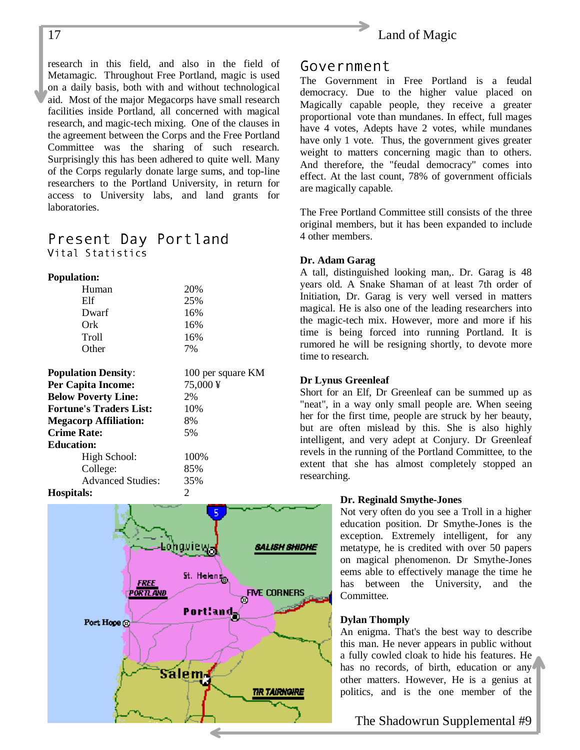research in this field, and also in the field of Metamagic. Throughout Free Portland, magic is used on a daily basis, both with and without technological aid. Most of the major Megacorps have small research facilities inside Portland, all concerned with magical research, and magic-tech mixing. One of the clauses in the agreement between the Corps and the Free Portland Committee was the sharing of such research. Surprisingly this has been adhered to quite well. Many of the Corps regularly donate large sums, and top-line researchers to the Portland University, in return for access to University labs, and land grants for laboratories.

## Present Day Portland

### Vital Statistics

| | |
|---|---|
| **Population:** | |
| Human | 20% |
| Elf | 25% |
| Dwarf | 16% |
| Ork | 16% |
| Troll | 16% |
| Other | 7% |

| | |
|---|---|
| **Population Density**: | 100 per square KM |
| **Per Capita Income:** | 75,000 ¥ |
| **Below Poverty Line:** | 2% |
| **Fortune's Traders List:** | 10% |
| **Megacorp Affiliation:** | 8% |
| **Crime Rate:** | 5% |
| **Education:** | |
| High School: | 100% |
| College: | 85% |
| Advanced Studies: | 35% |
| **Hospitals:** | 2 |

## Government

The Government in Free Portland is a feudal democracy. Due to the higher value placed on Magically capable people, they receive a greater proportional vote than mundanes. In effect, full mages have 4 votes, Adepts have 2 votes, while mundanes have only 1 vote. Thus, the government gives greater weight to matters concerning magic than to others. And therefore, the "feudal democracy" comes into effect. At the last count, 78% of government officials are magically capable.

The Free Portland Committee still consists of the three original members, but it has been expanded to include 4 other members.

**Dr. Adam Garag**

A tall, distinguished looking man,. Dr. Garag is 48 years old. A Snake Shaman of at least 7th order of Initiation, Dr. Garag is very well versed in matters magical. He is also one of the leading researchers into the magic-tech mix. However, more and more if his time is being forced into running Portland. It is rumored he will be resigning shortly, to devote more time to research.

**Dr Lynus Greenleaf**

Short for an Elf, Dr Greenleaf can be summed up as "neat", in a way only small people are. When seeing her for the first time, people are struck by her beauty, but are often mislead by this. She is also highly intelligent, and very adept at Conjury. Dr Greenleaf revels in the running of the Portland Committee, to the extent that she has almost completely stopped an researching.

**Dr. Reginald Smythe-Jones**

Not very often do you see a Troll in a higher education position. Dr Smythe-Jones is the exception. Extremely intelligent, for any metatype, he is credited with over 50 papers on magical phenomenon. Dr Smythe-Jones eems able to effectively manage the time he has between the University, and the Committee.

**Dylan Thomply**

An enigma. That's the best way to describe this man. He never appears in public without a fully cowled cloak to hide his features. He has no records, of birth, education or any other matters. However, He is a genius at politics, and is the one member of the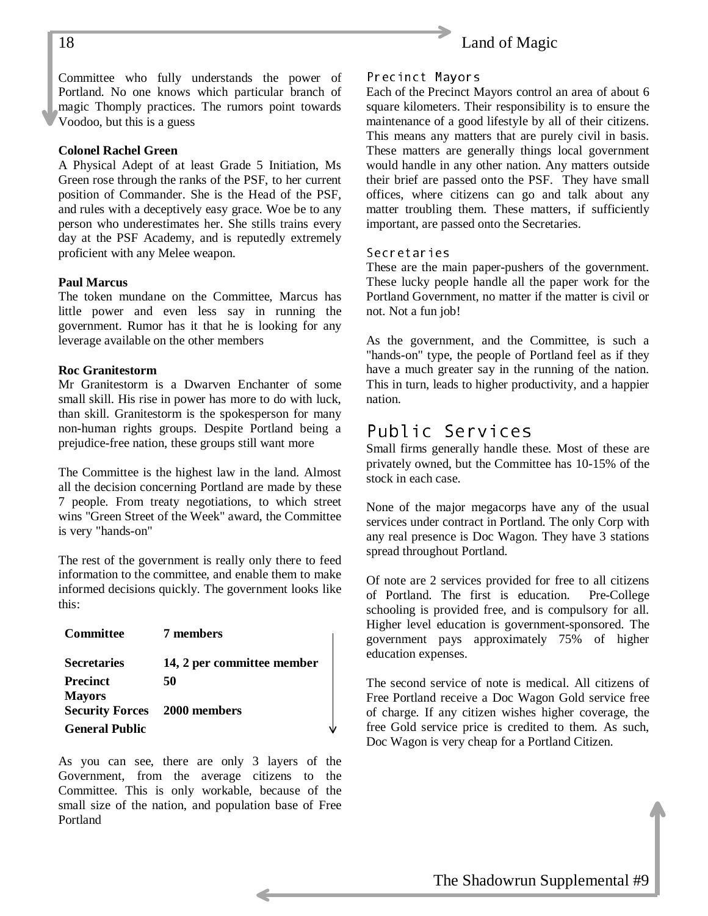Committee who fully understands the power of Portland. No one knows which particular branch of magic Thomply practices. The rumors point towards Voodoo, but this is a guess

**Colonel Rachel Green**

A Physical Adept of at least Grade 5 Initiation, Ms Green rose through the ranks of the PSF, to her current position of Commander. She is the Head of the PSF, and rules with a deceptively easy grace. Woe be to any person who underestimates her. She stills trains every day at the PSF Academy, and is reputedly extremely proficient with any Melee weapon.

**Paul Marcus**

The token mundane on the Committee, Marcus has little power and even less say in running the government. Rumor has it that he is looking for any leverage available on the other members

**Roc Granitestorm**

Mr Granitestorm is a Dwarven Enchanter of some small skill. His rise in power has more to do with luck, than skill. Granitestorm is the spokesperson for many non-human rights groups. Despite Portland being a prejudice-free nation, these groups still want more

The Committee is the highest law in the land. Almost all the decision concerning Portland are made by these 7 people. From treaty negotiations, to which street wins "Green Street of the Week" award, the Committee is very "hands-on"

The rest of the government is really only there to feed information to the committee, and enable them to make informed decisions quickly. The government looks like this:

| | |
|---|---|
| **Committee** | **7 members** |
| **Secretaries** | **14, 2 per committee member** |
| **Precinct Mayors** | **50** |
| **Security Forces** | **2000 members** |
| **General Public** | |

As you can see, there are only 3 layers of the Government, from the average citizens to the Committee. This is only workable, because of the small size of the nation, and population base of Free Portland

### Precinct Mayors

Each of the Precinct Mayors control an area of about 6 square kilometers. Their responsibility is to ensure the maintenance of a good lifestyle by all of their citizens. This means any matters that are purely civil in basis. These matters are generally things local government would handle in any other nation. Any matters outside their brief are passed onto the PSF. They have small offices, where citizens can go and talk about any matter troubling them. These matters, if sufficiently important, are passed onto the Secretaries.

### Secretaries

These are the main paper-pushers of the government. These lucky people handle all the paper work for the Portland Government, no matter if the matter is civil or not. Not a fun job!

As the government, and the Committee, is such a "hands-on" type, the people of Portland feel as if they have a much greater say in the running of the nation. This in turn, leads to higher productivity, and a happier nation.

## Public Services

Small firms generally handle these. Most of these are privately owned, but the Committee has 10-15% of the stock in each case.

None of the major megacorps have any of the usual services under contract in Portland. The only Corp with any real presence is Doc Wagon. They have 3 stations spread throughout Portland.

Of note are 2 services provided for free to all citizens of Portland. The first is education. Pre-College schooling is provided free, and is compulsory for all. Higher level education is government-sponsored. The government pays approximately 75% of higher education expenses.

The second service of note is medical. All citizens of Free Portland receive a Doc Wagon Gold service free of charge. If any citizen wishes higher coverage, the free Gold service price is credited to them. As such, Doc Wagon is very cheap for a Portland Citizen.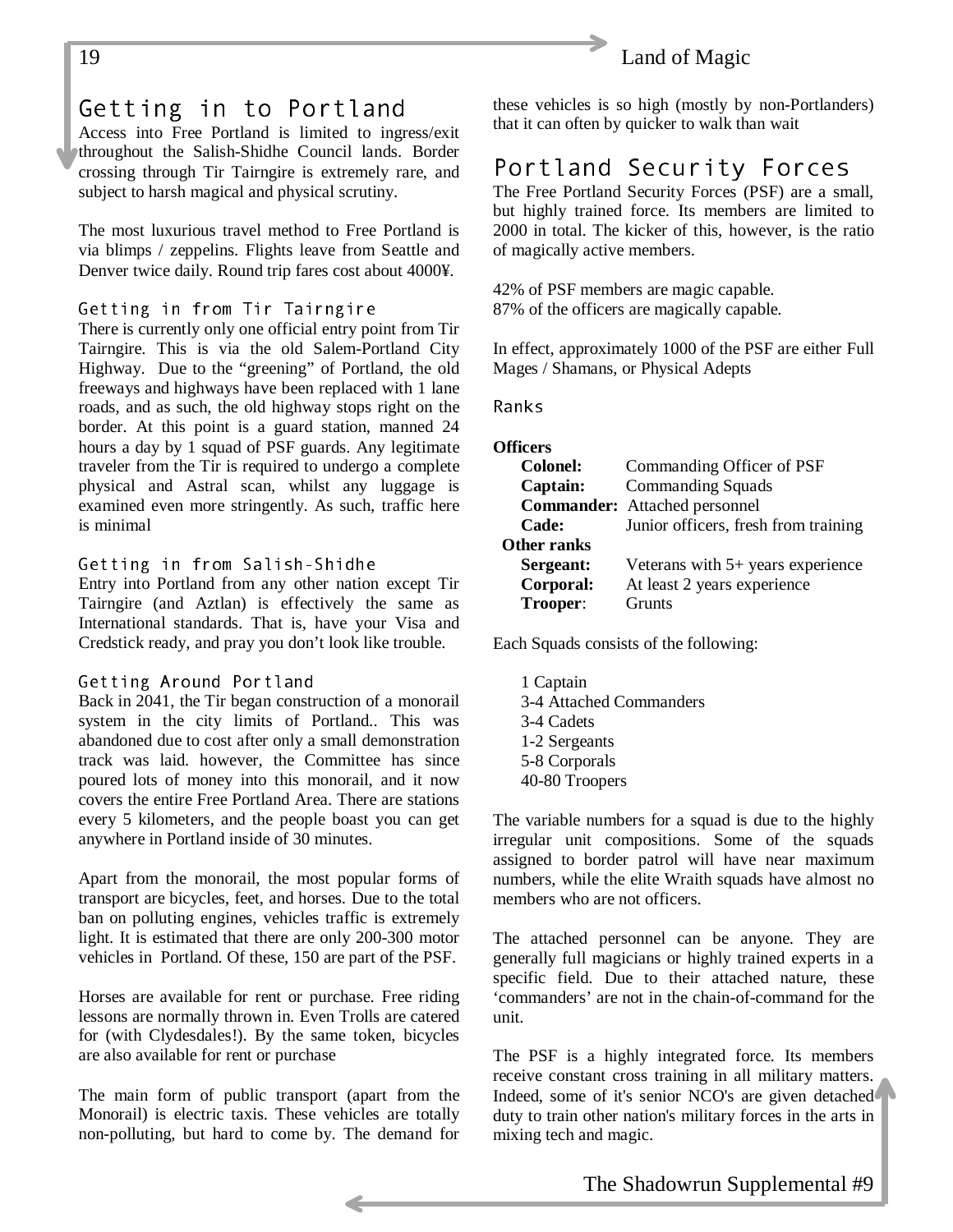## Getting in to Portland

Access into Free Portland is limited to ingress/exit throughout the Salish-Shidhe Council lands. Border crossing through Tir Tairngire is extremely rare, and subject to harsh magical and physical scrutiny.

The most luxurious travel method to Free Portland is via blimps / zeppelins. Flights leave from Seattle and Denver twice daily. Round trip fares cost about 4000¥.

### Getting in from Tir Tairngire

There is currently only one official entry point from Tir Tairngire. This is via the old Salem-Portland City Highway. Due to the "greening" of Portland, the old freeways and highways have been replaced with 1 lane roads, and as such, the old highway stops right on the border. At this point is a guard station, manned 24 hours a day by 1 squad of PSF guards. Any legitimate traveler from the Tir is required to undergo a complete physical and Astral scan, whilst any luggage is examined even more stringently. As such, traffic here is minimal

### Getting in from Salish-Shidhe

Entry into Portland from any other nation except Tir Tairngire (and Aztlan) is effectively the same as International standards. That is, have your Visa and Credstick ready, and pray you don't look like trouble.

### Getting Around Portland

Back in 2041, the Tir began construction of a monorail system in the city limits of Portland.. This was abandoned due to cost after only a small demonstration track was laid. however, the Committee has since poured lots of money into this monorail, and it now covers the entire Free Portland Area. There are stations every 5 kilometers, and the people boast you can get anywhere in Portland inside of 30 minutes.

Apart from the monorail, the most popular forms of transport are bicycles, feet, and horses. Due to the total ban on polluting engines, vehicles traffic is extremely light. It is estimated that there are only 200-300 motor vehicles in Portland. Of these, 150 are part of the PSF.

Horses are available for rent or purchase. Free riding lessons are normally thrown in. Even Trolls are catered for (with Clydesdales!). By the same token, bicycles are also available for rent or purchase

The main form of public transport (apart from the Monorail) is electric taxis. These vehicles are totally non-polluting, but hard to come by. The demand for these vehicles is so high (mostly by non-Portlanders) that it can often by quicker to walk than wait

## Portland Security Forces

The Free Portland Security Forces (PSF) are a small, but highly trained force. Its members are limited to 2000 in total. The kicker of this, however, is the ratio of magically active members.

42% of PSF members are magic capable.
87% of the officers are magically capable.

In effect, approximately 1000 of the PSF are either Full Mages / Shamans, or Physical Adepts

### Ranks

**Officers**

- **Colonel:** Commanding Officer of PSF
- **Captain:** Commanding Squads
- **Commander:** Attached personnel
- **Cade:** Junior officers, fresh from training

**Other ranks**

- **Sergeant:** Veterans with 5+ years experience
- **Corporal:** At least 2 years experience
- **Trooper**: Grunts

Each Squads consists of the following:

- 1 Captain
- 3-4 Attached Commanders
- 3-4 Cadets
- 1-2 Sergeants
- 5-8 Corporals
- 40-80 Troopers

The variable numbers for a squad is due to the highly irregular unit compositions. Some of the squads assigned to border patrol will have near maximum numbers, while the elite Wraith squads have almost no members who are not officers.

The attached personnel can be anyone. They are generally full magicians or highly trained experts in a specific field. Due to their attached nature, these 'commanders' are not in the chain-of-command for the unit.

The PSF is a highly integrated force. Its members receive constant cross training in all military matters. Indeed, some of it's senior NCO's are given detached duty to train other nation's military forces in the arts in mixing tech and magic.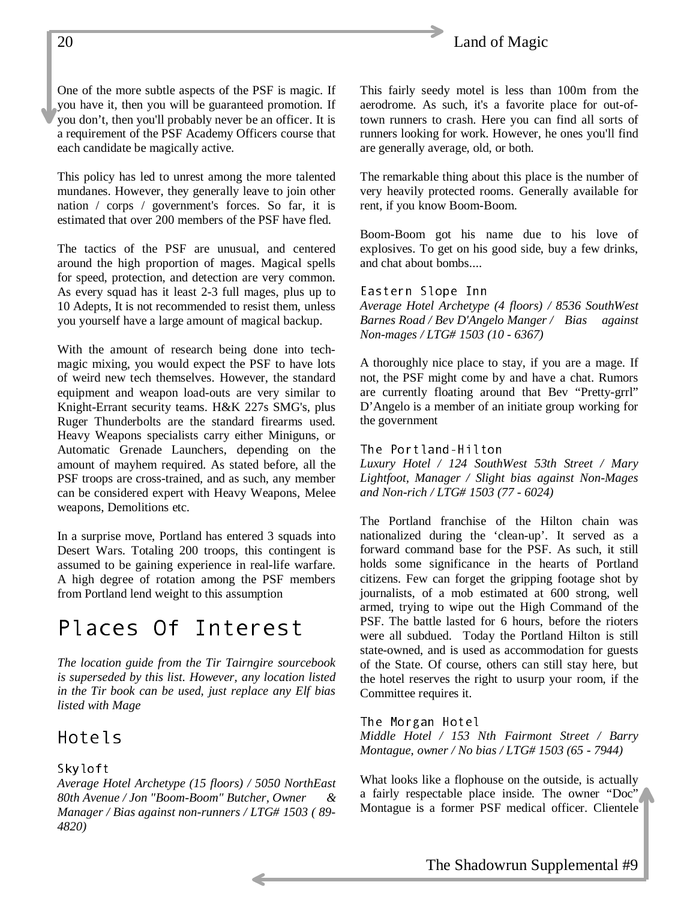One of the more subtle aspects of the PSF is magic. If you have it, then you will be guaranteed promotion. If you don't, then you'll probably never be an officer. It is a requirement of the PSF Academy Officers course that each candidate be magically active.

This policy has led to unrest among the more talented mundanes. However, they generally leave to join other nation / corps / government's forces. So far, it is estimated that over 200 members of the PSF have fled.

The tactics of the PSF are unusual, and centered around the high proportion of mages. Magical spells for speed, protection, and detection are very common. As every squad has it least 2-3 full mages, plus up to 10 Adepts, It is not recommended to resist them, unless you yourself have a large amount of magical backup.

With the amount of research being done into tech-magic mixing, you would expect the PSF to have lots of weird new tech themselves. However, the standard equipment and weapon load-outs are very similar to Knight-Errant security teams. H&K 227s SMG's, plus Ruger Thunderbolts are the standard firearms used. Heavy Weapons specialists carry either Miniguns, or Automatic Grenade Launchers, depending on the amount of mayhem required. As stated before, all the PSF troops are cross-trained, and as such, any member can be considered expert with Heavy Weapons, Melee weapons, Demolitions etc.

In a surprise move, Portland has entered 3 squads into Desert Wars. Totaling 200 troops, this contingent is assumed to be gaining experience in real-life warfare. A high degree of rotation among the PSF members from Portland lend weight to this assumption

# Places Of Interest

*The location guide from the Tir Tairngire sourcebook is superseded by this list. However, any location listed in the Tir book can be used, just replace any Elf bias listed with Mage*

## Hotels

### Skyloft

*Average Hotel Archetype (15 floors) / 5050 NorthEast 80th Avenue / Jon "Boom-Boom" Butcher, Owner & Manager / Bias against non-runners / LTG# 1503 ( 89-4820)*

This fairly seedy motel is less than 100m from the aerodrome. As such, it's a favorite place for out-of-town runners to crash. Here you can find all sorts of runners looking for work. However, he ones you'll find are generally average, old, or both.

The remarkable thing about this place is the number of very heavily protected rooms. Generally available for rent, if you know Boom-Boom.

Boom-Boom got his name due to his love of explosives. To get on his good side, buy a few drinks, and chat about bombs....

### Eastern Slope Inn

*Average Hotel Archetype (4 floors) / 8536 SouthWest Barnes Road / Bev D'Angelo Manger / Bias against Non-mages / LTG# 1503 (10 - 6367)*

A thoroughly nice place to stay, if you are a mage. If not, the PSF might come by and have a chat. Rumors are currently floating around that Bev "Pretty-grrl" D'Angelo is a member of an initiate group working for the government

### The Portland-Hilton

*Luxury Hotel / 124 SouthWest 53th Street / Mary Lightfoot, Manager / Slight bias against Non-Mages and Non-rich / LTG# 1503 (77 - 6024)*

The Portland franchise of the Hilton chain was nationalized during the 'clean-up'. It served as a forward command base for the PSF. As such, it still holds some significance in the hearts of Portland citizens. Few can forget the gripping footage shot by journalists, of a mob estimated at 600 strong, well armed, trying to wipe out the High Command of the PSF. The battle lasted for 6 hours, before the rioters were all subdued. Today the Portland Hilton is still state-owned, and is used as accommodation for guests of the State. Of course, others can still stay here, but the hotel reserves the right to usurp your room, if the Committee requires it.

### The Morgan Hotel

*Middle Hotel / 153 Nth Fairmont Street / Barry Montague, owner / No bias / LTG# 1503 (65 - 7944)*

What looks like a flophouse on the outside, is actually a fairly respectable place inside. The owner "Doc" Montague is a former PSF medical officer. Clientele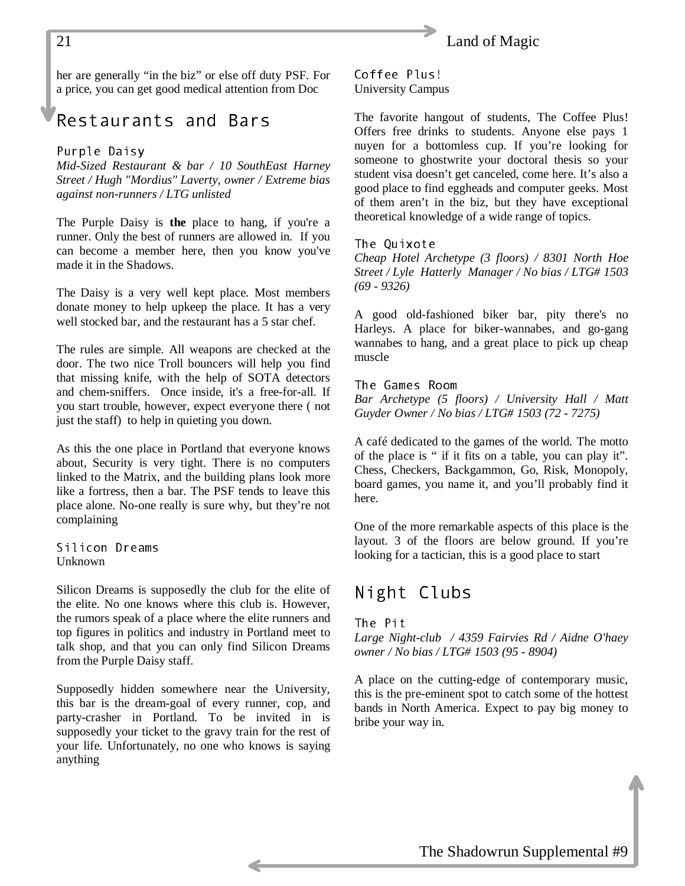her are generally "in the biz" or else off duty PSF. For a price, you can get good medical attention from Doc

## Restaurants and Bars

### Purple Daisy

*Mid-Sized Restaurant & bar / 10 SouthEast Harney Street / Hugh "Mordius" Laverty, owner / Extreme bias against non-runners / LTG unlisted*

The Purple Daisy is **the** place to hang, if you're a runner. Only the best of runners are allowed in. If you can become a member here, then you know you've made it in the Shadows.

The Daisy is a very well kept place. Most members donate money to help upkeep the place. It has a very well stocked bar, and the restaurant has a 5 star chef.

The rules are simple. All weapons are checked at the door. The two nice Troll bouncers will help you find that missing knife, with the help of SOTA detectors and chem-sniffers. Once inside, it's a free-for-all. If you start trouble, however, expect everyone there ( not just the staff) to help in quieting you down.

As this the one place in Portland that everyone knows about, Security is very tight. There is no computers linked to the Matrix, and the building plans look more like a fortress, then a bar. The PSF tends to leave this place alone. No-one really is sure why, but they're not complaining

### Silicon Dreams

Unknown

Silicon Dreams is supposedly the club for the elite of the elite. No one knows where this club is. However, the rumors speak of a place where the elite runners and top figures in politics and industry in Portland meet to talk shop, and that you can only find Silicon Dreams from the Purple Daisy staff.

Supposedly hidden somewhere near the University, this bar is the dream-goal of every runner, cop, and party-crasher in Portland. To be invited in is supposedly your ticket to the gravy train for the rest of your life. Unfortunately, no one who knows is saying anything

### Coffee Plus!

University Campus

The favorite hangout of students, The Coffee Plus! Offers free drinks to students. Anyone else pays 1 nuyen for a bottomless cup. If you're looking for someone to ghostwrite your doctoral thesis so your student visa doesn't get canceled, come here. It's also a good place to find eggheads and computer geeks. Most of them aren't in the biz, but they have exceptional theoretical knowledge of a wide range of topics.

### The Quixote

*Cheap Hotel Archetype (3 floors) / 8301 North Hoe Street / Lyle Hatterly Manager / No bias / LTG# 1503 (69 - 9326)*

A good old-fashioned biker bar, pity there's no Harleys. A place for biker-wannabes, and go-gang wannabes to hang, and a great place to pick up cheap muscle

### The Games Room

*Bar Archetype (5 floors) / University Hall / Matt Guyder Owner / No bias / LTG# 1503 (72 - 7275)*

A café dedicated to the games of the world. The motto of the place is " if it fits on a table, you can play it". Chess, Checkers, Backgammon, Go, Risk, Monopoly, board games, you name it, and you'll probably find it here.

One of the more remarkable aspects of this place is the layout. 3 of the floors are below ground. If you're looking for a tactician, this is a good place to start

## Night Clubs

### The Pit

*Large Night-club / 4359 Fairvies Rd / Aidne O'haey owner / No bias / LTG# 1503 (95 - 8904)*

A place on the cutting-edge of contemporary music, this is the pre-eminent spot to catch some of the hottest bands in North America. Expect to pay big money to bribe your way in.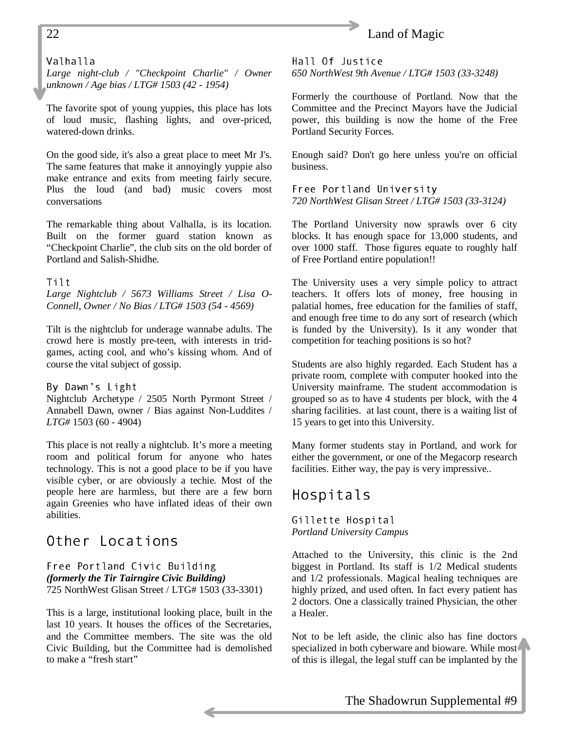### Valhalla

*Large night-club / "Checkpoint Charlie" / Owner unknown / Age bias / LTG# 1503 (42 - 1954)*

The favorite spot of young yuppies, this place has lots of loud music, flashing lights, and over-priced, watered-down drinks.

On the good side, it's also a great place to meet Mr J's. The same features that make it annoyingly yuppie also make entrance and exits from meeting fairly secure. Plus the loud (and bad) music covers most conversations

The remarkable thing about Valhalla, is its location. Built on the former guard station known as "Checkpoint Charlie", the club sits on the old border of Portland and Salish-Shidhe.

### Tilt

*Large Nightclub / 5673 Williams Street / Lisa O-Connell, Owner / No Bias / LTG# 1503 (54 - 4569)*

Tilt is the nightclub for underage wannabe adults. The crowd here is mostly pre-teen, with interests in trid-games, acting cool, and who's kissing whom. And of course the vital subject of gossip.

### By Dawn's Light

Nightclub Archetype / 2505 North Pyrmont Street / Annabell Dawn, owner / Bias against Non-Luddites / *LTG#* 1503 (60 - 4904)

This place is not really a nightclub. It's more a meeting room and political forum for anyone who hates technology. This is not a good place to be if you have visible cyber, or are obviously a techie. Most of the people here are harmless, but there are a few born again Greenies who have inflated ideas of their own abilities.

## Other Locations

### Free Portland Civic Building

***(formerly the Tir Tairngire Civic Building)***

725 NorthWest Glisan Street / LTG# 1503 (33-3301)

This is a large, institutional looking place, built in the last 10 years. It houses the offices of the Secretaries, and the Committee members. The site was the old Civic Building, but the Committee had is demolished to make a "fresh start"

### Hall Of Justice

*650 NorthWest 9th Avenue / LTG# 1503 (33-3248)*

Formerly the courthouse of Portland. Now that the Committee and the Precinct Mayors have the Judicial power, this building is now the home of the Free Portland Security Forces.

Enough said? Don't go here unless you're on official business.

### Free Portland University

*720 NorthWest Glisan Street / LTG# 1503 (33-3124)*

The Portland University now sprawls over 6 city blocks. It has enough space for 13,000 students, and over 1000 staff. Those figures equate to roughly half of Free Portland entire population!!

The University uses a very simple policy to attract teachers. It offers lots of money, free housing in palatial homes, free education for the families of staff, and enough free time to do any sort of research (which is funded by the University). Is it any wonder that competition for teaching positions is so hot?

Students are also highly regarded. Each Student has a private room, complete with computer hooked into the University mainframe. The student accommodation is grouped so as to have 4 students per block, with the 4 sharing facilities. at last count, there is a waiting list of 15 years to get into this University.

Many former students stay in Portland, and work for either the government, or one of the Megacorp research facilities. Either way, the pay is very impressive..

## Hospitals

### Gillette Hospital

*Portland University Campus*

Attached to the University, this clinic is the 2nd biggest in Portland. Its staff is 1/2 Medical students and 1/2 professionals. Magical healing techniques are highly prized, and used often. In fact every patient has 2 doctors. One a classically trained Physician, the other a Healer.

Not to be left aside, the clinic also has fine doctors specialized in both cyberware and bioware. While most of this is illegal, the legal stuff can be implanted by the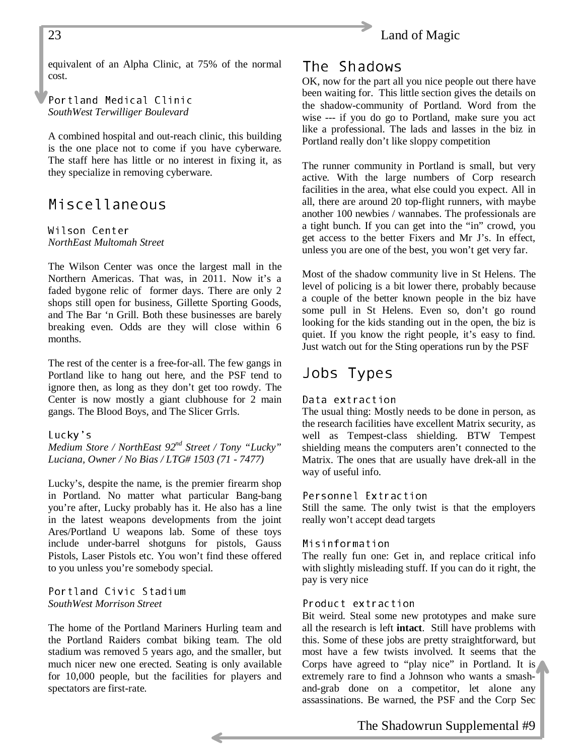equivalent of an Alpha Clinic, at 75% of the normal cost.

### Portland Medical Clinic
*SouthWest Terwilliger Boulevard*

A combined hospital and out-reach clinic, this building is the one place not to come if you have cyberware. The staff here has little or no interest in fixing it, as they specialize in removing cyberware.

## Miscellaneous

### Wilson Center
*NorthEast Multomah Street*

The Wilson Center was once the largest mall in the Northern Americas. That was, in 2011. Now it's a faded bygone relic of former days. There are only 2 shops still open for business, Gillette Sporting Goods, and The Bar 'n Grill. Both these businesses are barely breaking even. Odds are they will close within 6 months.

The rest of the center is a free-for-all. The few gangs in Portland like to hang out here, and the PSF tend to ignore then, as long as they don't get too rowdy. The Center is now mostly a giant clubhouse for 2 main gangs. The Blood Boys, and The Slicer Grrls.

### Lucky's
*Medium Store / NorthEast 92nd Street / Tony "Lucky" Luciana, Owner / No Bias / LTG# 1503 (71 - 7477)*

Lucky's, despite the name, is the premier firearm shop in Portland. No matter what particular Bang-bang you're after, Lucky probably has it. He also has a line in the latest weapons developments from the joint Ares/Portland U weapons lab. Some of these toys include under-barrel shotguns for pistols, Gauss Pistols, Laser Pistols etc. You won't find these offered to you unless you're somebody special.

### Portland Civic Stadium
*SouthWest Morrison Street*

The home of the Portland Mariners Hurling team and the Portland Raiders combat biking team. The old stadium was removed 5 years ago, and the smaller, but much nicer new one erected. Seating is only available for 10,000 people, but the facilities for players and spectators are first-rate.

## The Shadows

OK, now for the part all you nice people out there have been waiting for. This little section gives the details on the shadow-community of Portland. Word from the wise --- if you do go to Portland, make sure you act like a professional. The lads and lasses in the biz in Portland really don't like sloppy competition

The runner community in Portland is small, but very active. With the large numbers of Corp research facilities in the area, what else could you expect. All in all, there are around 20 top-flight runners, with maybe another 100 newbies / wannabes. The professionals are a tight bunch. If you can get into the "in" crowd, you get access to the better Fixers and Mr J's. In effect, unless you are one of the best, you won't get very far.

Most of the shadow community live in St Helens. The level of policing is a bit lower there, probably because a couple of the better known people in the biz have some pull in St Helens. Even so, don't go round looking for the kids standing out in the open, the biz is quiet. If you know the right people, it's easy to find. Just watch out for the Sting operations run by the PSF

## Jobs Types

### Data extraction
The usual thing: Mostly needs to be done in person, as the research facilities have excellent Matrix security, as well as Tempest-class shielding. BTW Tempest shielding means the computers aren't connected to the Matrix. The ones that are usually have drek-all in the way of useful info.

### Personnel Extraction
Still the same. The only twist is that the employers really won't accept dead targets

### Misinformation
The really fun one: Get in, and replace critical info with slightly misleading stuff. If you can do it right, the pay is very nice

### Product extraction
Bit weird. Steal some new prototypes and make sure all the research is left **intact**. Still have problems with this. Some of these jobs are pretty straightforward, but most have a few twists involved. It seems that the Corps have agreed to "play nice" in Portland. It is extremely rare to find a Johnson who wants a smash-and-grab done on a competitor, let alone any assassinations. Be warned, the PSF and the Corp Sec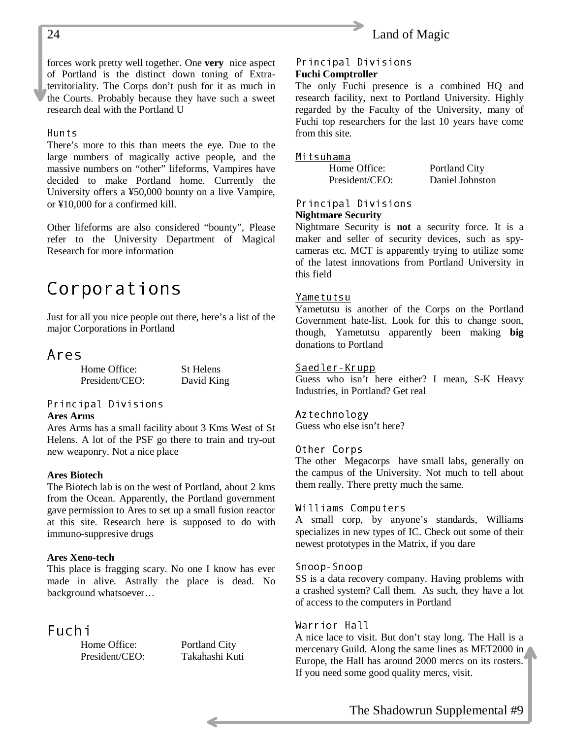forces work pretty well together. One **very** nice aspect of Portland is the distinct down toning of Extra-territoriality. The Corps don't push for it as much in the Courts. Probably because they have such a sweet research deal with the Portland U

### Hunts

There's more to this than meets the eye. Due to the large numbers of magically active people, and the massive numbers on "other" lifeforms, Vampires have decided to make Portland home. Currently the University offers a ¥50,000 bounty on a live Vampire, or ¥10,000 for a confirmed kill.

Other lifeforms are also considered "bounty", Please refer to the University Department of Magical Research for more information

# Corporations

Just for all you nice people out there, here's a list of the major Corporations in Portland

## Ares

| | |
|---|---|
| Home Office: | St Helens |
| President/CEO: | David King |

### Principal Divisions

**Ares Arms**

Ares Arms has a small facility about 3 Kms West of St Helens. A lot of the PSF go there to train and try-out new weaponry. Not a nice place

**Ares Biotech**

The Biotech lab is on the west of Portland, about 2 kms from the Ocean. Apparently, the Portland government gave permission to Ares to set up a small fusion reactor at this site. Research here is supposed to do with immuno-suppresive drugs

**Ares Xeno-tech**

This place is fragging scary. No one I know has ever made in alive. Astrally the place is dead. No background whatsoever…

## Fuchi

| | |
|---|---|
| Home Office: | Portland City |
| President/CEO: | Takahashi Kuti |

### Principal Divisions

**Fuchi Comptroller**

The only Fuchi presence is a combined HQ and research facility, next to Portland University. Highly regarded by the Faculty of the University, many of Fuchi top researchers for the last 10 years have come from this site.

## Mitsuhama

| | |
|---|---|
| Home Office: | Portland City |
| President/CEO: | Daniel Johnston |

### Principal Divisions

**Nightmare Security**

Nightmare Security is **not** a security force. It is a maker and seller of security devices, such as spy-cameras etc. MCT is apparently trying to utilize some of the latest innovations from Portland University in this field

## Yametutsu

Yametutsu is another of the Corps on the Portland Government hate-list. Look for this to change soon, though, Yametutsu apparently been making **big** donations to Portland

## Saedler-Krupp

Guess who isn't here either? I mean, S-K Heavy Industries, in Portland? Get real

### Aztechnology

Guess who else isn't here?

### Other Corps

The other Megacorps have small labs, generally on the campus of the University. Not much to tell about them really. There pretty much the same.

### Williams Computers

A small corp, by anyone's standards, Williams specializes in new types of IC. Check out some of their newest prototypes in the Matrix, if you dare

### Snoop-Snoop

SS is a data recovery company. Having problems with a crashed system? Call them. As such, they have a lot of access to the computers in Portland

### Warrior Hall

A nice lace to visit. But don't stay long. The Hall is a mercenary Guild. Along the same lines as MET2000 in Europe, the Hall has around 2000 mercs on its rosters. If you need some good quality mercs, visit.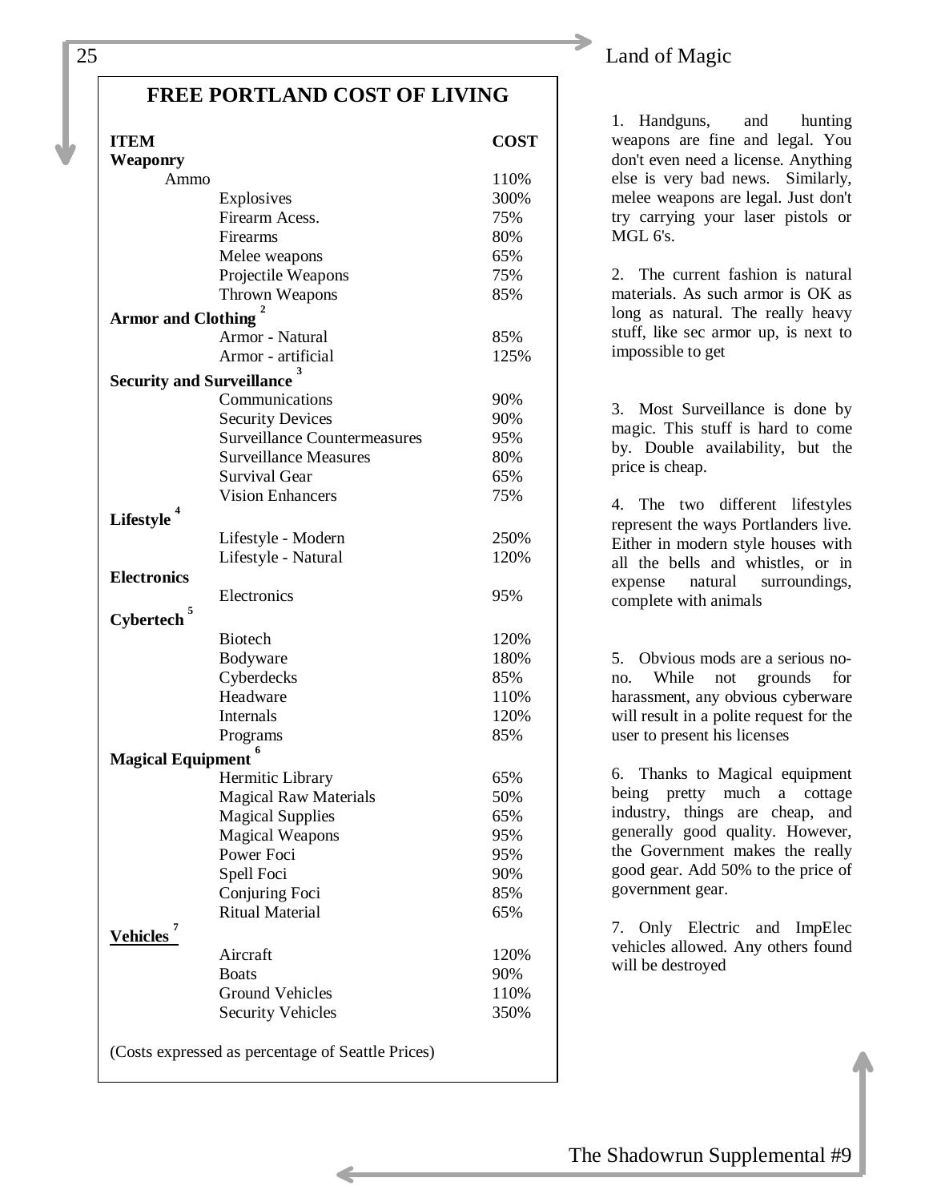## FREE PORTLAND COST OF LIVING

| ITEM | | COST |
|---|---|---|
| **Weaponry** | | |
| Ammo | | 110% |
| | Explosives | 300% |
| | Firearm Acess. | 75% |
| | Firearms | 80% |
| | Melee weapons | 65% |
| | Projectile Weapons | 75% |
| | Thrown Weapons | 85% |
| **Armor and Clothing** [2] | | |
| | Armor - Natural | 85% |
| | Armor - artificial | 125% |
| **Security and Surveillance** [3] | | |
| | Communications | 90% |
| | Security Devices | 90% |
| | Surveillance Countermeasures | 95% |
| | Surveillance Measures | 80% |
| | Survival Gear | 65% |
| | Vision Enhancers | 75% |
| **Lifestyle** [4] | | |
| | Lifestyle - Modern | 250% |
| | Lifestyle - Natural | 120% |
| **Electronics** | | |
| | Electronics | 95% |
| **Cybertech** [5] | | |
| | Biotech | 120% |
| | Bodyware | 180% |
| | Cyberdecks | 85% |
| | Headware | 110% |
| | Internals | 120% |
| | Programs | 85% |
| **Magical Equipment** [6] | | |
| | Hermitic Library | 65% |
| | Magical Raw Materials | 50% |
| | Magical Supplies | 65% |
| | Magical Weapons | 95% |
| | Power Foci | 95% |
| | Spell Foci | 90% |
| | Conjuring Foci | 85% |
| | Ritual Material | 65% |
| **Vehicles** [7] | | |
| | Aircraft | 120% |
| | Boats | 90% |
| | Ground Vehicles | 110% |
| | Security Vehicles | 350% |

(Costs expressed as percentage of Seattle Prices)

1. Handguns, and hunting weapons are fine and legal. You don't even need a license. Anything else is very bad news. Similarly, melee weapons are legal. Just don't try carrying your laser pistols or MGL 6's.

2. The current fashion is natural materials. As such armor is OK as long as natural. The really heavy stuff, like sec armor up, is next to impossible to get

3. Most Surveillance is done by magic. This stuff is hard to come by. Double availability, but the price is cheap.

4. The two different lifestyles represent the ways Portlanders live. Either in modern style houses with all the bells and whistles, or in expense natural surroundings, complete with animals

5. Obvious mods are a serious no-no. While not grounds for harassment, any obvious cyberware will result in a polite request for the user to present his licenses

6. Thanks to Magical equipment being pretty much a cottage industry, things are cheap, and generally good quality. However, the Government makes the really good gear. Add 50% to the price of government gear.

7. Only Electric and ImpElec vehicles allowed. Any others found will be destroyed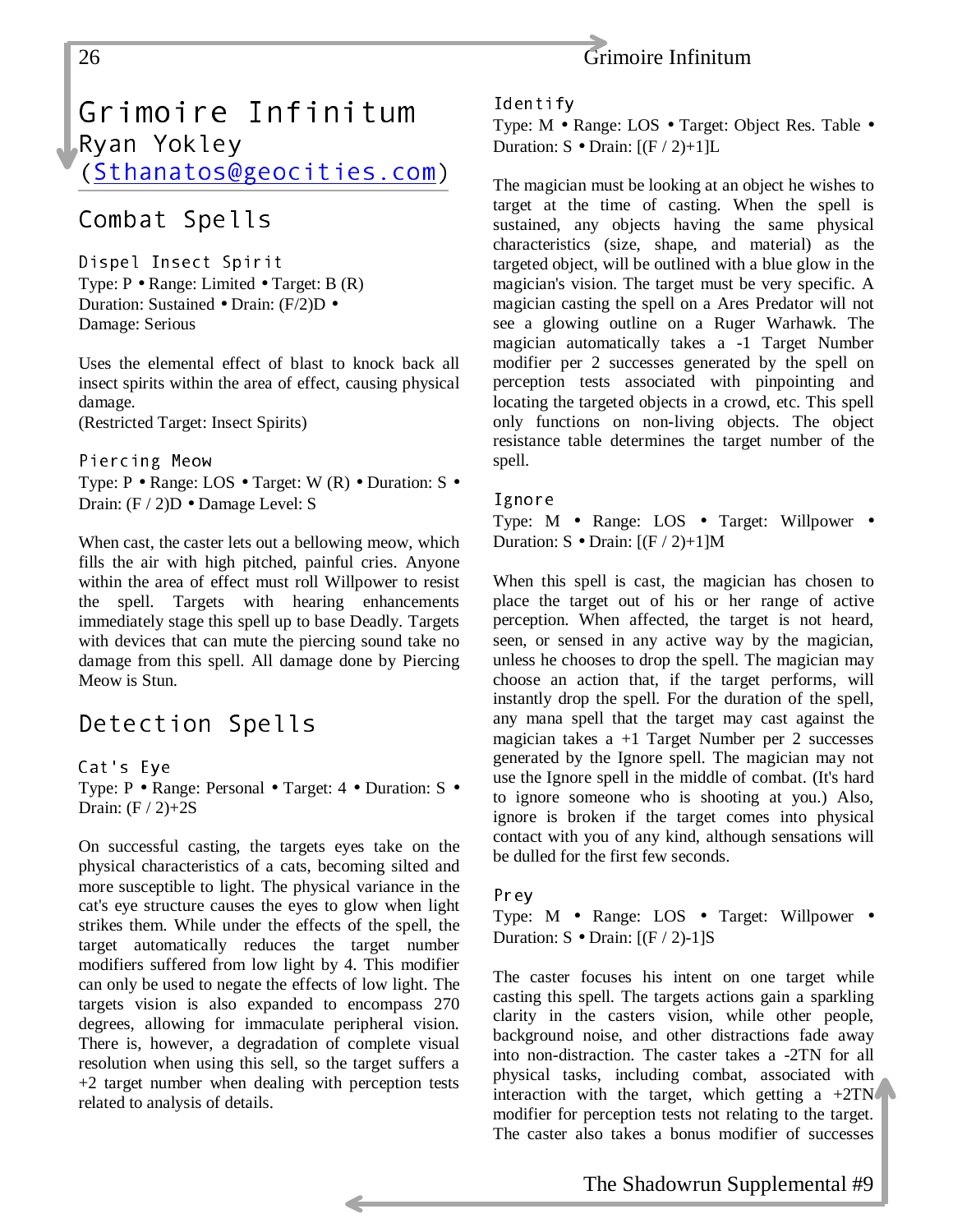# Grimoire Infinitum

Ryan Yokley
(Sthanatos@geocities.com)

## Combat Spells

### Dispel Insect Spirit

Type: P • Range: Limited • Target: B (R)
Duration: Sustained • Drain: (F/2)D •
Damage: Serious

Uses the elemental effect of blast to knock back all insect spirits within the area of effect, causing physical damage.
(Restricted Target: Insect Spirits)

### Piercing Meow

Type: P • Range: LOS • Target: W (R) • Duration: S • Drain: (F / 2)D • Damage Level: S

When cast, the caster lets out a bellowing meow, which fills the air with high pitched, painful cries. Anyone within the area of effect must roll Willpower to resist the spell. Targets with hearing enhancements immediately stage this spell up to base Deadly. Targets with devices that can mute the piercing sound take no damage from this spell. All damage done by Piercing Meow is Stun.

## Detection Spells

### Cat's Eye

Type: P • Range: Personal • Target: 4 • Duration: S • Drain: (F / 2)+2S

On successful casting, the targets eyes take on the physical characteristics of a cats, becoming silted and more susceptible to light. The physical variance in the cat's eye structure causes the eyes to glow when light strikes them. While under the effects of the spell, the target automatically reduces the target number modifiers suffered from low light by 4. This modifier can only be used to negate the effects of low light. The targets vision is also expanded to encompass 270 degrees, allowing for immaculate peripheral vision. There is, however, a degradation of complete visual resolution when using this sell, so the target suffers a +2 target number when dealing with perception tests related to analysis of details.

### Identify

Type: M • Range: LOS • Target: Object Res. Table • Duration: S • Drain: [(F / 2)+1]L

The magician must be looking at an object he wishes to target at the time of casting. When the spell is sustained, any objects having the same physical characteristics (size, shape, and material) as the targeted object, will be outlined with a blue glow in the magician's vision. The target must be very specific. A magician casting the spell on a Ares Predator will not see a glowing outline on a Ruger Warhawk. The magician automatically takes a -1 Target Number modifier per 2 successes generated by the spell on perception tests associated with pinpointing and locating the targeted objects in a crowd, etc. This spell only functions on non-living objects. The object resistance table determines the target number of the spell.

### Ignore

Type: M • Range: LOS • Target: Willpower • Duration: S • Drain: [(F / 2)+1]M

When this spell is cast, the magician has chosen to place the target out of his or her range of active perception. When affected, the target is not heard, seen, or sensed in any active way by the magician, unless he chooses to drop the spell. The magician may choose an action that, if the target performs, will instantly drop the spell. For the duration of the spell, any mana spell that the target may cast against the magician takes a +1 Target Number per 2 successes generated by the Ignore spell. The magician may not use the Ignore spell in the middle of combat. (It's hard to ignore someone who is shooting at you.) Also, ignore is broken if the target comes into physical contact with you of any kind, although sensations will be dulled for the first few seconds.

### Prey

Type: M • Range: LOS • Target: Willpower • Duration: S • Drain: [(F / 2)-1]S

The caster focuses his intent on one target while casting this spell. The targets actions gain a sparkling clarity in the casters vision, while other people, background noise, and other distractions fade away into non-distraction. The caster takes a -2TN for all physical tasks, including combat, associated with interaction with the target, which getting a +2TN modifier for perception tests not relating to the target. The caster also takes a bonus modifier of successes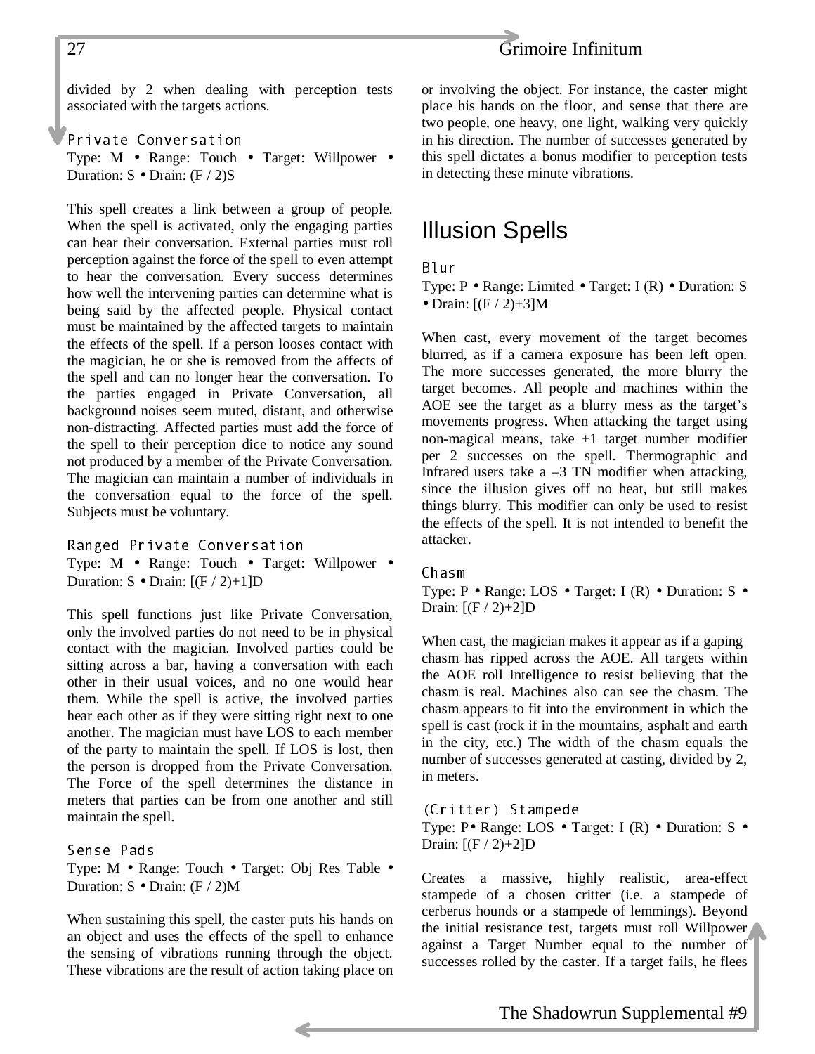divided by 2 when dealing with perception tests associated with the targets actions.

### Private Conversation

Type: M • Range: Touch • Target: Willpower • Duration: S • Drain: (F / 2)S

This spell creates a link between a group of people. When the spell is activated, only the engaging parties can hear their conversation. External parties must roll perception against the force of the spell to even attempt to hear the conversation. Every success determines how well the intervening parties can determine what is being said by the affected people. Physical contact must be maintained by the affected targets to maintain the effects of the spell. If a person looses contact with the magician, he or she is removed from the affects of the spell and can no longer hear the conversation. To the parties engaged in Private Conversation, all background noises seem muted, distant, and otherwise non-distracting. Affected parties must add the force of the spell to their perception dice to notice any sound not produced by a member of the Private Conversation. The magician can maintain a number of individuals in the conversation equal to the force of the spell. Subjects must be voluntary.

### Ranged Private Conversation

Type: M • Range: Touch • Target: Willpower • Duration: S • Drain: [(F / 2)+1]D

This spell functions just like Private Conversation, only the involved parties do not need to be in physical contact with the magician. Involved parties could be sitting across a bar, having a conversation with each other in their usual voices, and no one would hear them. While the spell is active, the involved parties hear each other as if they were sitting right next to one another. The magician must have LOS to each member of the party to maintain the spell. If LOS is lost, then the person is dropped from the Private Conversation. The Force of the spell determines the distance in meters that parties can be from one another and still maintain the spell.

### Sense Pads

Type: M • Range: Touch • Target: Obj Res Table • Duration: S • Drain: (F / 2)M

When sustaining this spell, the caster puts his hands on an object and uses the effects of the spell to enhance the sensing of vibrations running through the object. These vibrations are the result of action taking place on or involving the object. For instance, the caster might place his hands on the floor, and sense that there are two people, one heavy, one light, walking very quickly in his direction. The number of successes generated by this spell dictates a bonus modifier to perception tests in detecting these minute vibrations.

## Illusion Spells

### Blur

Type: P • Range: Limited • Target: I (R) • Duration: S • Drain: [(F / 2)+3]M

When cast, every movement of the target becomes blurred, as if a camera exposure has been left open. The more successes generated, the more blurry the target becomes. All people and machines within the AOE see the target as a blurry mess as the target's movements progress. When attacking the target using non-magical means, take +1 target number modifier per 2 successes on the spell. Thermographic and Infrared users take a –3 TN modifier when attacking, since the illusion gives off no heat, but still makes things blurry. This modifier can only be used to resist the effects of the spell. It is not intended to benefit the attacker.

### Chasm

Type: P • Range: LOS • Target: I (R) • Duration: S • Drain: [(F / 2)+2]D

When cast, the magician makes it appear as if a gaping chasm has ripped across the AOE. All targets within the AOE roll Intelligence to resist believing that the chasm is real. Machines also can see the chasm. The chasm appears to fit into the environment in which the spell is cast (rock if in the mountains, asphalt and earth in the city, etc.) The width of the chasm equals the number of successes generated at casting, divided by 2, in meters.

### (Critter) Stampede

Type: P• Range: LOS • Target: I (R) • Duration: S • Drain: [(F / 2)+2]D

Creates a massive, highly realistic, area-effect stampede of a chosen critter (i.e. a stampede of cerberus hounds or a stampede of lemmings). Beyond the initial resistance test, targets must roll Willpower against a Target Number equal to the number of successes rolled by the caster. If a target fails, he flees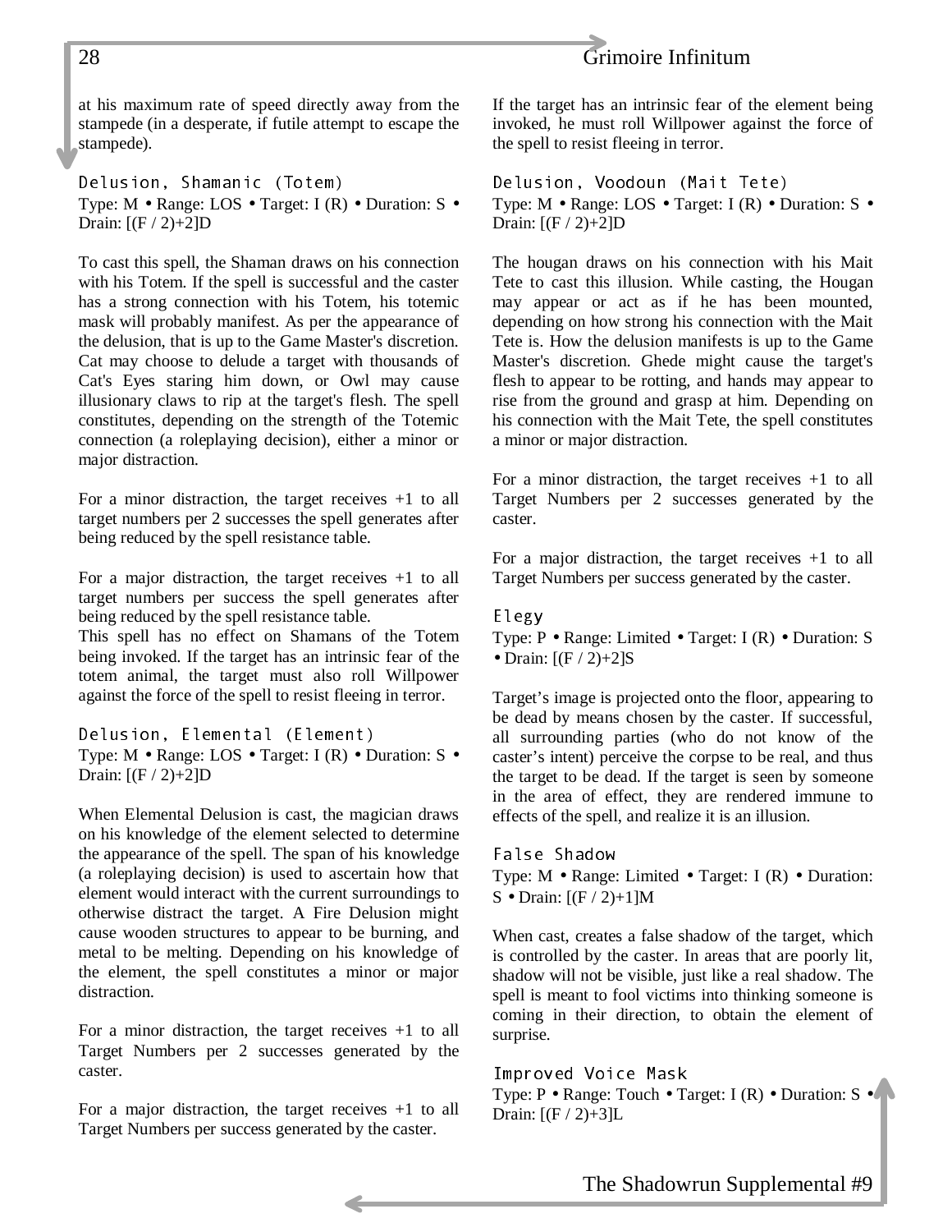at his maximum rate of speed directly away from the stampede (in a desperate, if futile attempt to escape the stampede).

### Delusion, Shamanic (Totem)

Type: M • Range: LOS • Target: I (R) • Duration: S • Drain: [(F / 2)+2]D

To cast this spell, the Shaman draws on his connection with his Totem. If the spell is successful and the caster has a strong connection with his Totem, his totemic mask will probably manifest. As per the appearance of the delusion, that is up to the Game Master's discretion. Cat may choose to delude a target with thousands of Cat's Eyes staring him down, or Owl may cause illusionary claws to rip at the target's flesh. The spell constitutes, depending on the strength of the Totemic connection (a roleplaying decision), either a minor or major distraction.

For a minor distraction, the target receives +1 to all target numbers per 2 successes the spell generates after being reduced by the spell resistance table.

For a major distraction, the target receives +1 to all target numbers per success the spell generates after being reduced by the spell resistance table.
This spell has no effect on Shamans of the Totem being invoked. If the target has an intrinsic fear of the totem animal, the target must also roll Willpower against the force of the spell to resist fleeing in terror.

### Delusion, Elemental (Element)

Type: M • Range: LOS • Target: I (R) • Duration: S • Drain: [(F / 2)+2]D

When Elemental Delusion is cast, the magician draws on his knowledge of the element selected to determine the appearance of the spell. The span of his knowledge (a roleplaying decision) is used to ascertain how that element would interact with the current surroundings to otherwise distract the target. A Fire Delusion might cause wooden structures to appear to be burning, and metal to be melting. Depending on his knowledge of the element, the spell constitutes a minor or major distraction.

For a minor distraction, the target receives +1 to all Target Numbers per 2 successes generated by the caster.

For a major distraction, the target receives +1 to all Target Numbers per success generated by the caster.

If the target has an intrinsic fear of the element being invoked, he must roll Willpower against the force of the spell to resist fleeing in terror.

### Delusion, Voodoun (Mait Tete)

Type: M • Range: LOS • Target: I (R) • Duration: S • Drain: [(F / 2)+2]D

The hougan draws on his connection with his Mait Tete to cast this illusion. While casting, the Hougan may appear or act as if he has been mounted, depending on how strong his connection with the Mait Tete is. How the delusion manifests is up to the Game Master's discretion. Ghede might cause the target's flesh to appear to be rotting, and hands may appear to rise from the ground and grasp at him. Depending on his connection with the Mait Tete, the spell constitutes a minor or major distraction.

For a minor distraction, the target receives +1 to all Target Numbers per 2 successes generated by the caster.

For a major distraction, the target receives +1 to all Target Numbers per success generated by the caster.

### Elegy

Type: P • Range: Limited • Target: I (R) • Duration: S • Drain: [(F / 2)+2]S

Target’s image is projected onto the floor, appearing to be dead by means chosen by the caster. If successful, all surrounding parties (who do not know of the caster’s intent) perceive the corpse to be real, and thus the target to be dead. If the target is seen by someone in the area of effect, they are rendered immune to effects of the spell, and realize it is an illusion.

### False Shadow

Type: M • Range: Limited • Target: I (R) • Duration: S • Drain: [(F / 2)+1]M

When cast, creates a false shadow of the target, which is controlled by the caster. In areas that are poorly lit, shadow will not be visible, just like a real shadow. The spell is meant to fool victims into thinking someone is coming in their direction, to obtain the element of surprise.

### Improved Voice Mask

Type: P • Range: Touch • Target: I (R) • Duration: S • Drain: [(F / 2)+3]L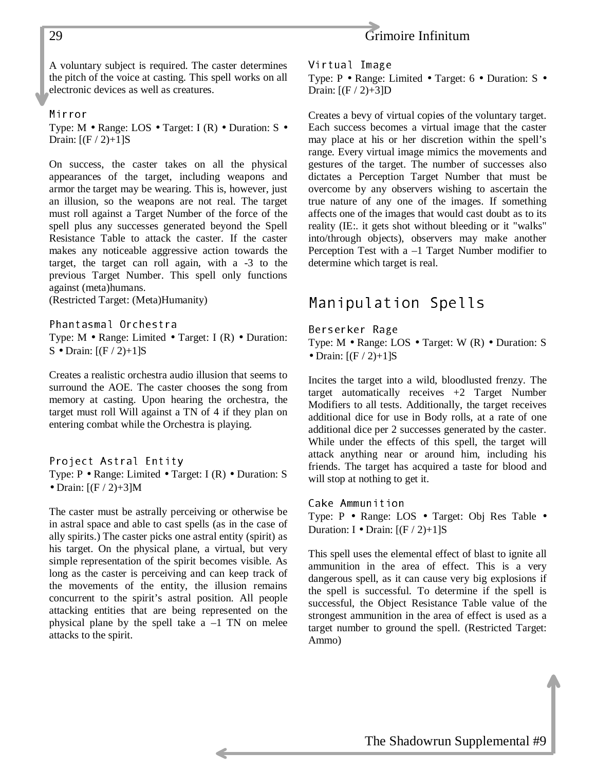A voluntary subject is required. The caster determines the pitch of the voice at casting. This spell works on all electronic devices as well as creatures.

### Mirror

Type: M • Range: LOS • Target: I (R) • Duration: S • Drain: [(F / 2)+1]S

On success, the caster takes on all the physical appearances of the target, including weapons and armor the target may be wearing. This is, however, just an illusion, so the weapons are not real. The target must roll against a Target Number of the force of the spell plus any successes generated beyond the Spell Resistance Table to attack the caster. If the caster makes any noticeable aggressive action towards the target, the target can roll again, with a -3 to the previous Target Number. This spell only functions against (meta)humans.
(Restricted Target: (Meta)Humanity)

### Phantasmal Orchestra

Type: M • Range: Limited • Target: I (R) • Duration: S • Drain: [(F / 2)+1]S

Creates a realistic orchestra audio illusion that seems to surround the AOE. The caster chooses the song from memory at casting. Upon hearing the orchestra, the target must roll Will against a TN of 4 if they plan on entering combat while the Orchestra is playing.

### Project Astral Entity

Type: P • Range: Limited • Target: I (R) • Duration: S • Drain: [(F / 2)+3]M

The caster must be astrally perceiving or otherwise be in astral space and able to cast spells (as in the case of ally spirits.) The caster picks one astral entity (spirit) as his target. On the physical plane, a virtual, but very simple representation of the spirit becomes visible. As long as the caster is perceiving and can keep track of the movements of the entity, the illusion remains concurrent to the spirit's astral position. All people attacking entities that are being represented on the physical plane by the spell take a –1 TN on melee attacks to the spirit.

### Virtual Image

Type: P • Range: Limited • Target: 6 • Duration: S • Drain: [(F / 2)+3]D

Creates a bevy of virtual copies of the voluntary target. Each success becomes a virtual image that the caster may place at his or her discretion within the spell's range. Every virtual image mimics the movements and gestures of the target. The number of successes also dictates a Perception Target Number that must be overcome by any observers wishing to ascertain the true nature of any one of the images. If something affects one of the images that would cast doubt as to its reality (IE:. it gets shot without bleeding or it "walks" into/through objects), observers may make another Perception Test with a –1 Target Number modifier to determine which target is real.

## Manipulation Spells

### Berserker Rage

Type: M • Range: LOS • Target: W (R) • Duration: S • Drain: [(F / 2)+1]S

Incites the target into a wild, bloodlusted frenzy. The target automatically receives +2 Target Number Modifiers to all tests. Additionally, the target receives additional dice for use in Body rolls, at a rate of one additional dice per 2 successes generated by the caster. While under the effects of this spell, the target will attack anything near or around him, including his friends. The target has acquired a taste for blood and will stop at nothing to get it.

### Cake Ammunition

Type: P • Range: LOS • Target: Obj Res Table • Duration: I • Drain: [(F / 2)+1]S

This spell uses the elemental effect of blast to ignite all ammunition in the area of effect. This is a very dangerous spell, as it can cause very big explosions if the spell is successful. To determine if the spell is successful, the Object Resistance Table value of the strongest ammunition in the area of effect is used as a target number to ground the spell. (Restricted Target: Ammo)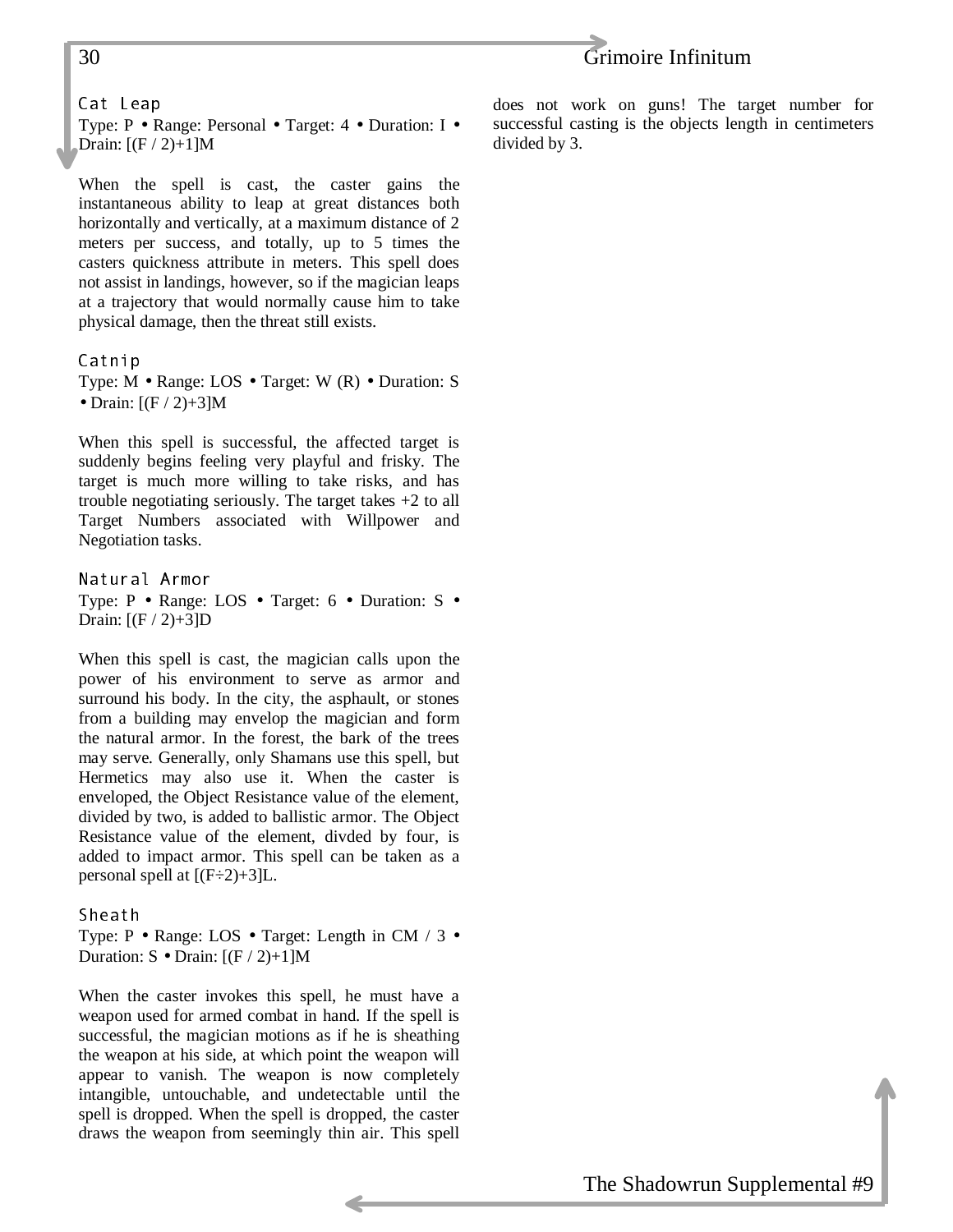### Cat Leap

Type: P • Range: Personal • Target: 4 • Duration: I • Drain: [(F / 2)+1]M

When the spell is cast, the caster gains the instantaneous ability to leap at great distances both horizontally and vertically, at a maximum distance of 2 meters per success, and totally, up to 5 times the casters quickness attribute in meters. This spell does not assist in landings, however, so if the magician leaps at a trajectory that would normally cause him to take physical damage, then the threat still exists.

### Catnip

Type: M • Range: LOS • Target: W (R) • Duration: S • Drain: [(F / 2)+3]M

When this spell is successful, the affected target is suddenly begins feeling very playful and frisky. The target is much more willing to take risks, and has trouble negotiating seriously. The target takes +2 to all Target Numbers associated with Willpower and Negotiation tasks.

### Natural Armor

Type: P • Range: LOS • Target: 6 • Duration: S • Drain: [(F / 2)+3]D

When this spell is cast, the magician calls upon the power of his environment to serve as armor and surround his body. In the city, the asphault, or stones from a building may envelop the magician and form the natural armor. In the forest, the bark of the trees may serve. Generally, only Shamans use this spell, but Hermetics may also use it. When the caster is enveloped, the Object Resistance value of the element, divided by two, is added to ballistic armor. The Object Resistance value of the element, divded by four, is added to impact armor. This spell can be taken as a personal spell at [(F÷2)+3]L.

### Sheath

Type: P • Range: LOS • Target: Length in CM / 3 • Duration: S • Drain: [(F / 2)+1]M

When the caster invokes this spell, he must have a weapon used for armed combat in hand. If the spell is successful, the magician motions as if he is sheathing the weapon at his side, at which point the weapon will appear to vanish. The weapon is now completely intangible, untouchable, and undetectable until the spell is dropped. When the spell is dropped, the caster draws the weapon from seemingly thin air. This spell does not work on guns! The target number for successful casting is the objects length in centimeters divided by 3.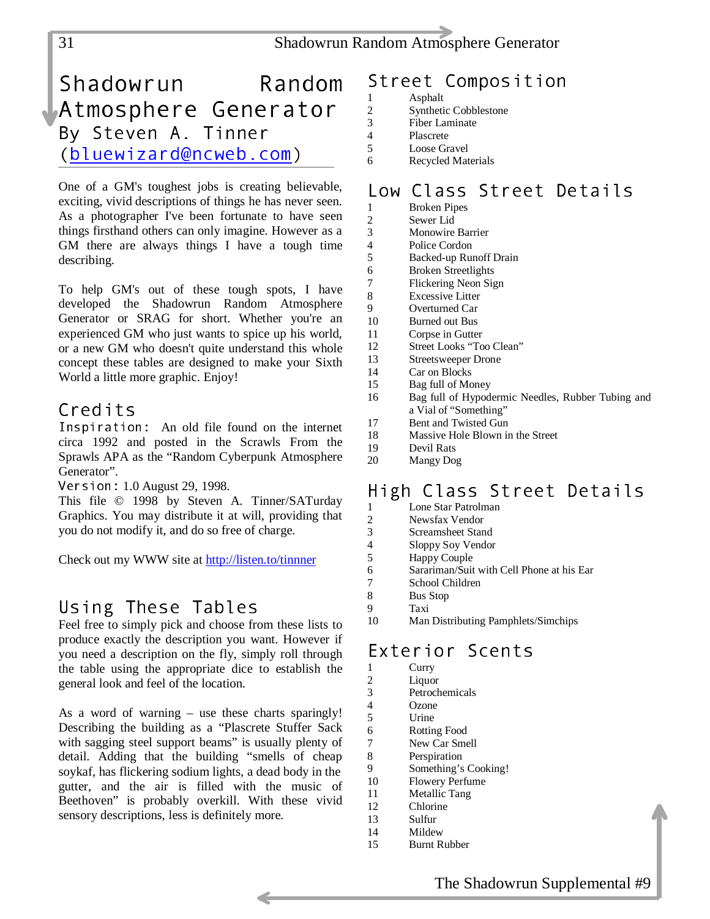# Shadowrun Random Atmosphere Generator

## By Steven A. Tinner (bluewizard@ncweb.com)

One of a GM's toughest jobs is creating believable, exciting, vivid descriptions of things he has never seen. As a photographer I've been fortunate to have seen things firsthand others can only imagine. However as a GM there are always things I have a tough time describing.

To help GM's out of these tough spots, I have developed the Shadowrun Random Atmosphere Generator or SRAG for short. Whether you're an experienced GM who just wants to spice up his world, or a new GM who doesn't quite understand this whole concept these tables are designed to make your Sixth World a little more graphic. Enjoy!

## Credits

**Inspiration:** An old file found on the internet circa 1992 and posted in the Scrawls From the Sprawls APA as the "Random Cyberpunk Atmosphere Generator".

**Version:** 1.0 August 29, 1998.

This file © 1998 by Steven A. Tinner/SATurday Graphics. You may distribute it at will, providing that you do not modify it, and do so free of charge.

Check out my WWW site at http://listen.to/tinnner

## Using These Tables

Feel free to simply pick and choose from these lists to produce exactly the description you want. However if you need a description on the fly, simply roll through the table using the appropriate dice to establish the general look and feel of the location.

As a word of warning – use these charts sparingly! Describing the building as a "Plascrete Stuffer Sack with sagging steel support beams" is usually plenty of detail. Adding that the building "smells of cheap soykaf, has flickering sodium lights, a dead body in the gutter, and the air is filled with the music of Beethoven" is probably overkill. With these vivid sensory descriptions, less is definitely more.

## Street Composition

| | |
|---|---|
| 1 | Asphalt |
| 2 | Synthetic Cobblestone |
| 3 | Fiber Laminate |
| 4 | Plascrete |
| 5 | Loose Gravel |
| 6 | Recycled Materials |

## Low Class Street Details

| | |
|---|---|
| 1 | Broken Pipes |
| 2 | Sewer Lid |
| 3 | Monowire Barrier |
| 4 | Police Cordon |
| 5 | Backed-up Runoff Drain |
| 6 | Broken Streetlights |
| 7 | Flickering Neon Sign |
| 8 | Excessive Litter |
| 9 | Overturned Car |
| 10 | Burned out Bus |
| 11 | Corpse in Gutter |
| 12 | Street Looks "Too Clean" |
| 13 | Streetsweeper Drone |
| 14 | Car on Blocks |
| 15 | Bag full of Money |
| 16 | Bag full of Hypodermic Needles, Rubber Tubing and a Vial of "Something" |
| 17 | Bent and Twisted Gun |
| 18 | Massive Hole Blown in the Street |
| 19 | Devil Rats |
| 20 | Mangy Dog |

## High Class Street Details

| | |
|---|---|
| 1 | Lone Star Patrolman |
| 2 | Newsfax Vendor |
| 3 | Screamsheet Stand |
| 4 | Sloppy Soy Vendor |
| 5 | Happy Couple |
| 6 | Sarariman/Suit with Cell Phone at his Ear |
| 7 | School Children |
| 8 | Bus Stop |
| 9 | Taxi |
| 10 | Man Distributing Pamphlets/Simchips |

## Exterior Scents

| | |
|---|---|
| 1 | Curry |
| 2 | Liquor |
| 3 | Petrochemicals |
| 4 | Ozone |
| 5 | Urine |
| 6 | Rotting Food |
| 7 | New Car Smell |
| 8 | Perspiration |
| 9 | Something's Cooking! |
| 10 | Flowery Perfume |
| 11 | Metallic Tang |
| 12 | Chlorine |
| 13 | Sulfur |
| 14 | Mildew |
| 15 | Burnt Rubber |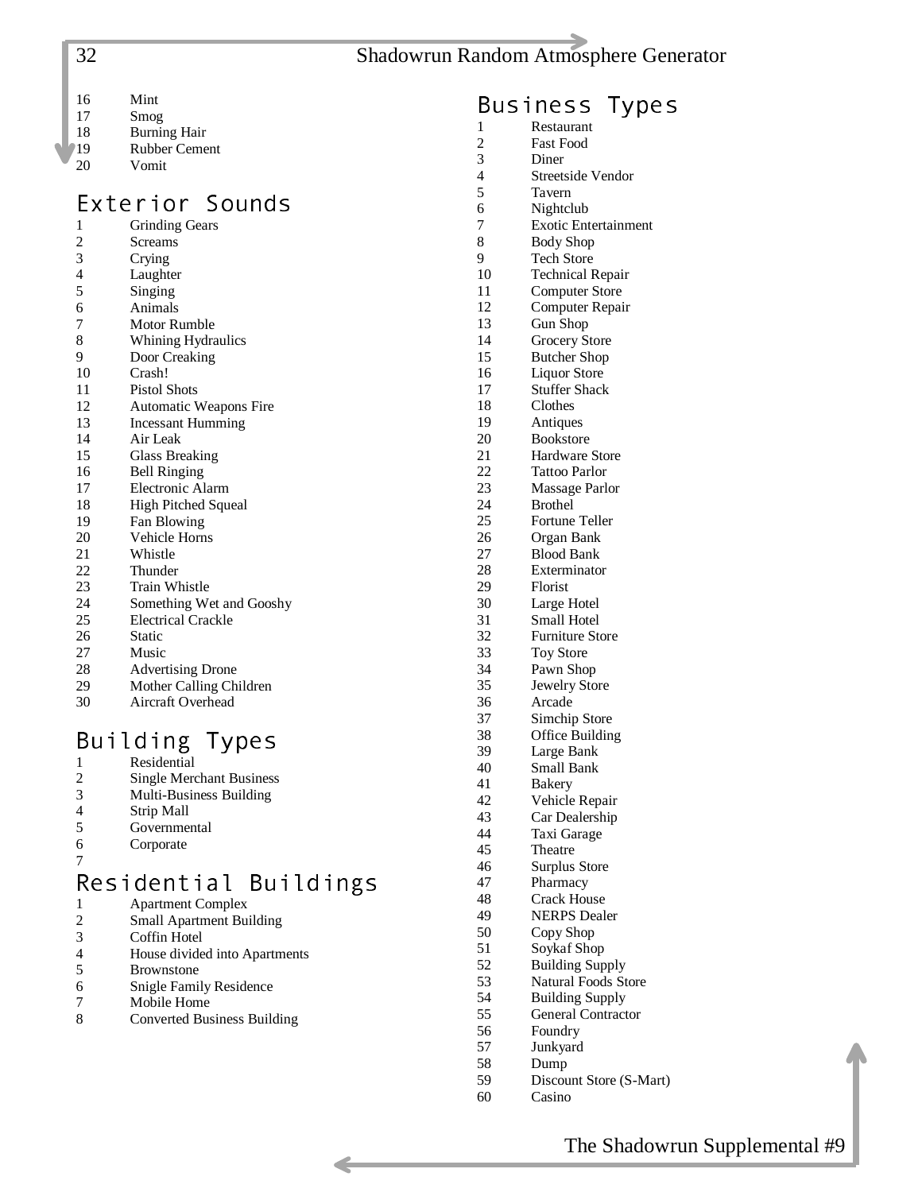| | |
|---|---|
| 16 | Mint |
| 17 | Smog |
| 18 | Burning Hair |
| 19 | Rubber Cement |
| 20 | Vomit |

## Exterior Sounds

| | |
|---|---|
| 1 | Grinding Gears |
| 2 | Screams |
| 3 | Crying |
| 4 | Laughter |
| 5 | Singing |
| 6 | Animals |
| 7 | Motor Rumble |
| 8 | Whining Hydraulics |
| 9 | Door Creaking |
| 10 | Crash! |
| 11 | Pistol Shots |
| 12 | Automatic Weapons Fire |
| 13 | Incessant Humming |
| 14 | Air Leak |
| 15 | Glass Breaking |
| 16 | Bell Ringing |
| 17 | Electronic Alarm |
| 18 | High Pitched Squeal |
| 19 | Fan Blowing |
| 20 | Vehicle Horns |
| 21 | Whistle |
| 22 | Thunder |
| 23 | Train Whistle |
| 24 | Something Wet and Gooshy |
| 25 | Electrical Crackle |
| 26 | Static |
| 27 | Music |
| 28 | Advertising Drone |
| 29 | Mother Calling Children |
| 30 | Aircraft Overhead |

## Building Types

| | |
|---|---|
| 1 | Residential |
| 2 | Single Merchant Business |
| 3 | Multi-Business Building |
| 4 | Strip Mall |
| 5 | Governmental |
| 6 | Corporate |
| 7 | |

## Residential Buildings

| | |
|---|---|
| 1 | Apartment Complex |
| 2 | Small Apartment Building |
| 3 | Coffin Hotel |
| 4 | House divided into Apartments |
| 5 | Brownstone |
| 6 | Snigle Family Residence |
| 7 | Mobile Home |
| 8 | Converted Business Building |

## Business Types

| | |
|---|---|
| 1 | Restaurant |
| 2 | Fast Food |
| 3 | Diner |
| 4 | Streetside Vendor |
| 5 | Tavern |
| 6 | Nightclub |
| 7 | Exotic Entertainment |
| 8 | Body Shop |
| 9 | Tech Store |
| 10 | Technical Repair |
| 11 | Computer Store |
| 12 | Computer Repair |
| 13 | Gun Shop |
| 14 | Grocery Store |
| 15 | Butcher Shop |
| 16 | Liquor Store |
| 17 | Stuffer Shack |
| 18 | Clothes |
| 19 | Antiques |
| 20 | Bookstore |
| 21 | Hardware Store |
| 22 | Tattoo Parlor |
| 23 | Massage Parlor |
| 24 | Brothel |
| 25 | Fortune Teller |
| 26 | Organ Bank |
| 27 | Blood Bank |
| 28 | Exterminator |
| 29 | Florist |
| 30 | Large Hotel |
| 31 | Small Hotel |
| 32 | Furniture Store |
| 33 | Toy Store |
| 34 | Pawn Shop |
| 35 | Jewelry Store |
| 36 | Arcade |
| 37 | Simchip Store |
| 38 | Office Building |
| 39 | Large Bank |
| 40 | Small Bank |
| 41 | Bakery |
| 42 | Vehicle Repair |
| 43 | Car Dealership |
| 44 | Taxi Garage |
| 45 | Theatre |
| 46 | Surplus Store |
| 47 | Pharmacy |
| 48 | Crack House |
| 49 | NERPS Dealer |
| 50 | Copy Shop |
| 51 | Soykaf Shop |
| 52 | Building Supply |
| 53 | Natural Foods Store |
| 54 | Building Supply |
| 55 | General Contractor |
| 56 | Foundry |
| 57 | Junkyard |
| 58 | Dump |
| 59 | Discount Store (S-Mart) |
| 60 | Casino |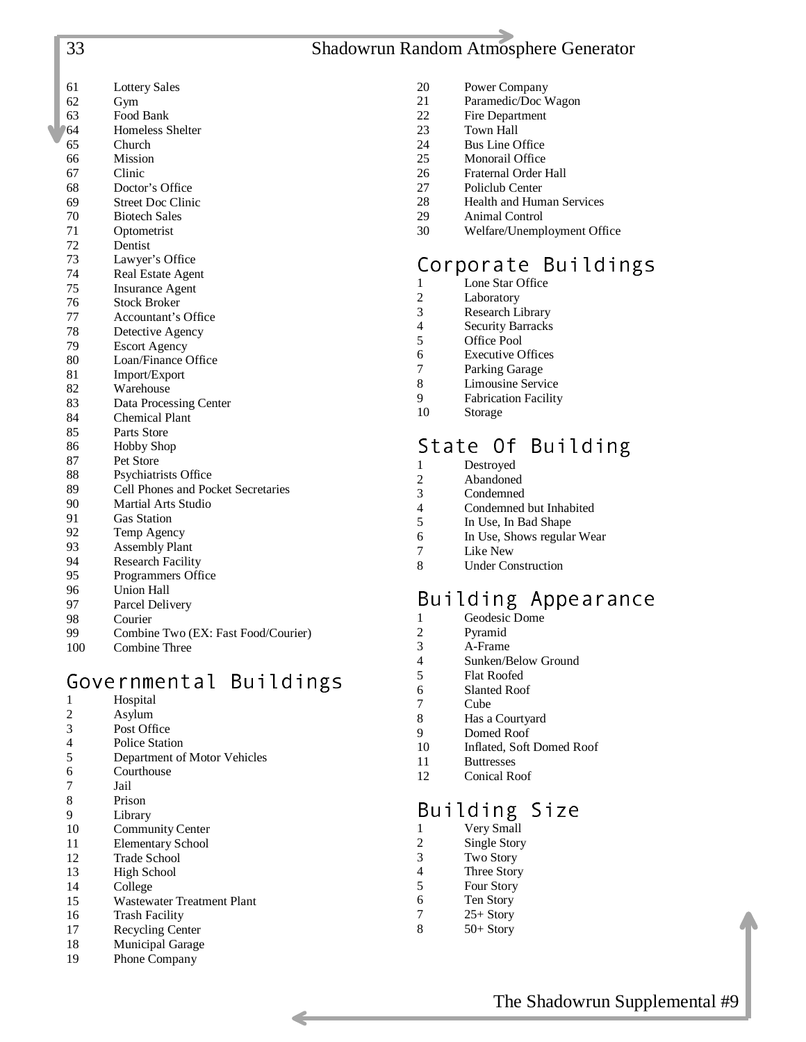61 Lottery Sales
62 Gym
63 Food Bank
64 Homeless Shelter
65 Church
66 Mission
67 Clinic
68 Doctor's Office
69 Street Doc Clinic
70 Biotech Sales
71 Optometrist
72 Dentist
73 Lawyer's Office
74 Real Estate Agent
75 Insurance Agent
76 Stock Broker
77 Accountant's Office
78 Detective Agency
79 Escort Agency
80 Loan/Finance Office
81 Import/Export
82 Warehouse
83 Data Processing Center
84 Chemical Plant
85 Parts Store
86 Hobby Shop
87 Pet Store
88 Psychiatrists Office
89 Cell Phones and Pocket Secretaries
90 Martial Arts Studio
91 Gas Station
92 Temp Agency
93 Assembly Plant
94 Research Facility
95 Programmers Office
96 Union Hall
97 Parcel Delivery
98 Courier
99 Combine Two (EX: Fast Food/Courier)
100 Combine Three

## Governmental Buildings

1 Hospital
2 Asylum
3 Post Office
4 Police Station
5 Department of Motor Vehicles
6 Courthouse
7 Jail
8 Prison
9 Library
10 Community Center
11 Elementary School
12 Trade School
13 High School
14 College
15 Wastewater Treatment Plant
16 Trash Facility
17 Recycling Center
18 Municipal Garage
19 Phone Company
20 Power Company
21 Paramedic/Doc Wagon
22 Fire Department
23 Town Hall
24 Bus Line Office
25 Monorail Office
26 Fraternal Order Hall
27 Policlub Center
28 Health and Human Services
29 Animal Control
30 Welfare/Unemployment Office

## Corporate Buildings

1 Lone Star Office
2 Laboratory
3 Research Library
4 Security Barracks
5 Office Pool
6 Executive Offices
7 Parking Garage
8 Limousine Service
9 Fabrication Facility
10 Storage

## State Of Building

1 Destroyed
2 Abandoned
3 Condemned
4 Condemned but Inhabited
5 In Use, In Bad Shape
6 In Use, Shows regular Wear
7 Like New
8 Under Construction

## Building Appearance

1 Geodesic Dome
2 Pyramid
3 A-Frame
4 Sunken/Below Ground
5 Flat Roofed
6 Slanted Roof
7 Cube
8 Has a Courtyard
9 Domed Roof
10 Inflated, Soft Domed Roof
11 Buttresses
12 Conical Roof

## Building Size

1 Very Small
2 Single Story
3 Two Story
4 Three Story
5 Four Story
6 Ten Story
7 25+ Story
8 50+ Story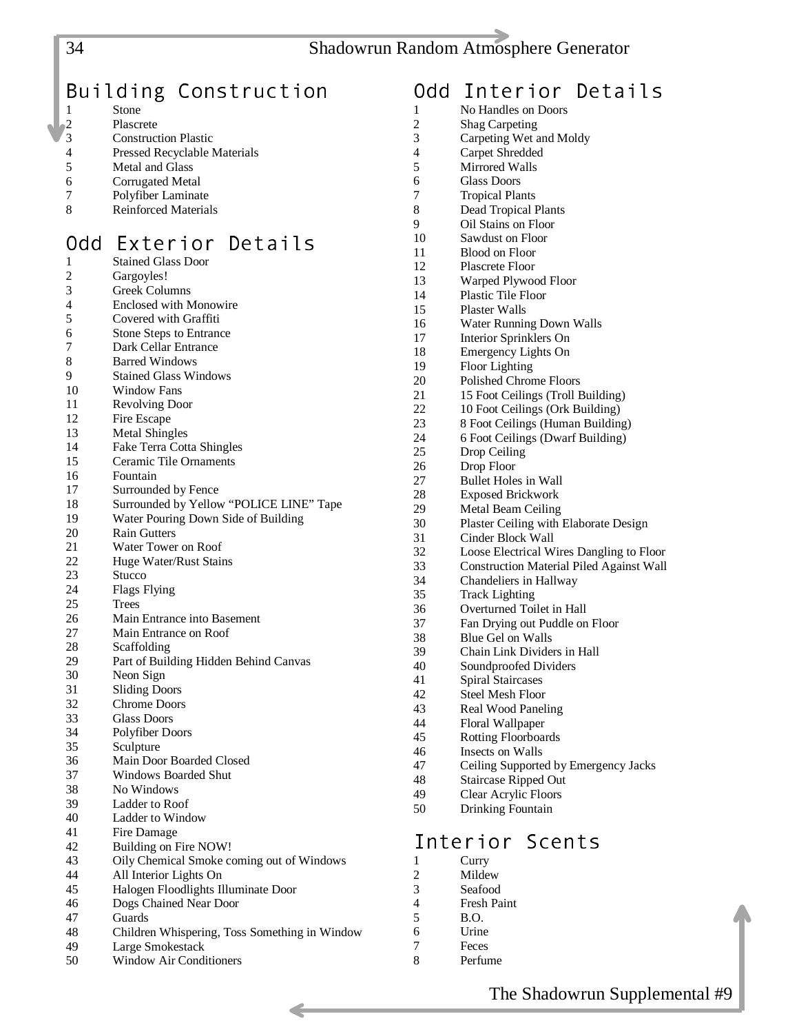## Building Construction

| | |
|---|---|
| 1 | Stone |
| 2 | Plascrete |
| 3 | Construction Plastic |
| 4 | Pressed Recyclable Materials |
| 5 | Metal and Glass |
| 6 | Corrugated Metal |
| 7 | Polyfiber Laminate |
| 8 | Reinforced Materials |

## Odd Exterior Details

| | |
|---|---|
| 1 | Stained Glass Door |
| 2 | Gargoyles! |
| 3 | Greek Columns |
| 4 | Enclosed with Monowire |
| 5 | Covered with Graffiti |
| 6 | Stone Steps to Entrance |
| 7 | Dark Cellar Entrance |
| 8 | Barred Windows |
| 9 | Stained Glass Windows |
| 10 | Window Fans |
| 11 | Revolving Door |
| 12 | Fire Escape |
| 13 | Metal Shingles |
| 14 | Fake Terra Cotta Shingles |
| 15 | Ceramic Tile Ornaments |
| 16 | Fountain |
| 17 | Surrounded by Fence |
| 18 | Surrounded by Yellow "POLICE LINE" Tape |
| 19 | Water Pouring Down Side of Building |
| 20 | Rain Gutters |
| 21 | Water Tower on Roof |
| 22 | Huge Water/Rust Stains |
| 23 | Stucco |
| 24 | Flags Flying |
| 25 | Trees |
| 26 | Main Entrance into Basement |
| 27 | Main Entrance on Roof |
| 28 | Scaffolding |
| 29 | Part of Building Hidden Behind Canvas |
| 30 | Neon Sign |
| 31 | Sliding Doors |
| 32 | Chrome Doors |
| 33 | Glass Doors |
| 34 | Polyfiber Doors |
| 35 | Sculpture |
| 36 | Main Door Boarded Closed |
| 37 | Windows Boarded Shut |
| 38 | No Windows |
| 39 | Ladder to Roof |
| 40 | Ladder to Window |
| 41 | Fire Damage |
| 42 | Building on Fire NOW! |
| 43 | Oily Chemical Smoke coming out of Windows |
| 44 | All Interior Lights On |
| 45 | Halogen Floodlights Illuminate Door |
| 46 | Dogs Chained Near Door |
| 47 | Guards |
| 48 | Children Whispering, Toss Something in Window |
| 49 | Large Smokestack |
| 50 | Window Air Conditioners |

## Odd Interior Details

| | |
|---|---|
| 1 | No Handles on Doors |
| 2 | Shag Carpeting |
| 3 | Carpeting Wet and Moldy |
| 4 | Carpet Shredded |
| 5 | Mirrored Walls |
| 6 | Glass Doors |
| 7 | Tropical Plants |
| 8 | Dead Tropical Plants |
| 9 | Oil Stains on Floor |
| 10 | Sawdust on Floor |
| 11 | Blood on Floor |
| 12 | Plascrete Floor |
| 13 | Warped Plywood Floor |
| 14 | Plastic Tile Floor |
| 15 | Plaster Walls |
| 16 | Water Running Down Walls |
| 17 | Interior Sprinklers On |
| 18 | Emergency Lights On |
| 19 | Floor Lighting |
| 20 | Polished Chrome Floors |
| 21 | 15 Foot Ceilings (Troll Building) |
| 22 | 10 Foot Ceilings (Ork Building) |
| 23 | 8 Foot Ceilings (Human Building) |
| 24 | 6 Foot Ceilings (Dwarf Building) |
| 25 | Drop Ceiling |
| 26 | Drop Floor |
| 27 | Bullet Holes in Wall |
| 28 | Exposed Brickwork |
| 29 | Metal Beam Ceiling |
| 30 | Plaster Ceiling with Elaborate Design |
| 31 | Cinder Block Wall |
| 32 | Loose Electrical Wires Dangling to Floor |
| 33 | Construction Material Piled Against Wall |
| 34 | Chandeliers in Hallway |
| 35 | Track Lighting |
| 36 | Overturned Toilet in Hall |
| 37 | Fan Drying out Puddle on Floor |
| 38 | Blue Gel on Walls |
| 39 | Chain Link Dividers in Hall |
| 40 | Soundproofed Dividers |
| 41 | Spiral Staircases |
| 42 | Steel Mesh Floor |
| 43 | Real Wood Paneling |
| 44 | Floral Wallpaper |
| 45 | Rotting Floorboards |
| 46 | Insects on Walls |
| 47 | Ceiling Supported by Emergency Jacks |
| 48 | Staircase Ripped Out |
| 49 | Clear Acrylic Floors |
| 50 | Drinking Fountain |

## Interior Scents

| | |
|---|---|
| 1 | Curry |
| 2 | Mildew |
| 3 | Seafood |
| 4 | Fresh Paint |
| 5 | B.O. |
| 6 | Urine |
| 7 | Feces |
| 8 | Perfume |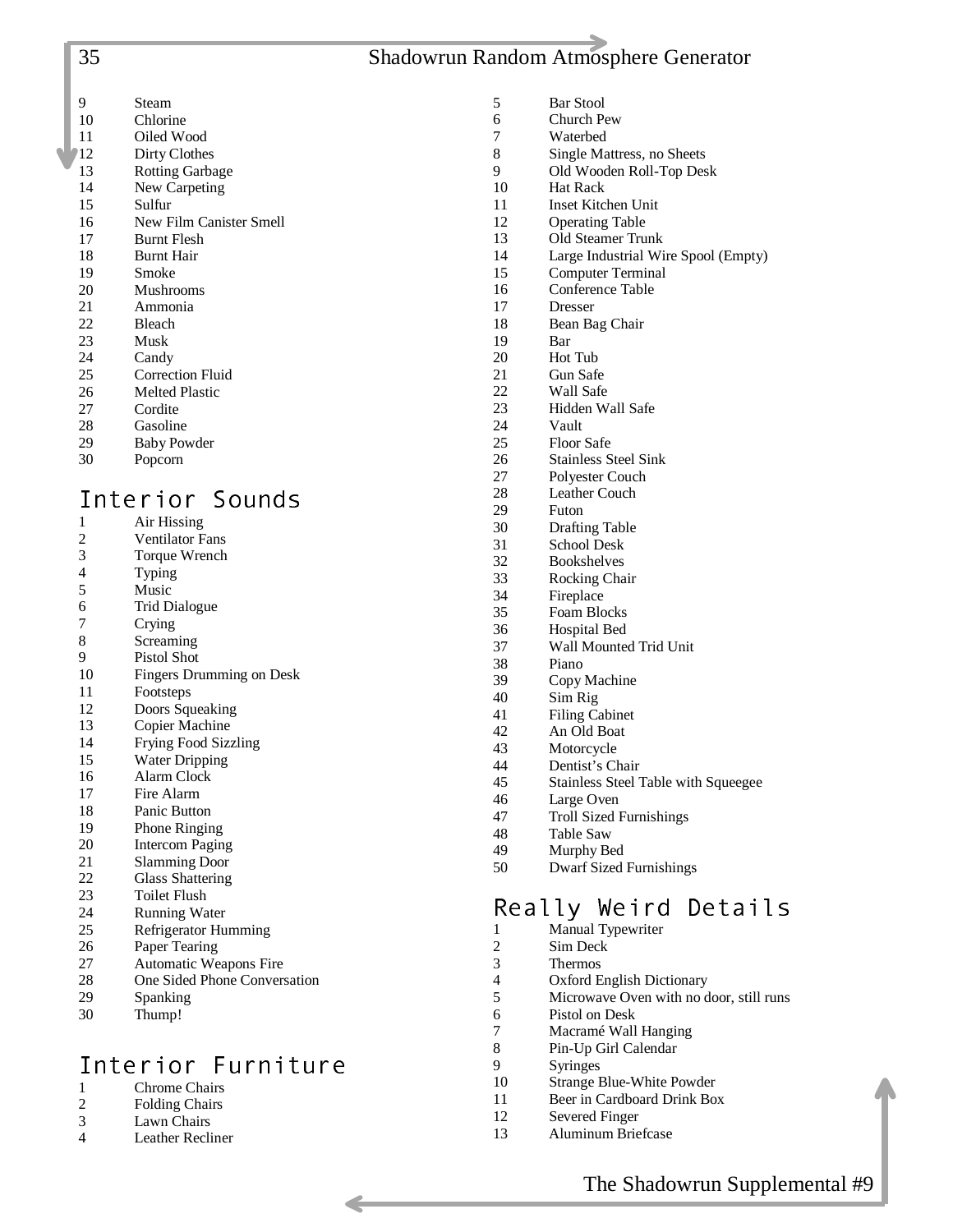9 Steam
10 Chlorine
11 Oiled Wood
12 Dirty Clothes
13 Rotting Garbage
14 New Carpeting
15 Sulfur
16 New Film Canister Smell
17 Burnt Flesh
18 Burnt Hair
19 Smoke
20 Mushrooms
21 Ammonia
22 Bleach
23 Musk
24 Candy
25 Correction Fluid
26 Melted Plastic
27 Cordite
28 Gasoline
29 Baby Powder
30 Popcorn

## Interior Sounds

1 Air Hissing
2 Ventilator Fans
3 Torque Wrench
4 Typing
5 Music
6 Trid Dialogue
7 Crying
8 Screaming
9 Pistol Shot
10 Fingers Drumming on Desk
11 Footsteps
12 Doors Squeaking
13 Copier Machine
14 Frying Food Sizzling
15 Water Dripping
16 Alarm Clock
17 Fire Alarm
18 Panic Button
19 Phone Ringing
20 Intercom Paging
21 Slamming Door
22 Glass Shattering
23 Toilet Flush
24 Running Water
25 Refrigerator Humming
26 Paper Tearing
27 Automatic Weapons Fire
28 One Sided Phone Conversation
29 Spanking
30 Thump!

## Interior Furniture

1 Chrome Chairs
2 Folding Chairs
3 Lawn Chairs
4 Leather Recliner
5 Bar Stool
6 Church Pew
7 Waterbed
8 Single Mattress, no Sheets
9 Old Wooden Roll-Top Desk
10 Hat Rack
11 Inset Kitchen Unit
12 Operating Table
13 Old Steamer Trunk
14 Large Industrial Wire Spool (Empty)
15 Computer Terminal
16 Conference Table
17 Dresser
18 Bean Bag Chair
19 Bar
20 Hot Tub
21 Gun Safe
22 Wall Safe
23 Hidden Wall Safe
24 Vault
25 Floor Safe
26 Stainless Steel Sink
27 Polyester Couch
28 Leather Couch
29 Futon
30 Drafting Table
31 School Desk
32 Bookshelves
33 Rocking Chair
34 Fireplace
35 Foam Blocks
36 Hospital Bed
37 Wall Mounted Trid Unit
38 Piano
39 Copy Machine
40 Sim Rig
41 Filing Cabinet
42 An Old Boat
43 Motorcycle
44 Dentist's Chair
45 Stainless Steel Table with Squeegee
46 Large Oven
47 Troll Sized Furnishings
48 Table Saw
49 Murphy Bed
50 Dwarf Sized Furnishings

## Really Weird Details

1 Manual Typewriter
2 Sim Deck
3 Thermos
4 Oxford English Dictionary
5 Microwave Oven with no door, still runs
6 Pistol on Desk
7 Macramé Wall Hanging
8 Pin-Up Girl Calendar
9 Syringes
10 Strange Blue-White Powder
11 Beer in Cardboard Drink Box
12 Severed Finger
13 Aluminum Briefcase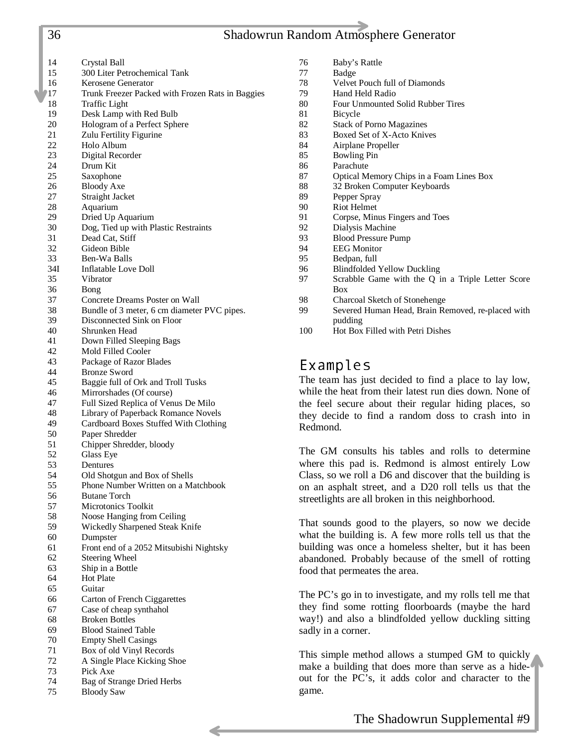| | |
|---|---|
| 14 | Crystal Ball |
| 15 | 300 Liter Petrochemical Tank |
| 16 | Kerosene Generator |
| 17 | Trunk Freezer Packed with Frozen Rats in Baggies |
| 18 | Traffic Light |
| 19 | Desk Lamp with Red Bulb |
| 20 | Hologram of a Perfect Sphere |
| 21 | Zulu Fertility Figurine |
| 22 | Holo Album |
| 23 | Digital Recorder |
| 24 | Drum Kit |
| 25 | Saxophone |
| 26 | Bloody Axe |
| 27 | Straight Jacket |
| 28 | Aquarium |
| 29 | Dried Up Aquarium |
| 30 | Dog, Tied up with Plastic Restraints |
| 31 | Dead Cat, Stiff |
| 32 | Gideon Bible |
| 33 | Ben-Wa Balls |
| 34I | Inflatable Love Doll |
| 35 | Vibrator |
| 36 | Bong |
| 37 | Concrete Dreams Poster on Wall |
| 38 | Bundle of 3 meter, 6 cm diameter PVC pipes. |
| 39 | Disconnected Sink on Floor |
| 40 | Shrunken Head |
| 41 | Down Filled Sleeping Bags |
| 42 | Mold Filled Cooler |
| 43 | Package of Razor Blades |
| 44 | Bronze Sword |
| 45 | Baggie full of Ork and Troll Tusks |
| 46 | Mirrorshades (Of course) |
| 47 | Full Sized Replica of Venus De Milo |
| 48 | Library of Paperback Romance Novels |
| 49 | Cardboard Boxes Stuffed With Clothing |
| 50 | Paper Shredder |
| 51 | Chipper Shredder, bloody |
| 52 | Glass Eye |
| 53 | Dentures |
| 54 | Old Shotgun and Box of Shells |
| 55 | Phone Number Written on a Matchbook |
| 56 | Butane Torch |
| 57 | Microtonics Toolkit |
| 58 | Noose Hanging from Ceiling |
| 59 | Wickedly Sharpened Steak Knife |
| 60 | Dumpster |
| 61 | Front end of a 2052 Mitsubishi Nightsky |
| 62 | Steering Wheel |
| 63 | Ship in a Bottle |
| 64 | Hot Plate |
| 65 | Guitar |
| 66 | Carton of French Ciggarettes |
| 67 | Case of cheap synthahol |
| 68 | Broken Bottles |
| 69 | Blood Stained Table |
| 70 | Empty Shell Casings |
| 71 | Box of old Vinyl Records |
| 72 | A Single Place Kicking Shoe |
| 73 | Pick Axe |
| 74 | Bag of Strange Dried Herbs |
| 75 | Bloody Saw |
| 76 | Baby's Rattle |
| 77 | Badge |
| 78 | Velvet Pouch full of Diamonds |
| 79 | Hand Held Radio |
| 80 | Four Unmounted Solid Rubber Tires |
| 81 | Bicycle |
| 82 | Stack of Porno Magazines |
| 83 | Boxed Set of X-Acto Knives |
| 84 | Airplane Propeller |
| 85 | Bowling Pin |
| 86 | Parachute |
| 87 | Optical Memory Chips in a Foam Lines Box |
| 88 | 32 Broken Computer Keyboards |
| 89 | Pepper Spray |
| 90 | Riot Helmet |
| 91 | Corpse, Minus Fingers and Toes |
| 92 | Dialysis Machine |
| 93 | Blood Pressure Pump |
| 94 | EEG Monitor |
| 95 | Bedpan, full |
| 96 | Blindfolded Yellow Duckling |
| 97 | Scrabble Game with the Q in a Triple Letter Score Box |
| 98 | Charcoal Sketch of Stonehenge |
| 99 | Severed Human Head, Brain Removed, re-placed with pudding |
| 100 | Hot Box Filled with Petri Dishes |

## Examples

The team has just decided to find a place to lay low, while the heat from their latest run dies down. None of the feel secure about their regular hiding places, so they decide to find a random doss to crash into in Redmond.

The GM consults his tables and rolls to determine where this pad is. Redmond is almost entirely Low Class, so we roll a D6 and discover that the building is on an asphalt street, and a D20 roll tells us that the streetlights are all broken in this neighborhood.

That sounds good to the players, so now we decide what the building is. A few more rolls tell us that the building was once a homeless shelter, but it has been abandoned. Probably because of the smell of rotting food that permeates the area.

The PC's go in to investigate, and my rolls tell me that they find some rotting floorboards (maybe the hard way!) and also a blindfolded yellow duckling sitting sadly in a corner.

This simple method allows a stumped GM to quickly make a building that does more than serve as a hide-out for the PC's, it adds color and character to the game.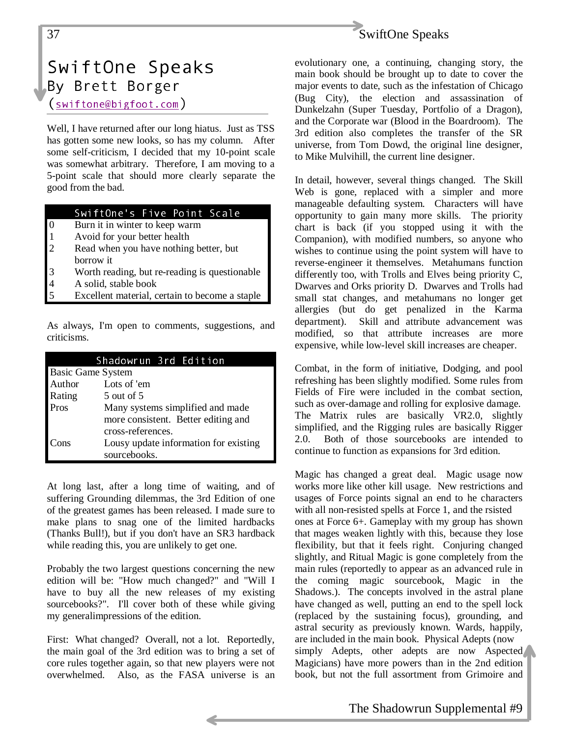# SwiftOne Speaks

## By Brett Borger

(swiftone@bigfoot.com)

Well, I have returned after our long hiatus. Just as TSS has gotten some new looks, so has my column. After some self-criticism, I decided that my 10-point scale was somewhat arbitrary. Therefore, I am moving to a 5-point scale that should more clearly separate the good from the bad.

| SwiftOne's Five Point Scale | |
|---|---|
| 0 | Burn it in winter to keep warm |
| 1 | Avoid for your better health |
| 2 | Read when you have nothing better, but borrow it |
| 3 | Worth reading, but re-reading is questionable |
| 4 | A solid, stable book |
| 5 | Excellent material, certain to become a staple |

As always, I'm open to comments, suggestions, and criticisms.

| Shadowrun 3rd Edition | |
|---|---|
| Basic Game System | |
| Author | Lots of 'em |
| Rating | 5 out of 5 |
| Pros | Many systems simplified and made more consistent. Better editing and cross-references. |
| Cons | Lousy update information for existing sourcebooks. |

At long last, after a long time of waiting, and of suffering Grounding dilemmas, the 3rd Edition of one of the greatest games has been released. I made sure to make plans to snag one of the limited hardbacks (Thanks Bull!), but if you don't have an SR3 hardback while reading this, you are unlikely to get one.

Probably the two largest questions concerning the new edition will be: "How much changed?" and "Will I have to buy all the new releases of my existing sourcebooks?". I'll cover both of these while giving my generalimpressions of the edition.

First: What changed? Overall, not a lot. Reportedly, the main goal of the 3rd edition was to bring a set of core rules together again, so that new players were not overwhelmed. Also, as the FASA universe is an evolutionary one, a continuing, changing story, the main book should be brought up to date to cover the major events to date, such as the infestation of Chicago (Bug City), the election and assassination of Dunkelzahn (Super Tuesday, Portfolio of a Dragon), and the Corporate war (Blood in the Boardroom). The 3rd edition also completes the transfer of the SR universe, from Tom Dowd, the original line designer, to Mike Mulvihill, the current line designer.

In detail, however, several things changed. The Skill Web is gone, replaced with a simpler and more manageable defaulting system. Characters will have opportunity to gain many more skills. The priority chart is back (if you stopped using it with the Companion), with modified numbers, so anyone who wishes to continue using the point system will have to reverse-engineer it themselves. Metahumans function differently too, with Trolls and Elves being priority C, Dwarves and Orks priority D. Dwarves and Trolls had small stat changes, and metahumans no longer get allergies (but do get penalized in the Karma department). Skill and attribute advancement was modified, so that attribute increases are more expensive, while low-level skill increases are cheaper.

Combat, in the form of initiative, Dodging, and pool refreshing has been slightly modified. Some rules from Fields of Fire were included in the combat section, such as over-damage and rolling for explosive damage. The Matrix rules are basically VR2.0, slightly simplified, and the Rigging rules are basically Rigger 2.0. Both of those sourcebooks are intended to continue to function as expansions for 3rd edition.

Magic has changed a great deal. Magic usage now works more like other kill usage. New restrictions and usages of Force points signal an end to he characters with all non-resisted spells at Force 1, and the rsisted ones at Force 6+. Gameplay with my group has shown that mages weaken lightly with this, because they lose flexibility, but that it feels right. Conjuring changed slightly, and Ritual Magic is gone completely from the main rules (reportedly to appear as an advanced rule in the coming magic sourcebook, Magic in the Shadows.). The concepts involved in the astral plane have changed as well, putting an end to the spell lock (replaced by the sustaining focus), grounding, and astral security as previously known. Wards, happily, are included in the main book. Physical Adepts (now simply Adepts, other adepts are now Aspected Magicians) have more powers than in the 2nd edition book, but not the full assortment from Grimoire and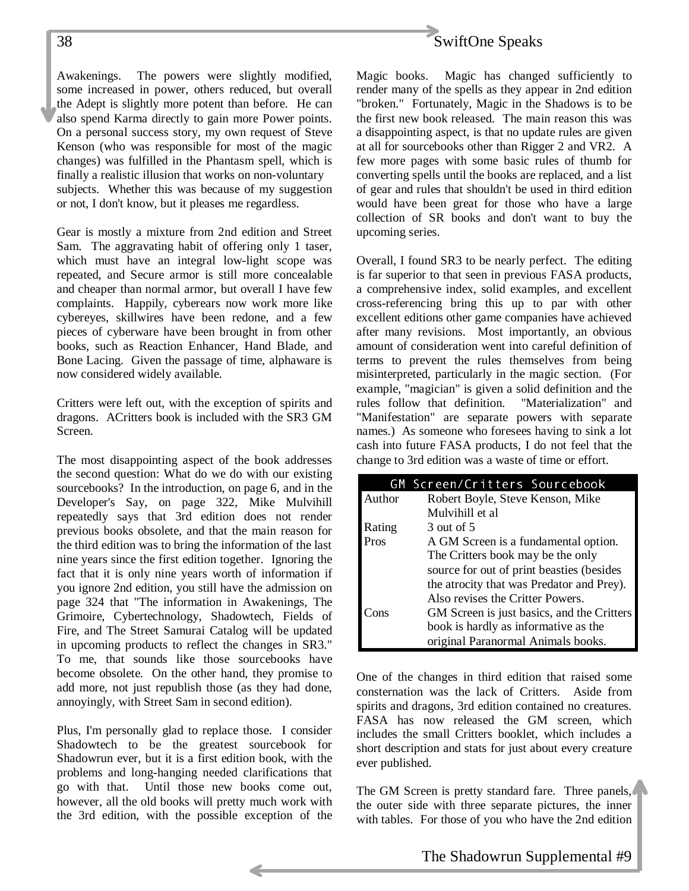Awakenings. The powers were slightly modified, some increased in power, others reduced, but overall the Adept is slightly more potent than before. He can also spend Karma directly to gain more Power points. On a personal success story, my own request of Steve Kenson (who was responsible for most of the magic changes) was fulfilled in the Phantasm spell, which is finally a realistic illusion that works on non-voluntary subjects. Whether this was because of my suggestion or not, I don't know, but it pleases me regardless.

Gear is mostly a mixture from 2nd edition and Street Sam. The aggravating habit of offering only 1 taser, which must have an integral low-light scope was repeated, and Secure armor is still more concealable and cheaper than normal armor, but overall I have few complaints. Happily, cyberears now work more like cybereyes, skillwires have been redone, and a few pieces of cyberware have been brought in from other books, such as Reaction Enhancer, Hand Blade, and Bone Lacing. Given the passage of time, alphaware is now considered widely available.

Critters were left out, with the exception of spirits and dragons. ACritters book is included with the SR3 GM Screen.

The most disappointing aspect of the book addresses the second question: What do we do with our existing sourcebooks? In the introduction, on page 6, and in the Developer's Say, on page 322, Mike Mulvihill repeatedly says that 3rd edition does not render previous books obsolete, and that the main reason for the third edition was to bring the information of the last nine years since the first edition together. Ignoring the fact that it is only nine years worth of information if you ignore 2nd edition, you still have the admission on page 324 that "The information in Awakenings, The Grimoire, Cybertechnology, Shadowtech, Fields of Fire, and The Street Samurai Catalog will be updated in upcoming products to reflect the changes in SR3." To me, that sounds like those sourcebooks have become obsolete. On the other hand, they promise to add more, not just republish those (as they had done, annoyingly, with Street Sam in second edition).

Plus, I'm personally glad to replace those. I consider Shadowtech to be the greatest sourcebook for Shadowrun ever, but it is a first edition book, with the problems and long-hanging needed clarifications that go with that. Until those new books come out, however, all the old books will pretty much work with the 3rd edition, with the possible exception of the Magic books. Magic has changed sufficiently to render many of the spells as they appear in 2nd edition "broken." Fortunately, Magic in the Shadows is to be the first new book released. The main reason this was a disappointing aspect, is that no update rules are given at all for sourcebooks other than Rigger 2 and VR2. A few more pages with some basic rules of thumb for converting spells until the books are replaced, and a list of gear and rules that shouldn't be used in third edition would have been great for those who have a large collection of SR books and don't want to buy the upcoming series.

Overall, I found SR3 to be nearly perfect. The editing is far superior to that seen in previous FASA products, a comprehensive index, solid examples, and excellent cross-referencing bring this up to par with other excellent editions other game companies have achieved after many revisions. Most importantly, an obvious amount of consideration went into careful definition of terms to prevent the rules themselves from being misinterpreted, particularly in the magic section. (For example, "magician" is given a solid definition and the rules follow that definition. "Materialization" and "Manifestation" are separate powers with separate names.) As someone who foresees having to sink a lot cash into future FASA products, I do not feel that the change to 3rd edition was a waste of time or effort.

| GM Screen/Critters Sourcebook | |
|---|---|
| Author | Robert Boyle, Steve Kenson, Mike Mulvihill et al |
| Rating | 3 out of 5 |
| Pros | A GM Screen is a fundamental option. The Critters book may be the only source for out of print beasties (besides the atrocity that was Predator and Prey). Also revises the Critter Powers. |
| Cons | GM Screen is just basics, and the Critters book is hardly as informative as the original Paranormal Animals books. |

One of the changes in third edition that raised some consternation was the lack of Critters. Aside from spirits and dragons, 3rd edition contained no creatures. FASA has now released the GM screen, which includes the small Critters booklet, which includes a short description and stats for just about every creature ever published.

The GM Screen is pretty standard fare. Three panels, the outer side with three separate pictures, the inner with tables. For those of you who have the 2nd edition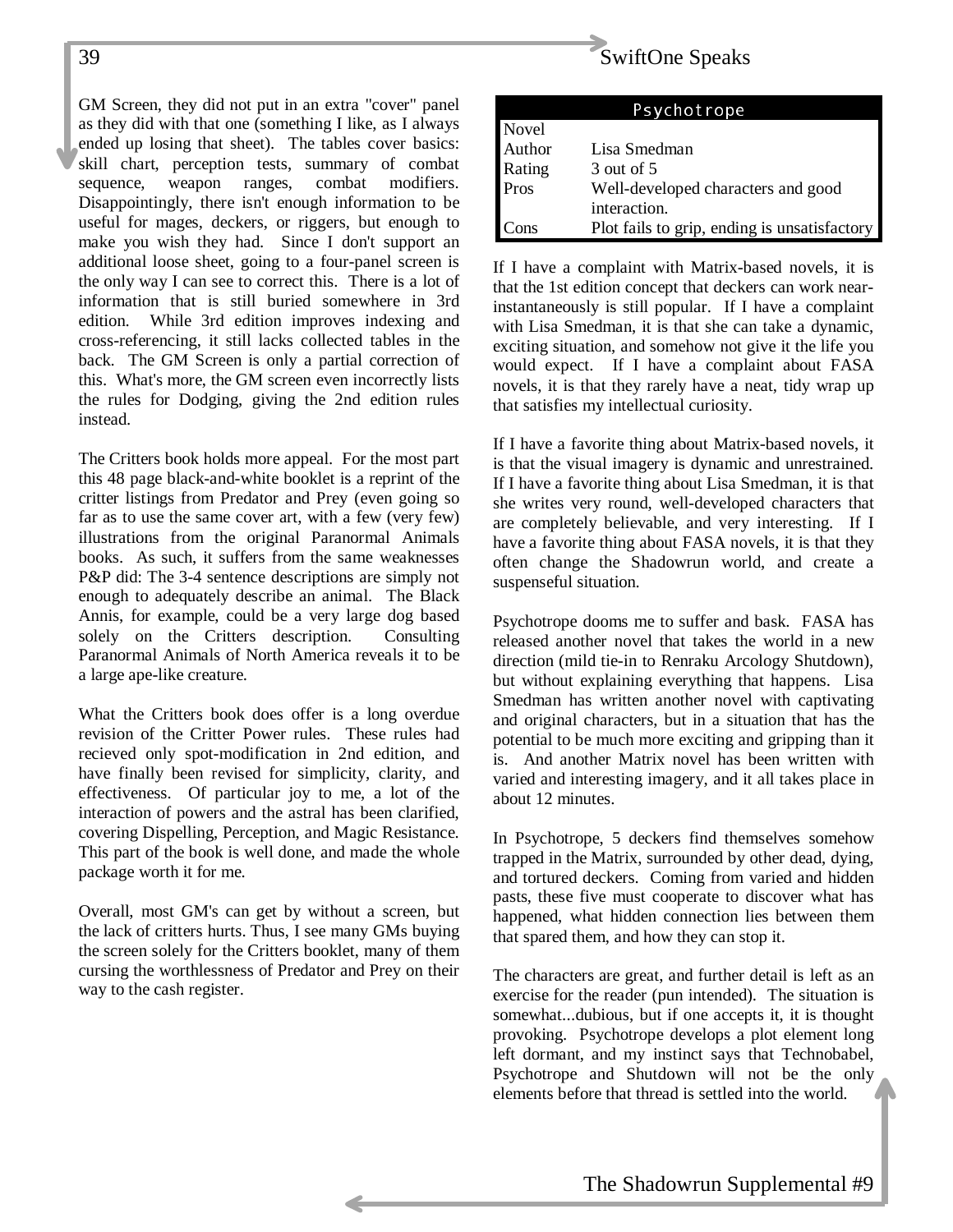GM Screen, they did not put in an extra "cover" panel as they did with that one (something I like, as I always ended up losing that sheet). The tables cover basics: skill chart, perception tests, summary of combat sequence, weapon ranges, combat modifiers. Disappointingly, there isn't enough information to be useful for mages, deckers, or riggers, but enough to make you wish they had. Since I don't support an additional loose sheet, going to a four-panel screen is the only way I can see to correct this. There is a lot of information that is still buried somewhere in 3rd edition. While 3rd edition improves indexing and cross-referencing, it still lacks collected tables in the back. The GM Screen is only a partial correction of this. What's more, the GM screen even incorrectly lists the rules for Dodging, giving the 2nd edition rules instead.

The Critters book holds more appeal. For the most part this 48 page black-and-white booklet is a reprint of the critter listings from Predator and Prey (even going so far as to use the same cover art, with a few (very few) illustrations from the original Paranormal Animals books. As such, it suffers from the same weaknesses P&P did: The 3-4 sentence descriptions are simply not enough to adequately describe an animal. The Black Annis, for example, could be a very large dog based solely on the Critters description. Consulting Paranormal Animals of North America reveals it to be a large ape-like creature.

What the Critters book does offer is a long overdue revision of the Critter Power rules. These rules had recieved only spot-modification in 2nd edition, and have finally been revised for simplicity, clarity, and effectiveness. Of particular joy to me, a lot of the interaction of powers and the astral has been clarified, covering Dispelling, Perception, and Magic Resistance. This part of the book is well done, and made the whole package worth it for me.

Overall, most GM's can get by without a screen, but the lack of critters hurts. Thus, I see many GMs buying the screen solely for the Critters booklet, many of them cursing the worthlessness of Predator and Prey on their way to the cash register.

| Psychotrope | |
|---|---|
| Novel | |
| Author | Lisa Smedman |
| Rating | 3 out of 5 |
| Pros | Well-developed characters and good interaction. |
| Cons | Plot fails to grip, ending is unsatisfactory |

If I have a complaint with Matrix-based novels, it is that the 1st edition concept that deckers can work near-instantaneously is still popular. If I have a complaint with Lisa Smedman, it is that she can take a dynamic, exciting situation, and somehow not give it the life you would expect. If I have a complaint about FASA novels, it is that they rarely have a neat, tidy wrap up that satisfies my intellectual curiosity.

If I have a favorite thing about Matrix-based novels, it is that the visual imagery is dynamic and unrestrained. If I have a favorite thing about Lisa Smedman, it is that she writes very round, well-developed characters that are completely believable, and very interesting. If I have a favorite thing about FASA novels, it is that they often change the Shadowrun world, and create a suspenseful situation.

Psychotrope dooms me to suffer and bask. FASA has released another novel that takes the world in a new direction (mild tie-in to Renraku Arcology Shutdown), but without explaining everything that happens. Lisa Smedman has written another novel with captivating and original characters, but in a situation that has the potential to be much more exciting and gripping than it is. And another Matrix novel has been written with varied and interesting imagery, and it all takes place in about 12 minutes.

In Psychotrope, 5 deckers find themselves somehow trapped in the Matrix, surrounded by other dead, dying, and tortured deckers. Coming from varied and hidden pasts, these five must cooperate to discover what has happened, what hidden connection lies between them that spared them, and how they can stop it.

The characters are great, and further detail is left as an exercise for the reader (pun intended). The situation is somewhat...dubious, but if one accepts it, it is thought provoking. Psychotrope develops a plot element long left dormant, and my instinct says that Technobabel, Psychotrope and Shutdown will not be the only elements before that thread is settled into the world.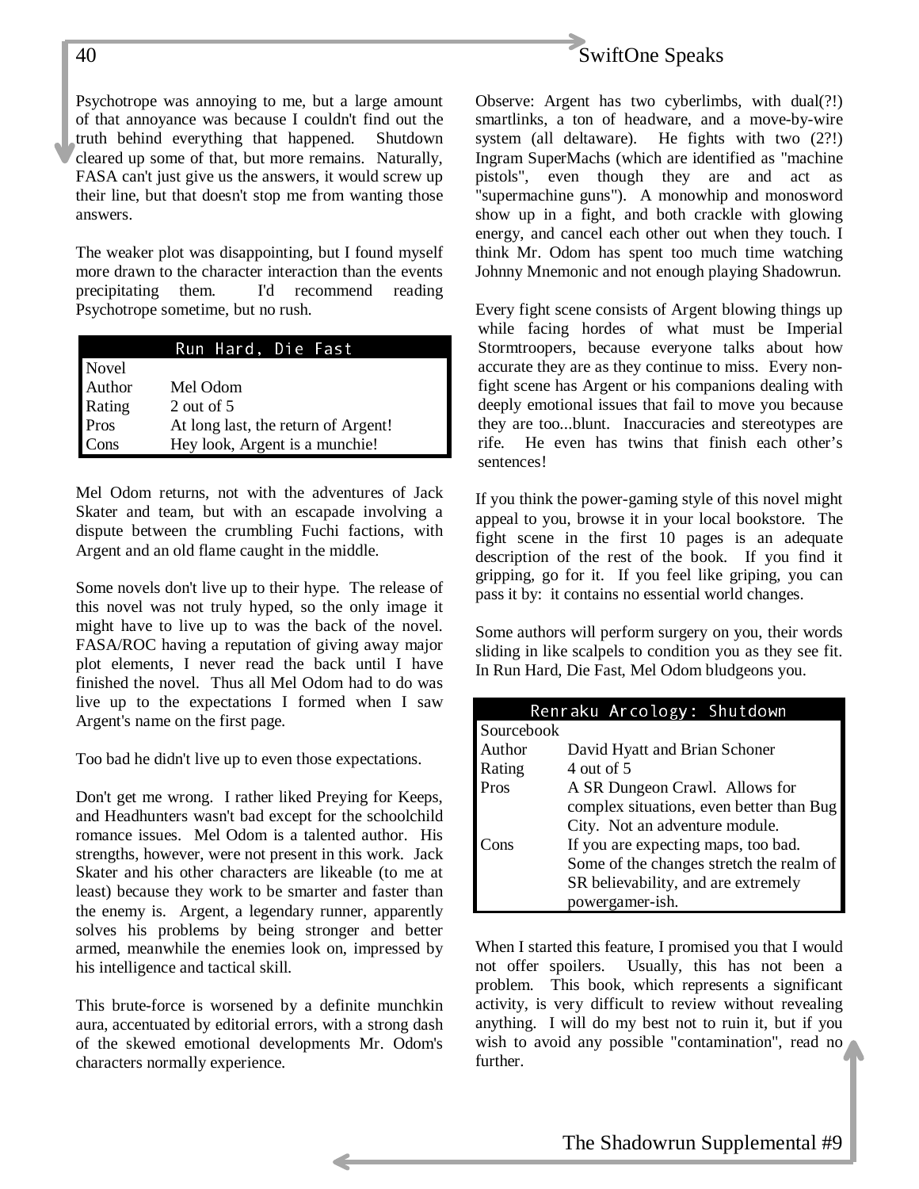Psychotrope was annoying to me, but a large amount of that annoyance was because I couldn't find out the truth behind everything that happened. Shutdown cleared up some of that, but more remains. Naturally, FASA can't just give us the answers, it would screw up their line, but that doesn't stop me from wanting those answers.

The weaker plot was disappointing, but I found myself more drawn to the character interaction than the events precipitating them. I'd recommend reading Psychotrope sometime, but no rush.

| Run Hard, Die Fast | |
|---|---|
| Novel | |
| Author | Mel Odom |
| Rating | 2 out of 5 |
| Pros | At long last, the return of Argent! |
| Cons | Hey look, Argent is a munchie! |

Mel Odom returns, not with the adventures of Jack Skater and team, but with an escapade involving a dispute between the crumbling Fuchi factions, with Argent and an old flame caught in the middle.

Some novels don't live up to their hype. The release of this novel was not truly hyped, so the only image it might have to live up to was the back of the novel. FASA/ROC having a reputation of giving away major plot elements, I never read the back until I have finished the novel. Thus all Mel Odom had to do was live up to the expectations I formed when I saw Argent's name on the first page.

Too bad he didn't live up to even those expectations.

Don't get me wrong. I rather liked Preying for Keeps, and Headhunters wasn't bad except for the schoolchild romance issues. Mel Odom is a talented author. His strengths, however, were not present in this work. Jack Skater and his other characters are likeable (to me at least) because they work to be smarter and faster than the enemy is. Argent, a legendary runner, apparently solves his problems by being stronger and better armed, meanwhile the enemies look on, impressed by his intelligence and tactical skill.

This brute-force is worsened by a definite munchkin aura, accentuated by editorial errors, with a strong dash of the skewed emotional developments Mr. Odom's characters normally experience.

Observe: Argent has two cyberlimbs, with dual(?!) smartlinks, a ton of headware, and a move-by-wire system (all deltaware). He fights with two (2?!) Ingram SuperMachs (which are identified as "machine pistols", even though they are and act as "supermachine guns"). A monowhip and monosword show up in a fight, and both crackle with glowing energy, and cancel each other out when they touch. I think Mr. Odom has spent too much time watching Johnny Mnemonic and not enough playing Shadowrun.

Every fight scene consists of Argent blowing things up while facing hordes of what must be Imperial Stormtroopers, because everyone talks about how accurate they are as they continue to miss. Every non-fight scene has Argent or his companions dealing with deeply emotional issues that fail to move you because they are too...blunt. Inaccuracies and stereotypes are rife. He even has twins that finish each other's sentences!

If you think the power-gaming style of this novel might appeal to you, browse it in your local bookstore. The fight scene in the first 10 pages is an adequate description of the rest of the book. If you find it gripping, go for it. If you feel like griping, you can pass it by: it contains no essential world changes.

Some authors will perform surgery on you, their words sliding in like scalpels to condition you as they see fit. In Run Hard, Die Fast, Mel Odom bludgeons you.

| Renraku Arcology: Shutdown | |
|---|---|
| Sourcebook | |
| Author | David Hyatt and Brian Schoner |
| Rating | 4 out of 5 |
| Pros | A SR Dungeon Crawl. Allows for complex situations, even better than Bug City. Not an adventure module. |
| Cons | If you are expecting maps, too bad. Some of the changes stretch the realm of SR believability, and are extremely powergamer-ish. |

When I started this feature, I promised you that I would not offer spoilers. Usually, this has not been a problem. This book, which represents a significant activity, is very difficult to review without revealing anything. I will do my best not to ruin it, but if you wish to avoid any possible "contamination", read no further.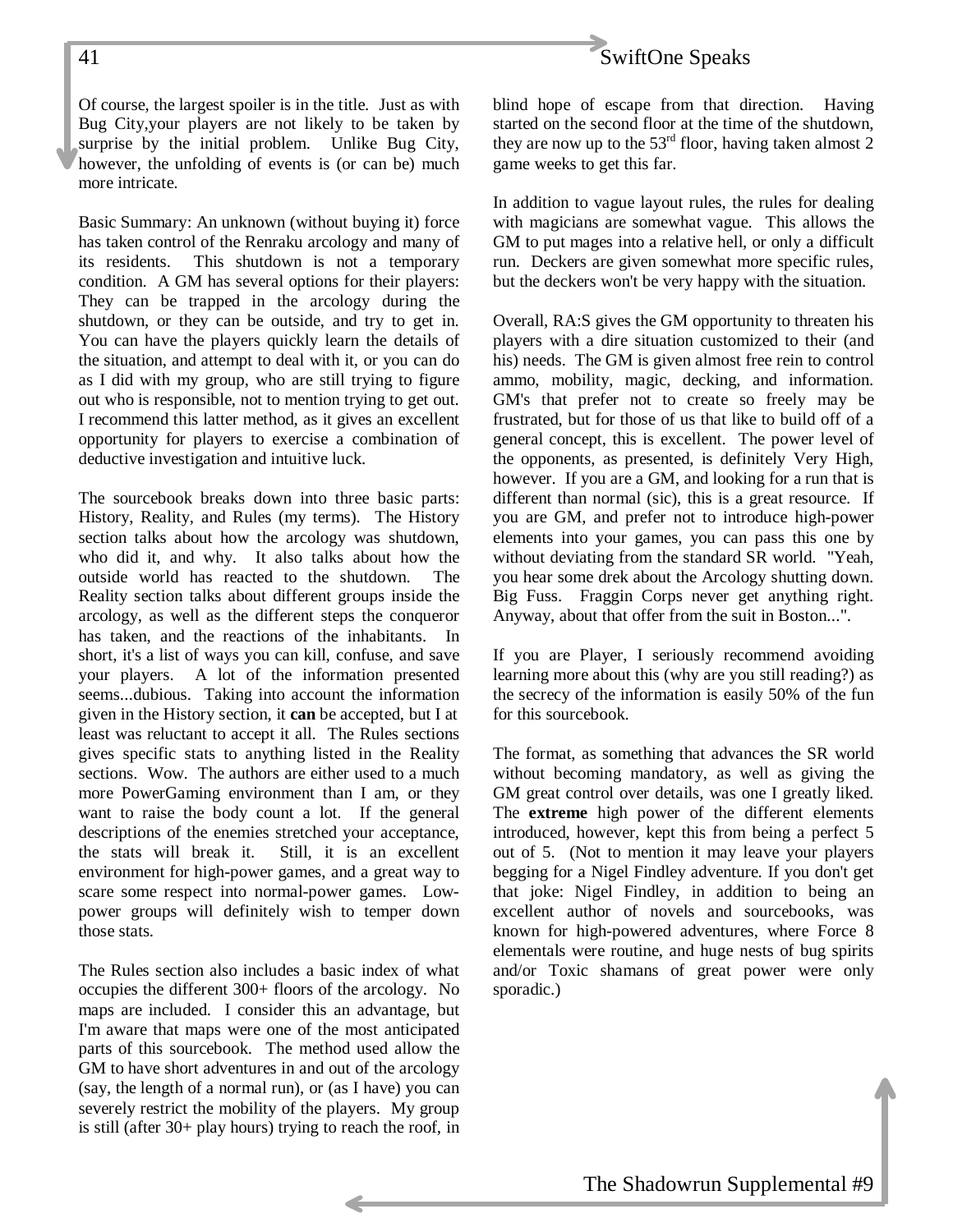Of course, the largest spoiler is in the title. Just as with Bug City,your players are not likely to be taken by surprise by the initial problem. Unlike Bug City, however, the unfolding of events is (or can be) much more intricate.

Basic Summary: An unknown (without buying it) force has taken control of the Renraku arcology and many of its residents. This shutdown is not a temporary condition. A GM has several options for their players: They can be trapped in the arcology during the shutdown, or they can be outside, and try to get in. You can have the players quickly learn the details of the situation, and attempt to deal with it, or you can do as I did with my group, who are still trying to figure out who is responsible, not to mention trying to get out. I recommend this latter method, as it gives an excellent opportunity for players to exercise a combination of deductive investigation and intuitive luck.

The sourcebook breaks down into three basic parts: History, Reality, and Rules (my terms). The History section talks about how the arcology was shutdown, who did it, and why. It also talks about how the outside world has reacted to the shutdown. The Reality section talks about different groups inside the arcology, as well as the different steps the conqueror has taken, and the reactions of the inhabitants. In short, it's a list of ways you can kill, confuse, and save your players. A lot of the information presented seems...dubious. Taking into account the information given in the History section, it **can** be accepted, but I at least was reluctant to accept it all. The Rules sections gives specific stats to anything listed in the Reality sections. Wow. The authors are either used to a much more PowerGaming environment than I am, or they want to raise the body count a lot. If the general descriptions of the enemies stretched your acceptance, the stats will break it. Still, it is an excellent environment for high-power games, and a great way to scare some respect into normal-power games. Low-power groups will definitely wish to temper down those stats.

The Rules section also includes a basic index of what occupies the different 300+ floors of the arcology. No maps are included. I consider this an advantage, but I'm aware that maps were one of the most anticipated parts of this sourcebook. The method used allow the GM to have short adventures in and out of the arcology (say, the length of a normal run), or (as I have) you can severely restrict the mobility of the players. My group is still (after 30+ play hours) trying to reach the roof, in blind hope of escape from that direction. Having started on the second floor at the time of the shutdown, they are now up to the 53rd floor, having taken almost 2 game weeks to get this far.

In addition to vague layout rules, the rules for dealing with magicians are somewhat vague. This allows the GM to put mages into a relative hell, or only a difficult run. Deckers are given somewhat more specific rules, but the deckers won't be very happy with the situation.

Overall, RA:S gives the GM opportunity to threaten his players with a dire situation customized to their (and his) needs. The GM is given almost free rein to control ammo, mobility, magic, decking, and information. GM's that prefer not to create so freely may be frustrated, but for those of us that like to build off of a general concept, this is excellent. The power level of the opponents, as presented, is definitely Very High, however. If you are a GM, and looking for a run that is different than normal (sic), this is a great resource. If you are GM, and prefer not to introduce high-power elements into your games, you can pass this one by without deviating from the standard SR world. "Yeah, you hear some drek about the Arcology shutting down. Big Fuss. Fraggin Corps never get anything right. Anyway, about that offer from the suit in Boston...".

If you are Player, I seriously recommend avoiding learning more about this (why are you still reading?) as the secrecy of the information is easily 50% of the fun for this sourcebook.

The format, as something that advances the SR world without becoming mandatory, as well as giving the GM great control over details, was one I greatly liked. The **extreme** high power of the different elements introduced, however, kept this from being a perfect 5 out of 5. (Not to mention it may leave your players begging for a Nigel Findley adventure. If you don't get that joke: Nigel Findley, in addition to being an excellent author of novels and sourcebooks, was known for high-powered adventures, where Force 8 elementals were routine, and huge nests of bug spirits and/or Toxic shamans of great power were only sporadic.)